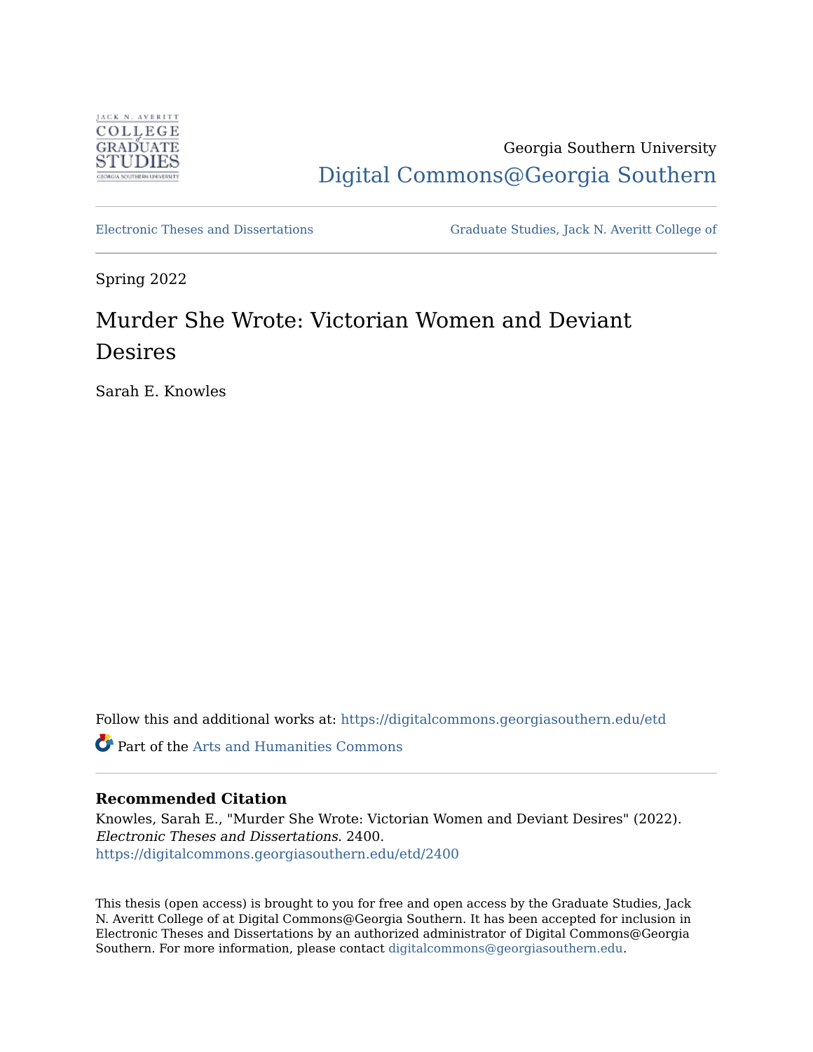Georgia Southern University

Digital Commons@Georgia Southern

Electronic Theses and Dissertations

Graduate Studies, Jack N. Averitt College of

Spring 2022

# Murder She Wrote: Victorian Women and Deviant Desires

Sarah E. Knowles

Follow this and additional works at: https://digitalcommons.georgiasouthern.edu/etd

Part of the Arts and Humanities Commons

### Recommended Citation

Knowles, Sarah E., "Murder She Wrote: Victorian Women and Deviant Desires" (2022). *Electronic Theses and Dissertations*. 2400.
https://digitalcommons.georgiasouthern.edu/etd/2400

This thesis (open access) is brought to you for free and open access by the Graduate Studies, Jack N. Averitt College of at Digital Commons@Georgia Southern. It has been accepted for inclusion in Electronic Theses and Dissertations by an authorized administrator of Digital Commons@Georgia Southern. For more information, please contact digitalcommons@georgiasouthern.edu.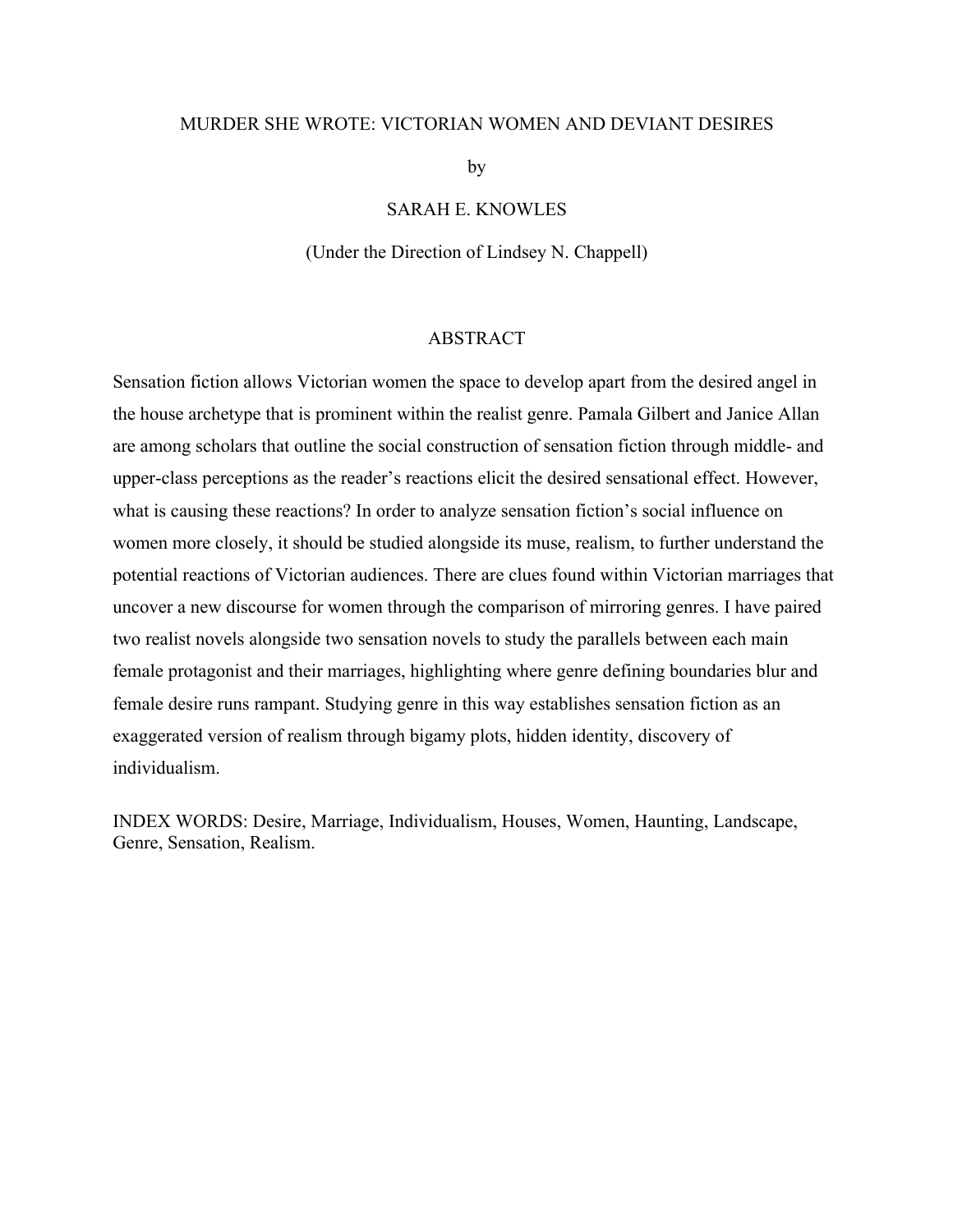MURDER SHE WROTE: VICTORIAN WOMEN AND DEVIANT DESIRES

by

SARAH E. KNOWLES

(Under the Direction of Lindsey N. Chappell)

## ABSTRACT

Sensation fiction allows Victorian women the space to develop apart from the desired angel in the house archetype that is prominent within the realist genre. Pamala Gilbert and Janice Allan are among scholars that outline the social construction of sensation fiction through middle- and upper-class perceptions as the reader's reactions elicit the desired sensational effect. However, what is causing these reactions? In order to analyze sensation fiction's social influence on women more closely, it should be studied alongside its muse, realism, to further understand the potential reactions of Victorian audiences. There are clues found within Victorian marriages that uncover a new discourse for women through the comparison of mirroring genres. I have paired two realist novels alongside two sensation novels to study the parallels between each main female protagonist and their marriages, highlighting where genre defining boundaries blur and female desire runs rampant. Studying genre in this way establishes sensation fiction as an exaggerated version of realism through bigamy plots, hidden identity, discovery of individualism.

INDEX WORDS: Desire, Marriage, Individualism, Houses, Women, Haunting, Landscape, Genre, Sensation, Realism.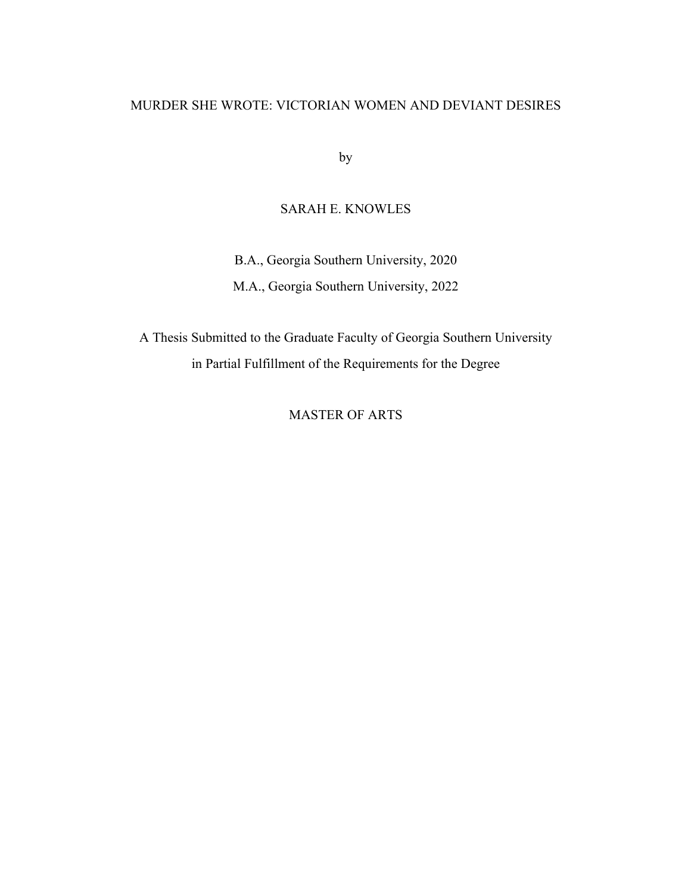MURDER SHE WROTE: VICTORIAN WOMEN AND DEVIANT DESIRES

by

SARAH E. KNOWLES

B.A., Georgia Southern University, 2020

M.A., Georgia Southern University, 2022

A Thesis Submitted to the Graduate Faculty of Georgia Southern University
in Partial Fulfillment of the Requirements for the Degree

MASTER OF ARTS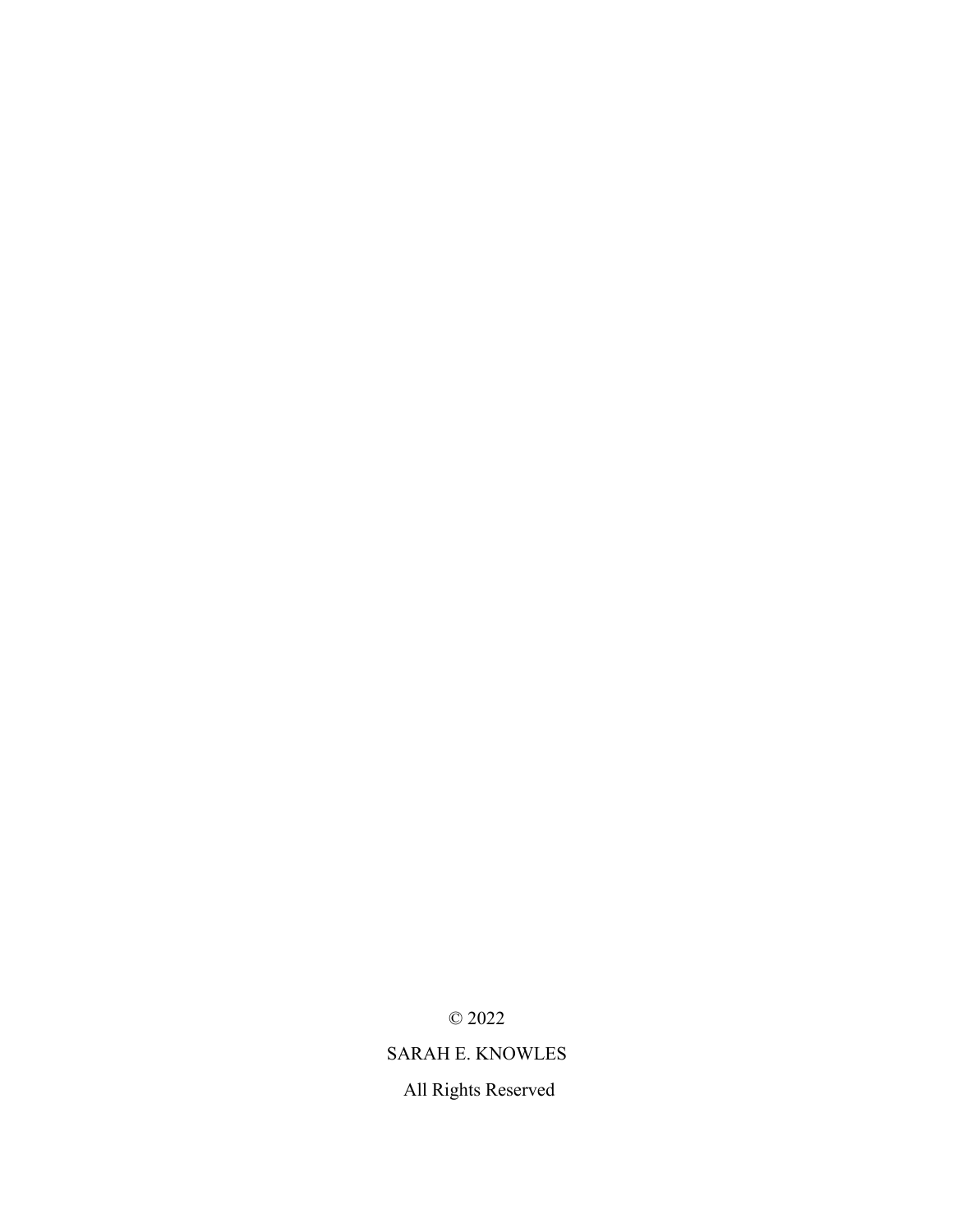© 2022

SARAH E. KNOWLES

All Rights Reserved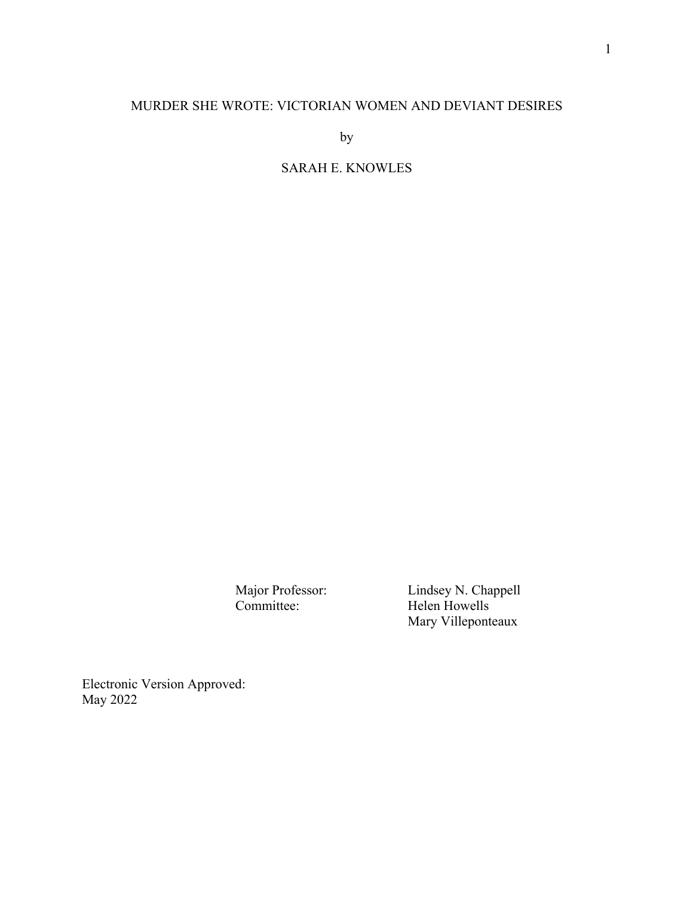MURDER SHE WROTE: VICTORIAN WOMEN AND DEVIANT DESIRES

by

SARAH E. KNOWLES

| | |
|---|---|
| Major Professor: | Lindsey N. Chappell |
| Committee: | Helen Howells |
| | Mary Villeponteaux |

Electronic Version Approved:
May 2022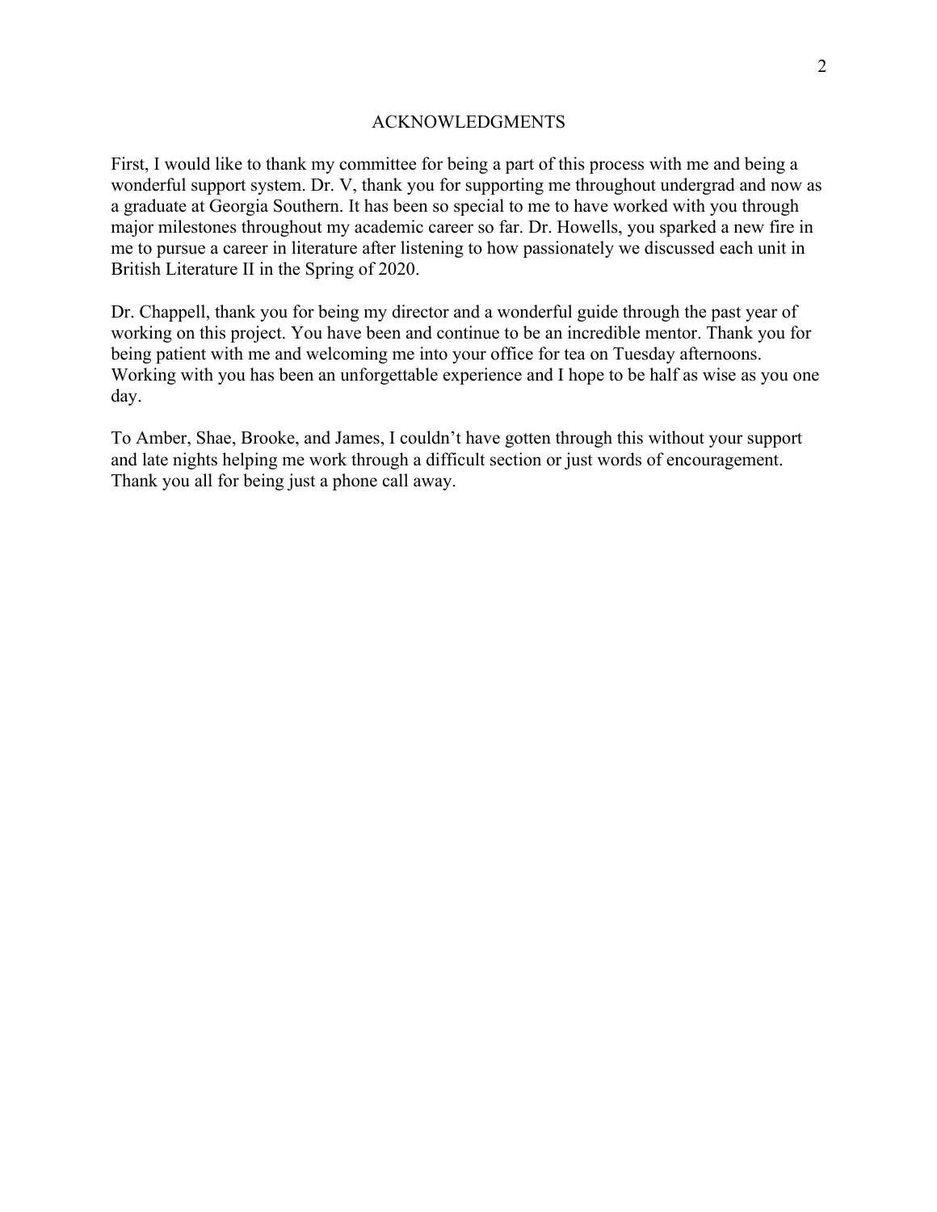# ACKNOWLEDGMENTS

First, I would like to thank my committee for being a part of this process with me and being a wonderful support system. Dr. V, thank you for supporting me throughout undergrad and now as a graduate at Georgia Southern. It has been so special to me to have worked with you through major milestones throughout my academic career so far. Dr. Howells, you sparked a new fire in me to pursue a career in literature after listening to how passionately we discussed each unit in British Literature II in the Spring of 2020.

Dr. Chappell, thank you for being my director and a wonderful guide through the past year of working on this project. You have been and continue to be an incredible mentor. Thank you for being patient with me and welcoming me into your office for tea on Tuesday afternoons. Working with you has been an unforgettable experience and I hope to be half as wise as you one day.

To Amber, Shae, Brooke, and James, I couldn't have gotten through this without your support and late nights helping me work through a difficult section or just words of encouragement. Thank you all for being just a phone call away.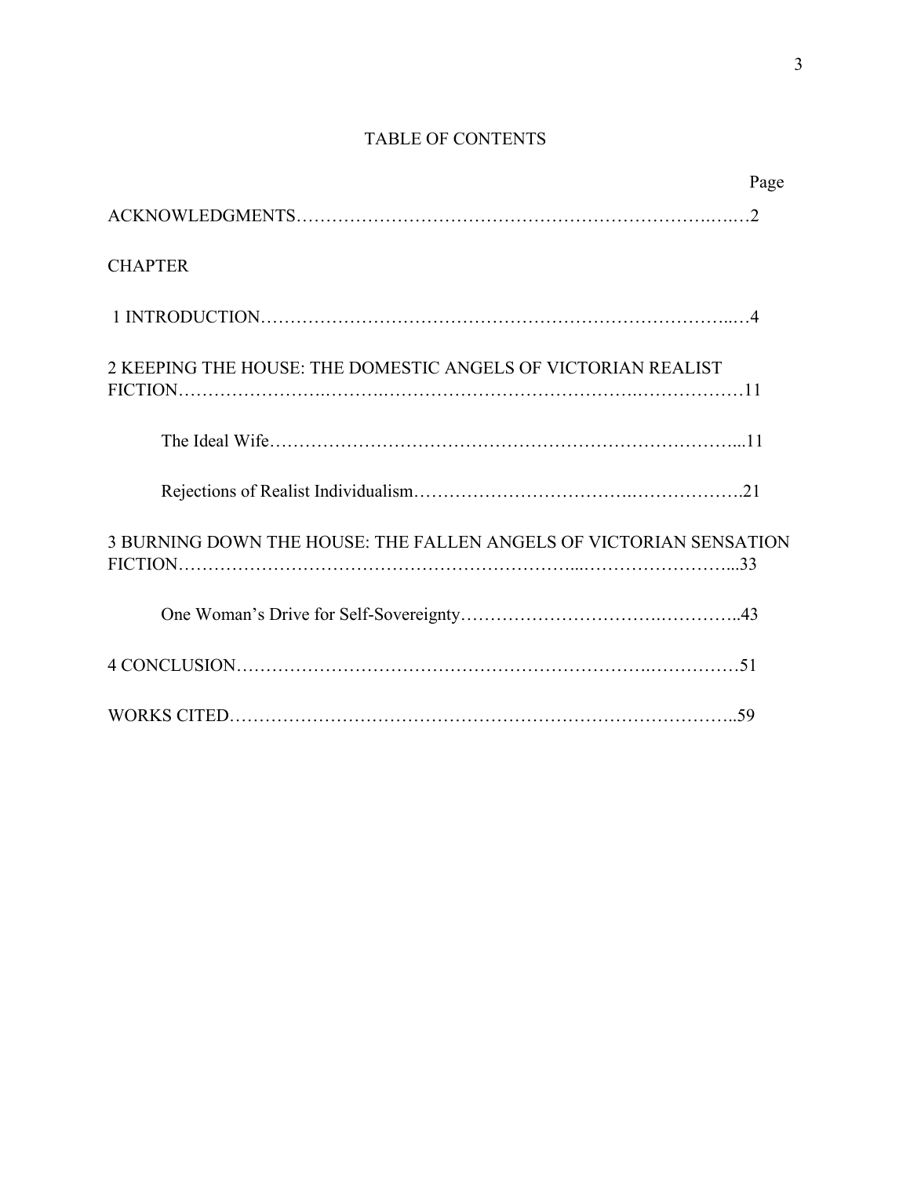# TABLE OF CONTENTS

Page

ACKNOWLEDGMENTS……………………………………………………………………2

CHAPTER

1 INTRODUCTION…………………………………………………………………………4

2 KEEPING THE HOUSE: THE DOMESTIC ANGELS OF VICTORIAN REALIST FICTION……………………………………………………………………………………11

The Ideal Wife……………………………………………………………………………...11

Rejections of Realist Individualism…………………………………………………….21

3 BURNING DOWN THE HOUSE: THE FALLEN ANGELS OF VICTORIAN SENSATION FICTION……………………………………………………………………………………...33

One Woman's Drive for Self-Sovereignty………………………………………………..43

4 CONCLUSION……………………………………………………………………………51

WORKS CITED……………………………………………………………………………..59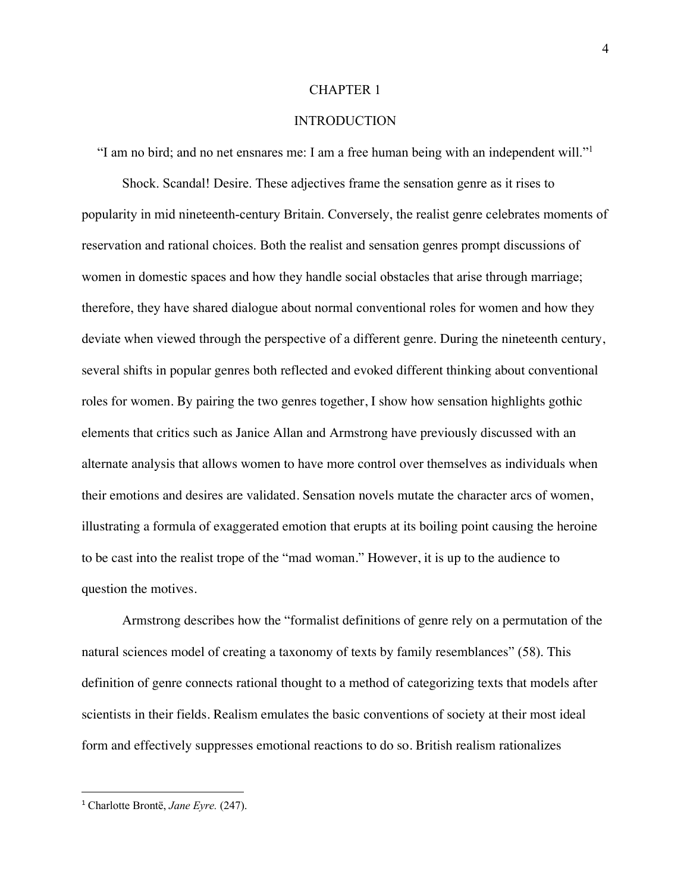# CHAPTER 1

## INTRODUCTION

"I am no bird; and no net ensnares me: I am a free human being with an independent will."[1]

Shock. Scandal! Desire. These adjectives frame the sensation genre as it rises to popularity in mid nineteenth-century Britain. Conversely, the realist genre celebrates moments of reservation and rational choices. Both the realist and sensation genres prompt discussions of women in domestic spaces and how they handle social obstacles that arise through marriage; therefore, they have shared dialogue about normal conventional roles for women and how they deviate when viewed through the perspective of a different genre. During the nineteenth century, several shifts in popular genres both reflected and evoked different thinking about conventional roles for women. By pairing the two genres together, I show how sensation highlights gothic elements that critics such as Janice Allan and Armstrong have previously discussed with an alternate analysis that allows women to have more control over themselves as individuals when their emotions and desires are validated. Sensation novels mutate the character arcs of women, illustrating a formula of exaggerated emotion that erupts at its boiling point causing the heroine to be cast into the realist trope of the "mad woman." However, it is up to the audience to question the motives.

Armstrong describes how the "formalist definitions of genre rely on a permutation of the natural sciences model of creating a taxonomy of texts by family resemblances" (58). This definition of genre connects rational thought to a method of categorizing texts that models after scientists in their fields. Realism emulates the basic conventions of society at their most ideal form and effectively suppresses emotional reactions to do so. British realism rationalizes

---

[1] Charlotte Brontë, *Jane Eyre.* (247).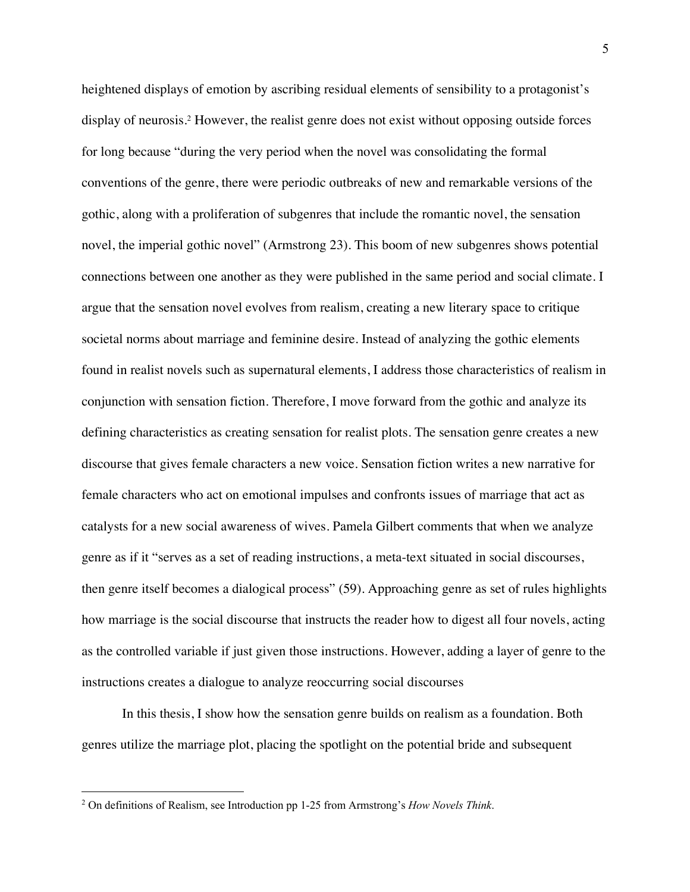heightened displays of emotion by ascribing residual elements of sensibility to a protagonist's display of neurosis.[2] However, the realist genre does not exist without opposing outside forces for long because "during the very period when the novel was consolidating the formal conventions of the genre, there were periodic outbreaks of new and remarkable versions of the gothic, along with a proliferation of subgenres that include the romantic novel, the sensation novel, the imperial gothic novel" (Armstrong 23). This boom of new subgenres shows potential connections between one another as they were published in the same period and social climate. I argue that the sensation novel evolves from realism, creating a new literary space to critique societal norms about marriage and feminine desire. Instead of analyzing the gothic elements found in realist novels such as supernatural elements, I address those characteristics of realism in conjunction with sensation fiction. Therefore, I move forward from the gothic and analyze its defining characteristics as creating sensation for realist plots. The sensation genre creates a new discourse that gives female characters a new voice. Sensation fiction writes a new narrative for female characters who act on emotional impulses and confronts issues of marriage that act as catalysts for a new social awareness of wives. Pamela Gilbert comments that when we analyze genre as if it "serves as a set of reading instructions, a meta-text situated in social discourses, then genre itself becomes a dialogical process" (59). Approaching genre as set of rules highlights how marriage is the social discourse that instructs the reader how to digest all four novels, acting as the controlled variable if just given those instructions. However, adding a layer of genre to the instructions creates a dialogue to analyze reoccurring social discourses

In this thesis, I show how the sensation genre builds on realism as a foundation. Both genres utilize the marriage plot, placing the spotlight on the potential bride and subsequent

[2] On definitions of Realism, see Introduction pp 1-25 from Armstrong's *How Novels Think*.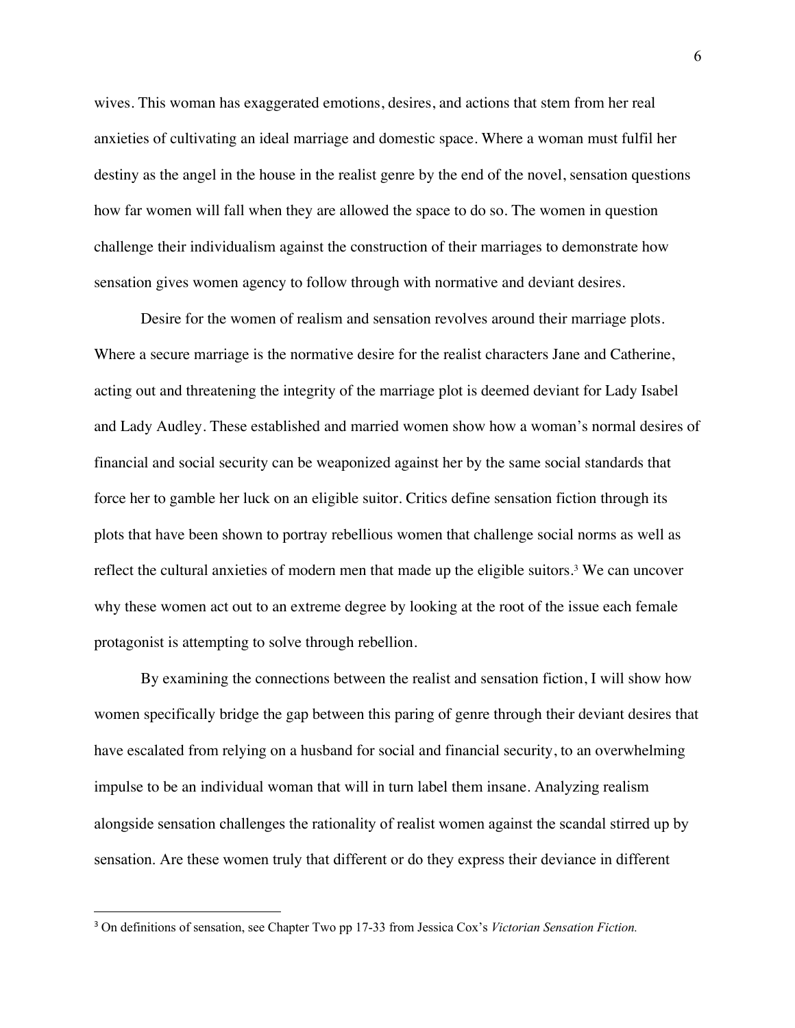wives. This woman has exaggerated emotions, desires, and actions that stem from her real anxieties of cultivating an ideal marriage and domestic space. Where a woman must fulfil her destiny as the angel in the house in the realist genre by the end of the novel, sensation questions how far women will fall when they are allowed the space to do so. The women in question challenge their individualism against the construction of their marriages to demonstrate how sensation gives women agency to follow through with normative and deviant desires.

Desire for the women of realism and sensation revolves around their marriage plots. Where a secure marriage is the normative desire for the realist characters Jane and Catherine, acting out and threatening the integrity of the marriage plot is deemed deviant for Lady Isabel and Lady Audley. These established and married women show how a woman's normal desires of financial and social security can be weaponized against her by the same social standards that force her to gamble her luck on an eligible suitor. Critics define sensation fiction through its plots that have been shown to portray rebellious women that challenge social norms as well as reflect the cultural anxieties of modern men that made up the eligible suitors.[3] We can uncover why these women act out to an extreme degree by looking at the root of the issue each female protagonist is attempting to solve through rebellion.

By examining the connections between the realist and sensation fiction, I will show how women specifically bridge the gap between this paring of genre through their deviant desires that have escalated from relying on a husband for social and financial security, to an overwhelming impulse to be an individual woman that will in turn label them insane. Analyzing realism alongside sensation challenges the rationality of realist women against the scandal stirred up by sensation. Are these women truly that different or do they express their deviance in different

---

[3] On definitions of sensation, see Chapter Two pp 17-33 from Jessica Cox's *Victorian Sensation Fiction.*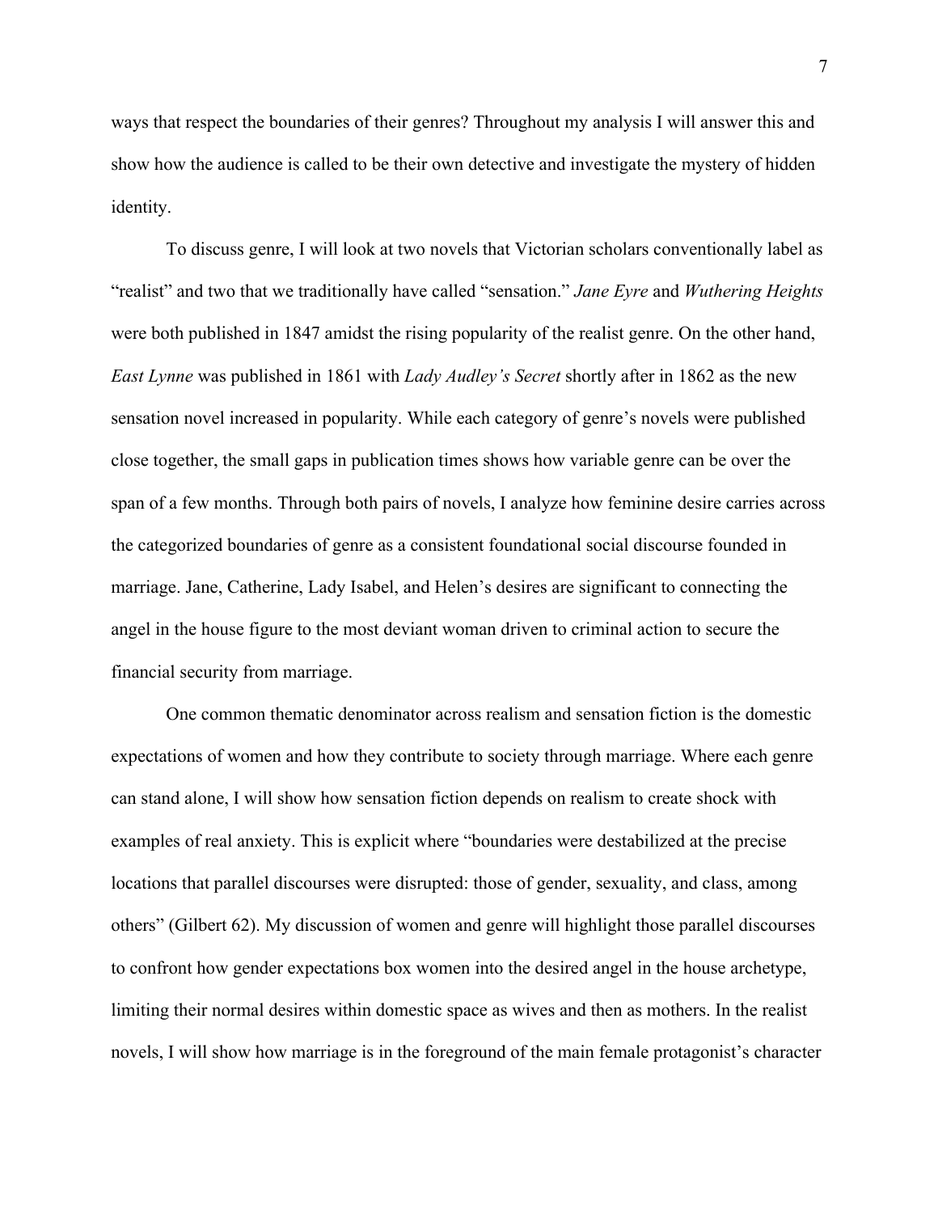ways that respect the boundaries of their genres? Throughout my analysis I will answer this and show how the audience is called to be their own detective and investigate the mystery of hidden identity.

To discuss genre, I will look at two novels that Victorian scholars conventionally label as "realist" and two that we traditionally have called "sensation." *Jane Eyre* and *Wuthering Heights* were both published in 1847 amidst the rising popularity of the realist genre. On the other hand, *East Lynne* was published in 1861 with *Lady Audley's Secret* shortly after in 1862 as the new sensation novel increased in popularity. While each category of genre's novels were published close together, the small gaps in publication times shows how variable genre can be over the span of a few months. Through both pairs of novels, I analyze how feminine desire carries across the categorized boundaries of genre as a consistent foundational social discourse founded in marriage. Jane, Catherine, Lady Isabel, and Helen's desires are significant to connecting the angel in the house figure to the most deviant woman driven to criminal action to secure the financial security from marriage.

One common thematic denominator across realism and sensation fiction is the domestic expectations of women and how they contribute to society through marriage. Where each genre can stand alone, I will show how sensation fiction depends on realism to create shock with examples of real anxiety. This is explicit where "boundaries were destabilized at the precise locations that parallel discourses were disrupted: those of gender, sexuality, and class, among others" (Gilbert 62). My discussion of women and genre will highlight those parallel discourses to confront how gender expectations box women into the desired angel in the house archetype, limiting their normal desires within domestic space as wives and then as mothers. In the realist novels, I will show how marriage is in the foreground of the main female protagonist's character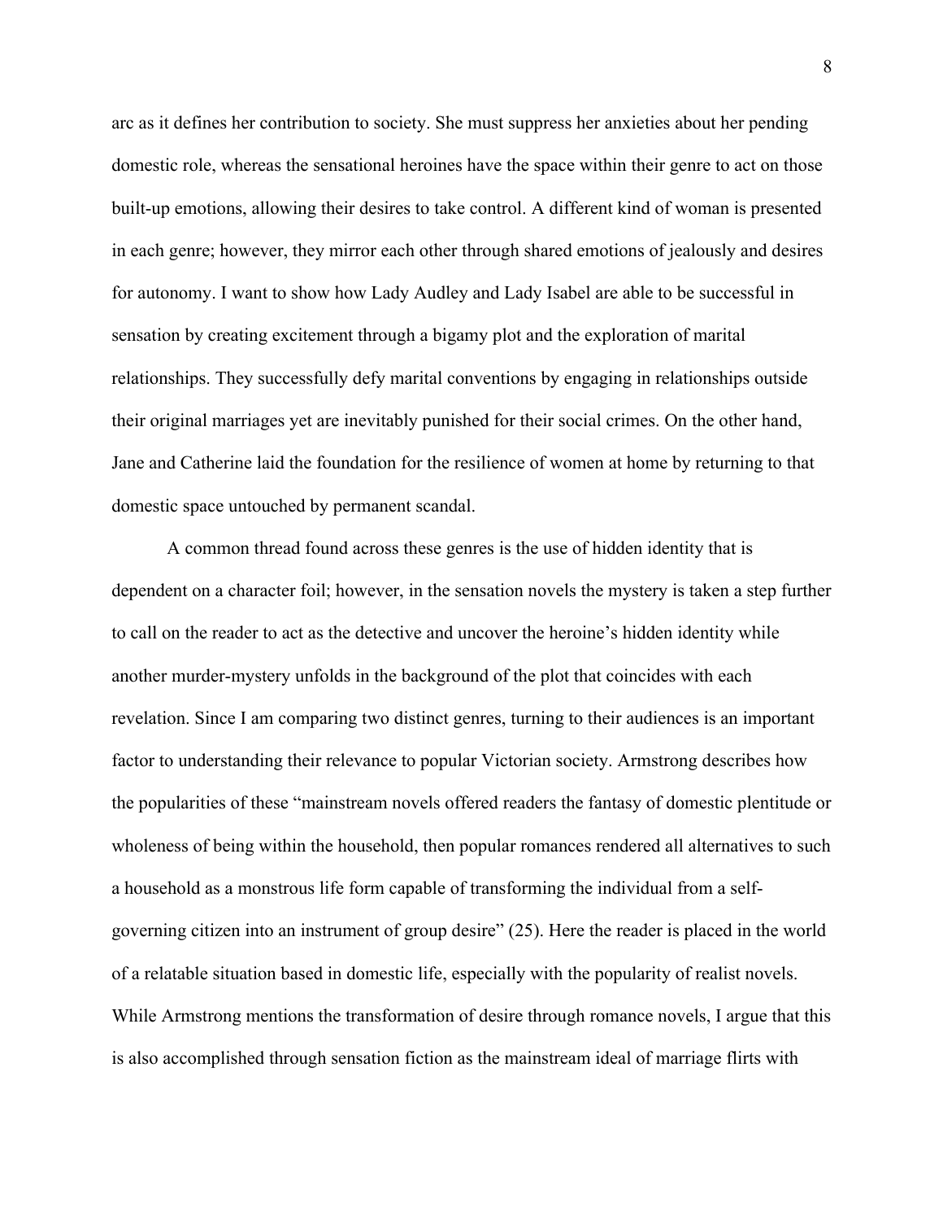arc as it defines her contribution to society. She must suppress her anxieties about her pending domestic role, whereas the sensational heroines have the space within their genre to act on those built-up emotions, allowing their desires to take control. A different kind of woman is presented in each genre; however, they mirror each other through shared emotions of jealously and desires for autonomy. I want to show how Lady Audley and Lady Isabel are able to be successful in sensation by creating excitement through a bigamy plot and the exploration of marital relationships. They successfully defy marital conventions by engaging in relationships outside their original marriages yet are inevitably punished for their social crimes. On the other hand, Jane and Catherine laid the foundation for the resilience of women at home by returning to that domestic space untouched by permanent scandal.

A common thread found across these genres is the use of hidden identity that is dependent on a character foil; however, in the sensation novels the mystery is taken a step further to call on the reader to act as the detective and uncover the heroine's hidden identity while another murder-mystery unfolds in the background of the plot that coincides with each revelation. Since I am comparing two distinct genres, turning to their audiences is an important factor to understanding their relevance to popular Victorian society. Armstrong describes how the popularities of these "mainstream novels offered readers the fantasy of domestic plentitude or wholeness of being within the household, then popular romances rendered all alternatives to such a household as a monstrous life form capable of transforming the individual from a self-governing citizen into an instrument of group desire" (25). Here the reader is placed in the world of a relatable situation based in domestic life, especially with the popularity of realist novels. While Armstrong mentions the transformation of desire through romance novels, I argue that this is also accomplished through sensation fiction as the mainstream ideal of marriage flirts with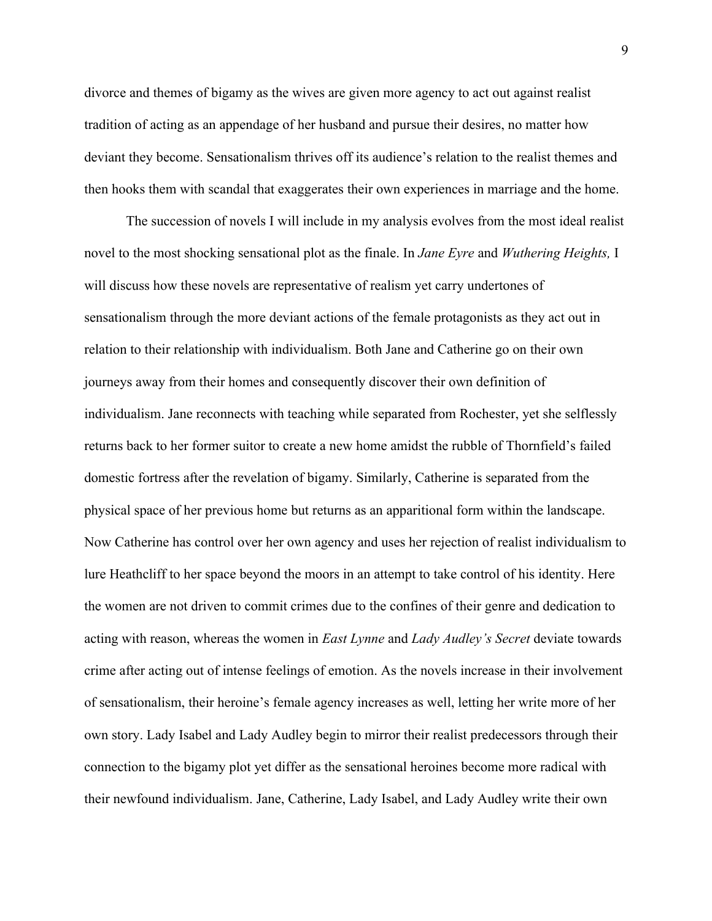divorce and themes of bigamy as the wives are given more agency to act out against realist tradition of acting as an appendage of her husband and pursue their desires, no matter how deviant they become. Sensationalism thrives off its audience's relation to the realist themes and then hooks them with scandal that exaggerates their own experiences in marriage and the home.

The succession of novels I will include in my analysis evolves from the most ideal realist novel to the most shocking sensational plot as the finale. In *Jane Eyre* and *Wuthering Heights,* I will discuss how these novels are representative of realism yet carry undertones of sensationalism through the more deviant actions of the female protagonists as they act out in relation to their relationship with individualism. Both Jane and Catherine go on their own journeys away from their homes and consequently discover their own definition of individualism. Jane reconnects with teaching while separated from Rochester, yet she selflessly returns back to her former suitor to create a new home amidst the rubble of Thornfield's failed domestic fortress after the revelation of bigamy. Similarly, Catherine is separated from the physical space of her previous home but returns as an apparitional form within the landscape. Now Catherine has control over her own agency and uses her rejection of realist individualism to lure Heathcliff to her space beyond the moors in an attempt to take control of his identity. Here the women are not driven to commit crimes due to the confines of their genre and dedication to acting with reason, whereas the women in *East Lynne* and *Lady Audley's Secret* deviate towards crime after acting out of intense feelings of emotion. As the novels increase in their involvement of sensationalism, their heroine's female agency increases as well, letting her write more of her own story. Lady Isabel and Lady Audley begin to mirror their realist predecessors through their connection to the bigamy plot yet differ as the sensational heroines become more radical with their newfound individualism. Jane, Catherine, Lady Isabel, and Lady Audley write their own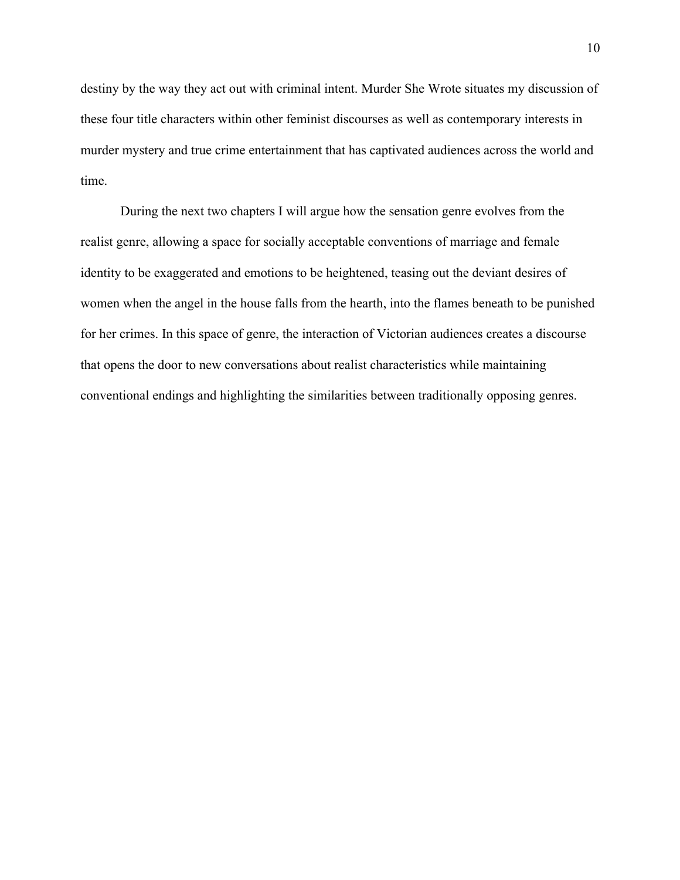destiny by the way they act out with criminal intent. Murder She Wrote situates my discussion of these four title characters within other feminist discourses as well as contemporary interests in murder mystery and true crime entertainment that has captivated audiences across the world and time.

During the next two chapters I will argue how the sensation genre evolves from the realist genre, allowing a space for socially acceptable conventions of marriage and female identity to be exaggerated and emotions to be heightened, teasing out the deviant desires of women when the angel in the house falls from the hearth, into the flames beneath to be punished for her crimes. In this space of genre, the interaction of Victorian audiences creates a discourse that opens the door to new conversations about realist characteristics while maintaining conventional endings and highlighting the similarities between traditionally opposing genres.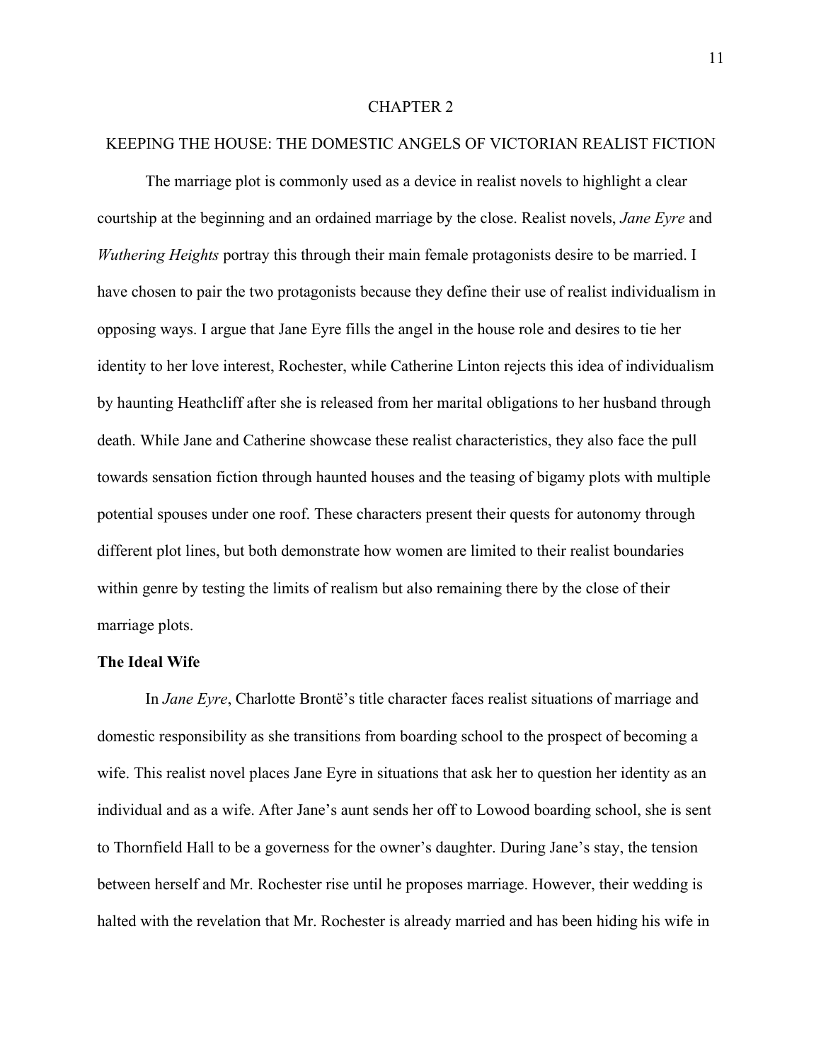# CHAPTER 2

## KEEPING THE HOUSE: THE DOMESTIC ANGELS OF VICTORIAN REALIST FICTION

The marriage plot is commonly used as a device in realist novels to highlight a clear courtship at the beginning and an ordained marriage by the close. Realist novels, *Jane Eyre* and *Wuthering Heights* portray this through their main female protagonists desire to be married. I have chosen to pair the two protagonists because they define their use of realist individualism in opposing ways. I argue that Jane Eyre fills the angel in the house role and desires to tie her identity to her love interest, Rochester, while Catherine Linton rejects this idea of individualism by haunting Heathcliff after she is released from her marital obligations to her husband through death. While Jane and Catherine showcase these realist characteristics, they also face the pull towards sensation fiction through haunted houses and the teasing of bigamy plots with multiple potential spouses under one roof. These characters present their quests for autonomy through different plot lines, but both demonstrate how women are limited to their realist boundaries within genre by testing the limits of realism but also remaining there by the close of their marriage plots.

### The Ideal Wife

In *Jane Eyre*, Charlotte Brontë's title character faces realist situations of marriage and domestic responsibility as she transitions from boarding school to the prospect of becoming a wife. This realist novel places Jane Eyre in situations that ask her to question her identity as an individual and as a wife. After Jane's aunt sends her off to Lowood boarding school, she is sent to Thornfield Hall to be a governess for the owner's daughter. During Jane's stay, the tension between herself and Mr. Rochester rise until he proposes marriage. However, their wedding is halted with the revelation that Mr. Rochester is already married and has been hiding his wife in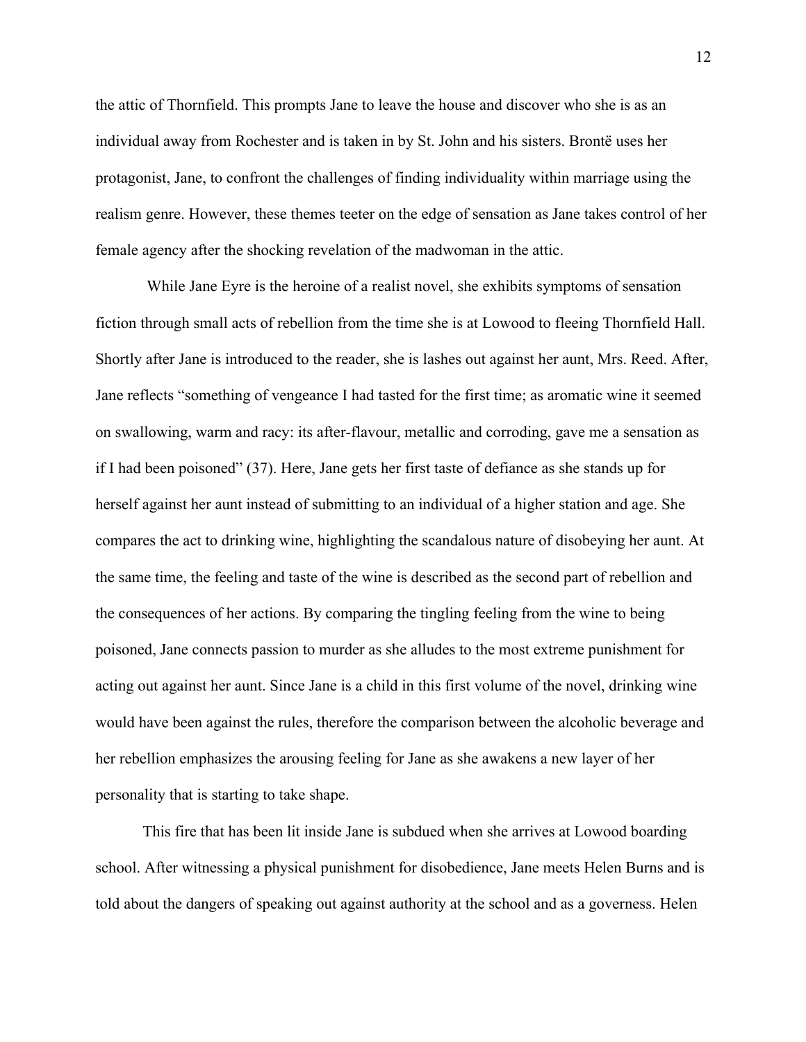the attic of Thornfield. This prompts Jane to leave the house and discover who she is as an individual away from Rochester and is taken in by St. John and his sisters. Brontë uses her protagonist, Jane, to confront the challenges of finding individuality within marriage using the realism genre. However, these themes teeter on the edge of sensation as Jane takes control of her female agency after the shocking revelation of the madwoman in the attic.

While Jane Eyre is the heroine of a realist novel, she exhibits symptoms of sensation fiction through small acts of rebellion from the time she is at Lowood to fleeing Thornfield Hall. Shortly after Jane is introduced to the reader, she is lashes out against her aunt, Mrs. Reed. After, Jane reflects "something of vengeance I had tasted for the first time; as aromatic wine it seemed on swallowing, warm and racy: its after-flavour, metallic and corroding, gave me a sensation as if I had been poisoned" (37). Here, Jane gets her first taste of defiance as she stands up for herself against her aunt instead of submitting to an individual of a higher station and age. She compares the act to drinking wine, highlighting the scandalous nature of disobeying her aunt. At the same time, the feeling and taste of the wine is described as the second part of rebellion and the consequences of her actions. By comparing the tingling feeling from the wine to being poisoned, Jane connects passion to murder as she alludes to the most extreme punishment for acting out against her aunt. Since Jane is a child in this first volume of the novel, drinking wine would have been against the rules, therefore the comparison between the alcoholic beverage and her rebellion emphasizes the arousing feeling for Jane as she awakens a new layer of her personality that is starting to take shape.

This fire that has been lit inside Jane is subdued when she arrives at Lowood boarding school. After witnessing a physical punishment for disobedience, Jane meets Helen Burns and is told about the dangers of speaking out against authority at the school and as a governess. Helen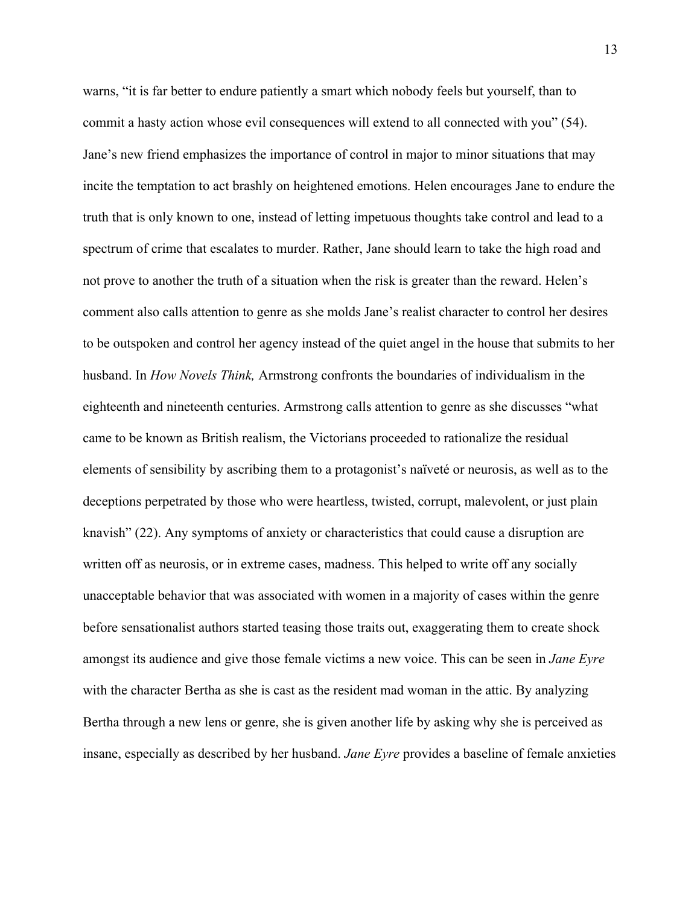warns, "it is far better to endure patiently a smart which nobody feels but yourself, than to commit a hasty action whose evil consequences will extend to all connected with you" (54). Jane's new friend emphasizes the importance of control in major to minor situations that may incite the temptation to act brashly on heightened emotions. Helen encourages Jane to endure the truth that is only known to one, instead of letting impetuous thoughts take control and lead to a spectrum of crime that escalates to murder. Rather, Jane should learn to take the high road and not prove to another the truth of a situation when the risk is greater than the reward. Helen's comment also calls attention to genre as she molds Jane's realist character to control her desires to be outspoken and control her agency instead of the quiet angel in the house that submits to her husband. In *How Novels Think,* Armstrong confronts the boundaries of individualism in the eighteenth and nineteenth centuries. Armstrong calls attention to genre as she discusses "what came to be known as British realism, the Victorians proceeded to rationalize the residual elements of sensibility by ascribing them to a protagonist's naïveté or neurosis, as well as to the deceptions perpetrated by those who were heartless, twisted, corrupt, malevolent, or just plain knavish" (22). Any symptoms of anxiety or characteristics that could cause a disruption are written off as neurosis, or in extreme cases, madness. This helped to write off any socially unacceptable behavior that was associated with women in a majority of cases within the genre before sensationalist authors started teasing those traits out, exaggerating them to create shock amongst its audience and give those female victims a new voice. This can be seen in *Jane Eyre* with the character Bertha as she is cast as the resident mad woman in the attic. By analyzing Bertha through a new lens or genre, she is given another life by asking why she is perceived as insane, especially as described by her husband. *Jane Eyre* provides a baseline of female anxieties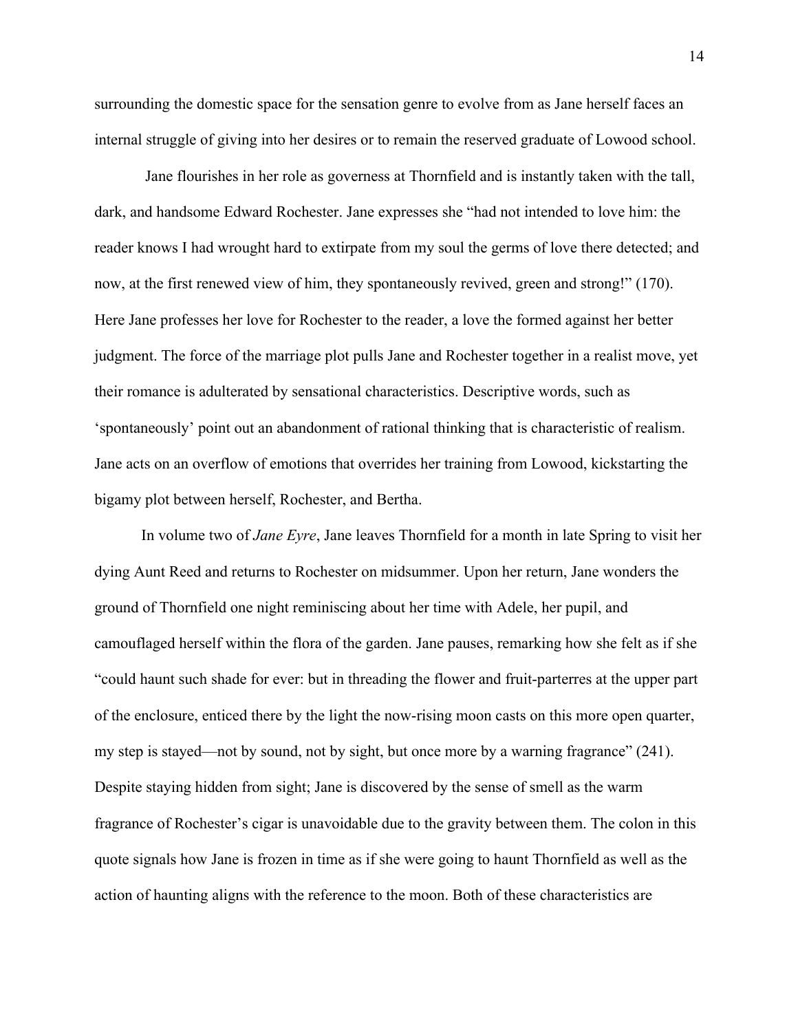surrounding the domestic space for the sensation genre to evolve from as Jane herself faces an internal struggle of giving into her desires or to remain the reserved graduate of Lowood school.

Jane flourishes in her role as governess at Thornfield and is instantly taken with the tall, dark, and handsome Edward Rochester. Jane expresses she "had not intended to love him: the reader knows I had wrought hard to extirpate from my soul the germs of love there detected; and now, at the first renewed view of him, they spontaneously revived, green and strong!" (170). Here Jane professes her love for Rochester to the reader, a love the formed against her better judgment. The force of the marriage plot pulls Jane and Rochester together in a realist move, yet their romance is adulterated by sensational characteristics. Descriptive words, such as 'spontaneously' point out an abandonment of rational thinking that is characteristic of realism. Jane acts on an overflow of emotions that overrides her training from Lowood, kickstarting the bigamy plot between herself, Rochester, and Bertha.

In volume two of *Jane Eyre*, Jane leaves Thornfield for a month in late Spring to visit her dying Aunt Reed and returns to Rochester on midsummer. Upon her return, Jane wonders the ground of Thornfield one night reminiscing about her time with Adele, her pupil, and camouflaged herself within the flora of the garden. Jane pauses, remarking how she felt as if she "could haunt such shade for ever: but in threading the flower and fruit-parterres at the upper part of the enclosure, enticed there by the light the now-rising moon casts on this more open quarter, my step is stayed—not by sound, not by sight, but once more by a warning fragrance" (241). Despite staying hidden from sight; Jane is discovered by the sense of smell as the warm fragrance of Rochester's cigar is unavoidable due to the gravity between them. The colon in this quote signals how Jane is frozen in time as if she were going to haunt Thornfield as well as the action of haunting aligns with the reference to the moon. Both of these characteristics are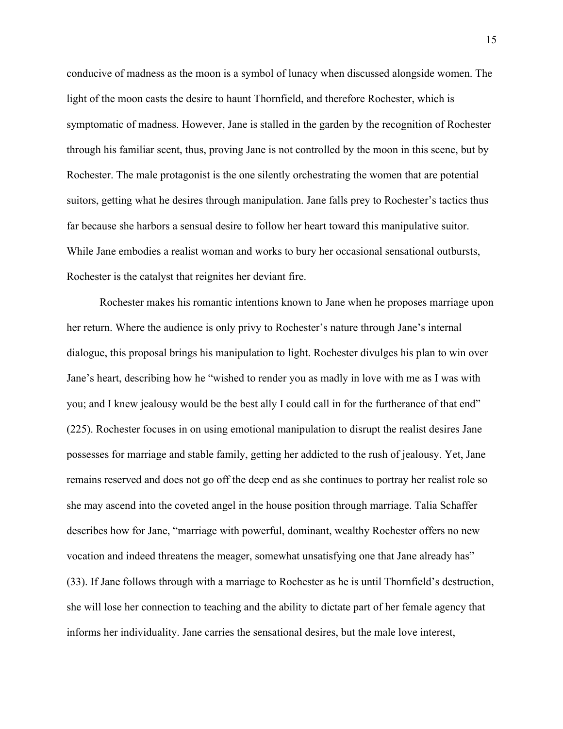conducive of madness as the moon is a symbol of lunacy when discussed alongside women. The light of the moon casts the desire to haunt Thornfield, and therefore Rochester, which is symptomatic of madness. However, Jane is stalled in the garden by the recognition of Rochester through his familiar scent, thus, proving Jane is not controlled by the moon in this scene, but by Rochester. The male protagonist is the one silently orchestrating the women that are potential suitors, getting what he desires through manipulation. Jane falls prey to Rochester's tactics thus far because she harbors a sensual desire to follow her heart toward this manipulative suitor. While Jane embodies a realist woman and works to bury her occasional sensational outbursts, Rochester is the catalyst that reignites her deviant fire.

Rochester makes his romantic intentions known to Jane when he proposes marriage upon her return. Where the audience is only privy to Rochester's nature through Jane's internal dialogue, this proposal brings his manipulation to light. Rochester divulges his plan to win over Jane's heart, describing how he "wished to render you as madly in love with me as I was with you; and I knew jealousy would be the best ally I could call in for the furtherance of that end" (225). Rochester focuses in on using emotional manipulation to disrupt the realist desires Jane possesses for marriage and stable family, getting her addicted to the rush of jealousy. Yet, Jane remains reserved and does not go off the deep end as she continues to portray her realist role so she may ascend into the coveted angel in the house position through marriage. Talia Schaffer describes how for Jane, "marriage with powerful, dominant, wealthy Rochester offers no new vocation and indeed threatens the meager, somewhat unsatisfying one that Jane already has" (33). If Jane follows through with a marriage to Rochester as he is until Thornfield's destruction, she will lose her connection to teaching and the ability to dictate part of her female agency that informs her individuality. Jane carries the sensational desires, but the male love interest,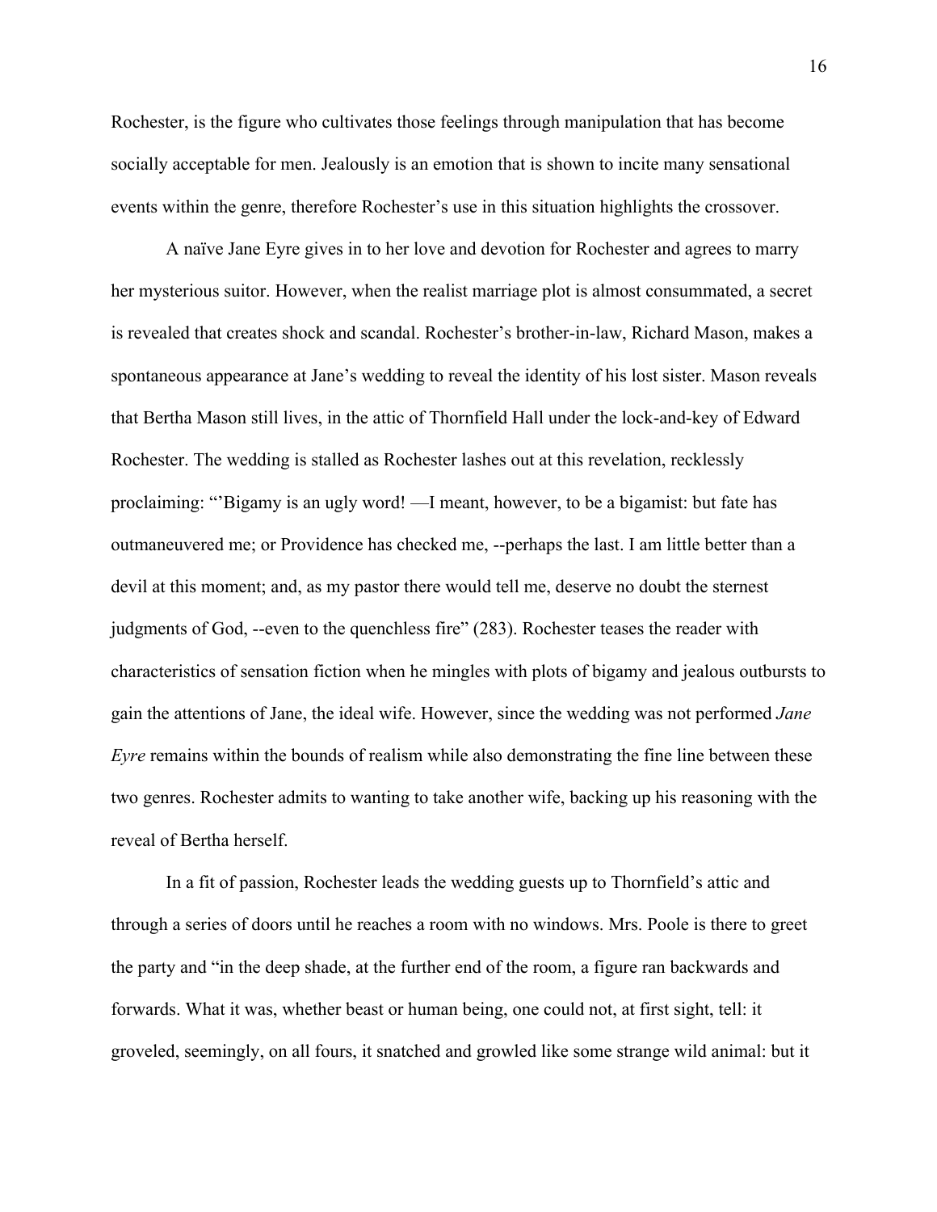Rochester, is the figure who cultivates those feelings through manipulation that has become socially acceptable for men. Jealously is an emotion that is shown to incite many sensational events within the genre, therefore Rochester's use in this situation highlights the crossover.

A naïve Jane Eyre gives in to her love and devotion for Rochester and agrees to marry her mysterious suitor. However, when the realist marriage plot is almost consummated, a secret is revealed that creates shock and scandal. Rochester's brother-in-law, Richard Mason, makes a spontaneous appearance at Jane's wedding to reveal the identity of his lost sister. Mason reveals that Bertha Mason still lives, in the attic of Thornfield Hall under the lock-and-key of Edward Rochester. The wedding is stalled as Rochester lashes out at this revelation, recklessly proclaiming: "'Bigamy is an ugly word! —I meant, however, to be a bigamist: but fate has outmaneuvered me; or Providence has checked me, --perhaps the last. I am little better than a devil at this moment; and, as my pastor there would tell me, deserve no doubt the sternest judgments of God, --even to the quenchless fire" (283). Rochester teases the reader with characteristics of sensation fiction when he mingles with plots of bigamy and jealous outbursts to gain the attentions of Jane, the ideal wife. However, since the wedding was not performed *Jane Eyre* remains within the bounds of realism while also demonstrating the fine line between these two genres. Rochester admits to wanting to take another wife, backing up his reasoning with the reveal of Bertha herself.

In a fit of passion, Rochester leads the wedding guests up to Thornfield's attic and through a series of doors until he reaches a room with no windows. Mrs. Poole is there to greet the party and "in the deep shade, at the further end of the room, a figure ran backwards and forwards. What it was, whether beast or human being, one could not, at first sight, tell: it groveled, seemingly, on all fours, it snatched and growled like some strange wild animal: but it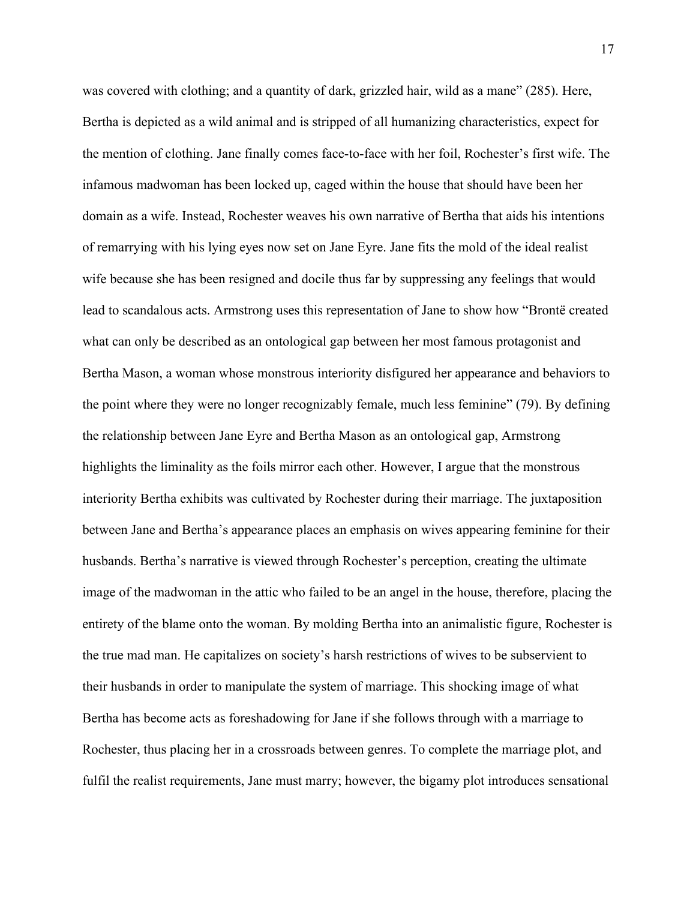was covered with clothing; and a quantity of dark, grizzled hair, wild as a mane" (285). Here, Bertha is depicted as a wild animal and is stripped of all humanizing characteristics, expect for the mention of clothing. Jane finally comes face-to-face with her foil, Rochester's first wife. The infamous madwoman has been locked up, caged within the house that should have been her domain as a wife. Instead, Rochester weaves his own narrative of Bertha that aids his intentions of remarrying with his lying eyes now set on Jane Eyre. Jane fits the mold of the ideal realist wife because she has been resigned and docile thus far by suppressing any feelings that would lead to scandalous acts. Armstrong uses this representation of Jane to show how "Brontë created what can only be described as an ontological gap between her most famous protagonist and Bertha Mason, a woman whose monstrous interiority disfigured her appearance and behaviors to the point where they were no longer recognizably female, much less feminine" (79). By defining the relationship between Jane Eyre and Bertha Mason as an ontological gap, Armstrong highlights the liminality as the foils mirror each other. However, I argue that the monstrous interiority Bertha exhibits was cultivated by Rochester during their marriage. The juxtaposition between Jane and Bertha's appearance places an emphasis on wives appearing feminine for their husbands. Bertha's narrative is viewed through Rochester's perception, creating the ultimate image of the madwoman in the attic who failed to be an angel in the house, therefore, placing the entirety of the blame onto the woman. By molding Bertha into an animalistic figure, Rochester is the true mad man. He capitalizes on society's harsh restrictions of wives to be subservient to their husbands in order to manipulate the system of marriage. This shocking image of what Bertha has become acts as foreshadowing for Jane if she follows through with a marriage to Rochester, thus placing her in a crossroads between genres. To complete the marriage plot, and fulfil the realist requirements, Jane must marry; however, the bigamy plot introduces sensational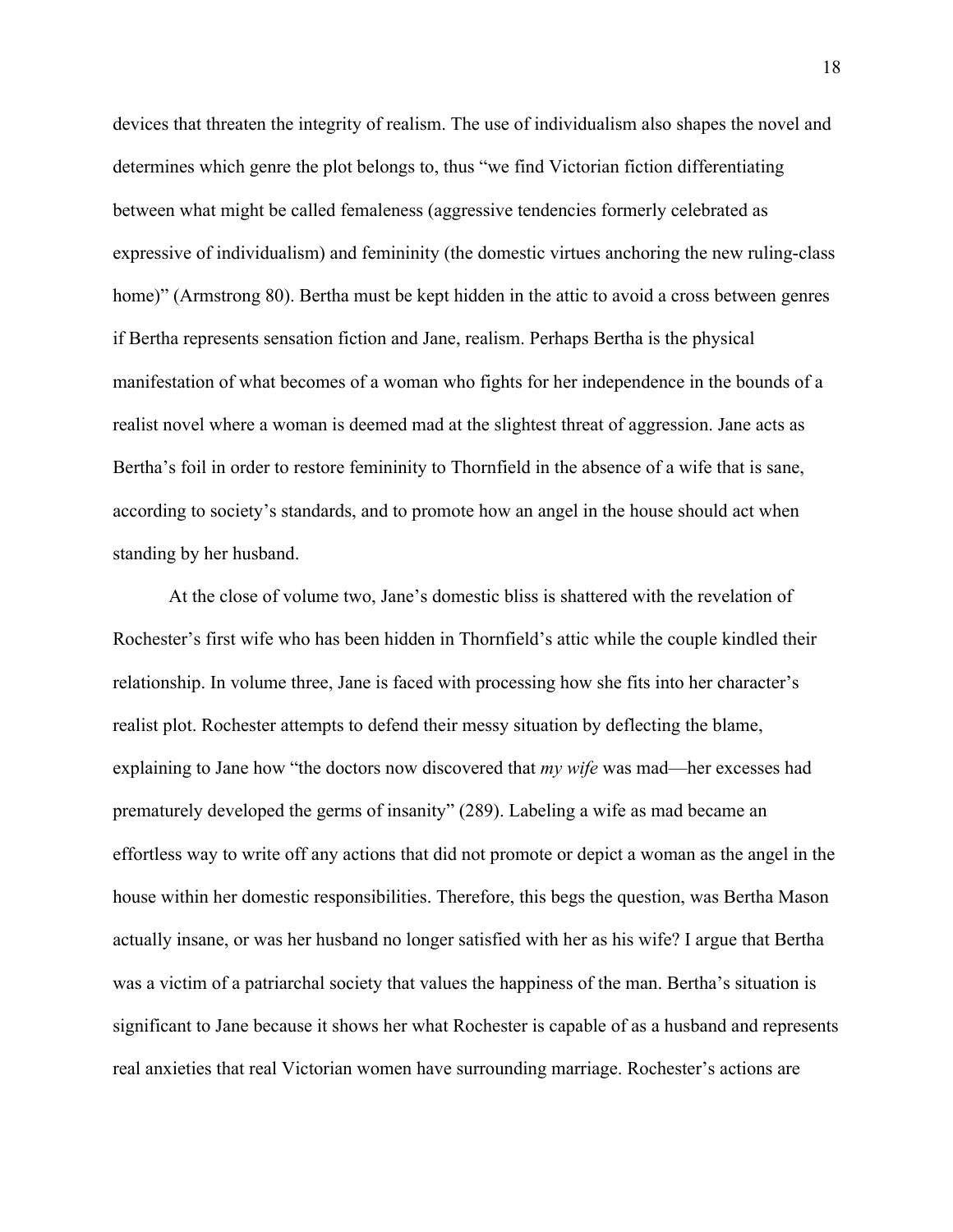devices that threaten the integrity of realism. The use of individualism also shapes the novel and determines which genre the plot belongs to, thus "we find Victorian fiction differentiating between what might be called femaleness (aggressive tendencies formerly celebrated as expressive of individualism) and femininity (the domestic virtues anchoring the new ruling-class home)" (Armstrong 80). Bertha must be kept hidden in the attic to avoid a cross between genres if Bertha represents sensation fiction and Jane, realism. Perhaps Bertha is the physical manifestation of what becomes of a woman who fights for her independence in the bounds of a realist novel where a woman is deemed mad at the slightest threat of aggression. Jane acts as Bertha's foil in order to restore femininity to Thornfield in the absence of a wife that is sane, according to society's standards, and to promote how an angel in the house should act when standing by her husband.

At the close of volume two, Jane's domestic bliss is shattered with the revelation of Rochester's first wife who has been hidden in Thornfield's attic while the couple kindled their relationship. In volume three, Jane is faced with processing how she fits into her character's realist plot. Rochester attempts to defend their messy situation by deflecting the blame, explaining to Jane how "the doctors now discovered that *my wife* was mad—her excesses had prematurely developed the germs of insanity" (289). Labeling a wife as mad became an effortless way to write off any actions that did not promote or depict a woman as the angel in the house within her domestic responsibilities. Therefore, this begs the question, was Bertha Mason actually insane, or was her husband no longer satisfied with her as his wife? I argue that Bertha was a victim of a patriarchal society that values the happiness of the man. Bertha's situation is significant to Jane because it shows her what Rochester is capable of as a husband and represents real anxieties that real Victorian women have surrounding marriage. Rochester's actions are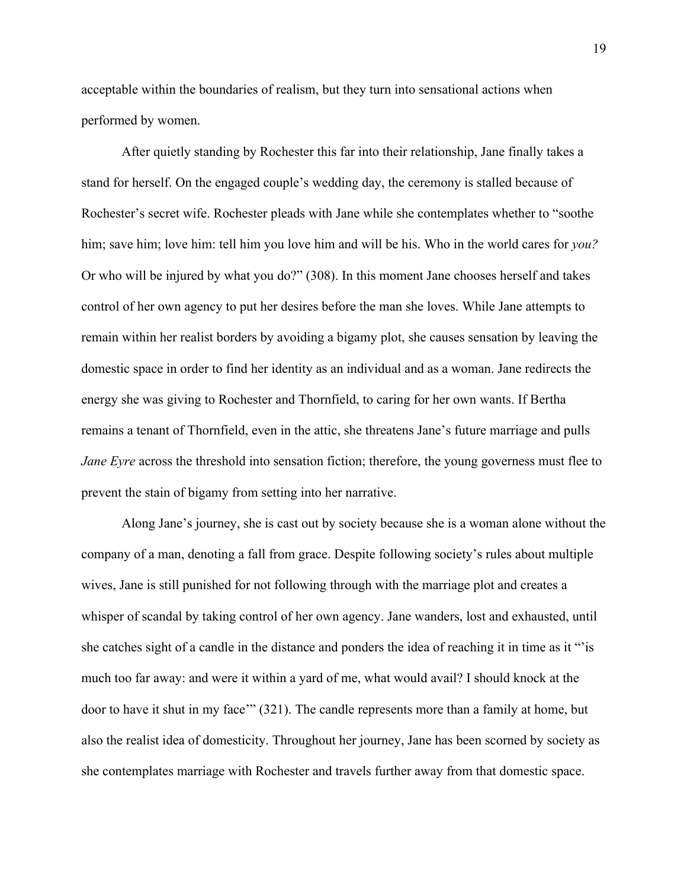acceptable within the boundaries of realism, but they turn into sensational actions when performed by women.

After quietly standing by Rochester this far into their relationship, Jane finally takes a stand for herself. On the engaged couple's wedding day, the ceremony is stalled because of Rochester's secret wife. Rochester pleads with Jane while she contemplates whether to "soothe him; save him; love him: tell him you love him and will be his. Who in the world cares for *you?* Or who will be injured by what you do?" (308). In this moment Jane chooses herself and takes control of her own agency to put her desires before the man she loves. While Jane attempts to remain within her realist borders by avoiding a bigamy plot, she causes sensation by leaving the domestic space in order to find her identity as an individual and as a woman. Jane redirects the energy she was giving to Rochester and Thornfield, to caring for her own wants. If Bertha remains a tenant of Thornfield, even in the attic, she threatens Jane's future marriage and pulls *Jane Eyre* across the threshold into sensation fiction; therefore, the young governess must flee to prevent the stain of bigamy from setting into her narrative.

Along Jane's journey, she is cast out by society because she is a woman alone without the company of a man, denoting a fall from grace. Despite following society's rules about multiple wives, Jane is still punished for not following through with the marriage plot and creates a whisper of scandal by taking control of her own agency. Jane wanders, lost and exhausted, until she catches sight of a candle in the distance and ponders the idea of reaching it in time as it "'is much too far away: and were it within a yard of me, what would avail? I should knock at the door to have it shut in my face'" (321). The candle represents more than a family at home, but also the realist idea of domesticity. Throughout her journey, Jane has been scorned by society as she contemplates marriage with Rochester and travels further away from that domestic space.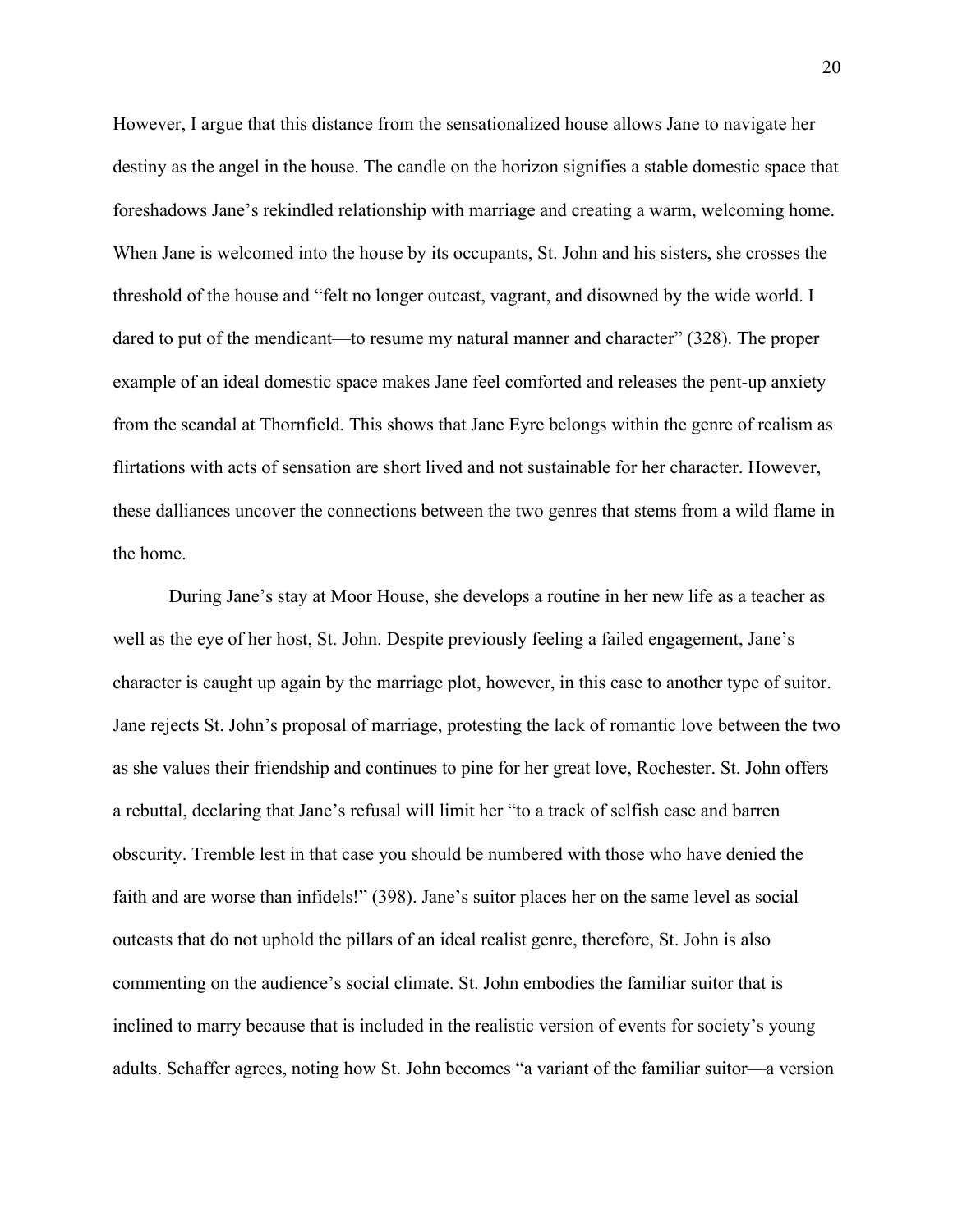However, I argue that this distance from the sensationalized house allows Jane to navigate her destiny as the angel in the house. The candle on the horizon signifies a stable domestic space that foreshadows Jane's rekindled relationship with marriage and creating a warm, welcoming home. When Jane is welcomed into the house by its occupants, St. John and his sisters, she crosses the threshold of the house and "felt no longer outcast, vagrant, and disowned by the wide world. I dared to put of the mendicant—to resume my natural manner and character" (328). The proper example of an ideal domestic space makes Jane feel comforted and releases the pent-up anxiety from the scandal at Thornfield. This shows that Jane Eyre belongs within the genre of realism as flirtations with acts of sensation are short lived and not sustainable for her character. However, these dalliances uncover the connections between the two genres that stems from a wild flame in the home.

During Jane's stay at Moor House, she develops a routine in her new life as a teacher as well as the eye of her host, St. John. Despite previously feeling a failed engagement, Jane's character is caught up again by the marriage plot, however, in this case to another type of suitor. Jane rejects St. John's proposal of marriage, protesting the lack of romantic love between the two as she values their friendship and continues to pine for her great love, Rochester. St. John offers a rebuttal, declaring that Jane's refusal will limit her "to a track of selfish ease and barren obscurity. Tremble lest in that case you should be numbered with those who have denied the faith and are worse than infidels!" (398). Jane's suitor places her on the same level as social outcasts that do not uphold the pillars of an ideal realist genre, therefore, St. John is also commenting on the audience's social climate. St. John embodies the familiar suitor that is inclined to marry because that is included in the realistic version of events for society's young adults. Schaffer agrees, noting how St. John becomes "a variant of the familiar suitor—a version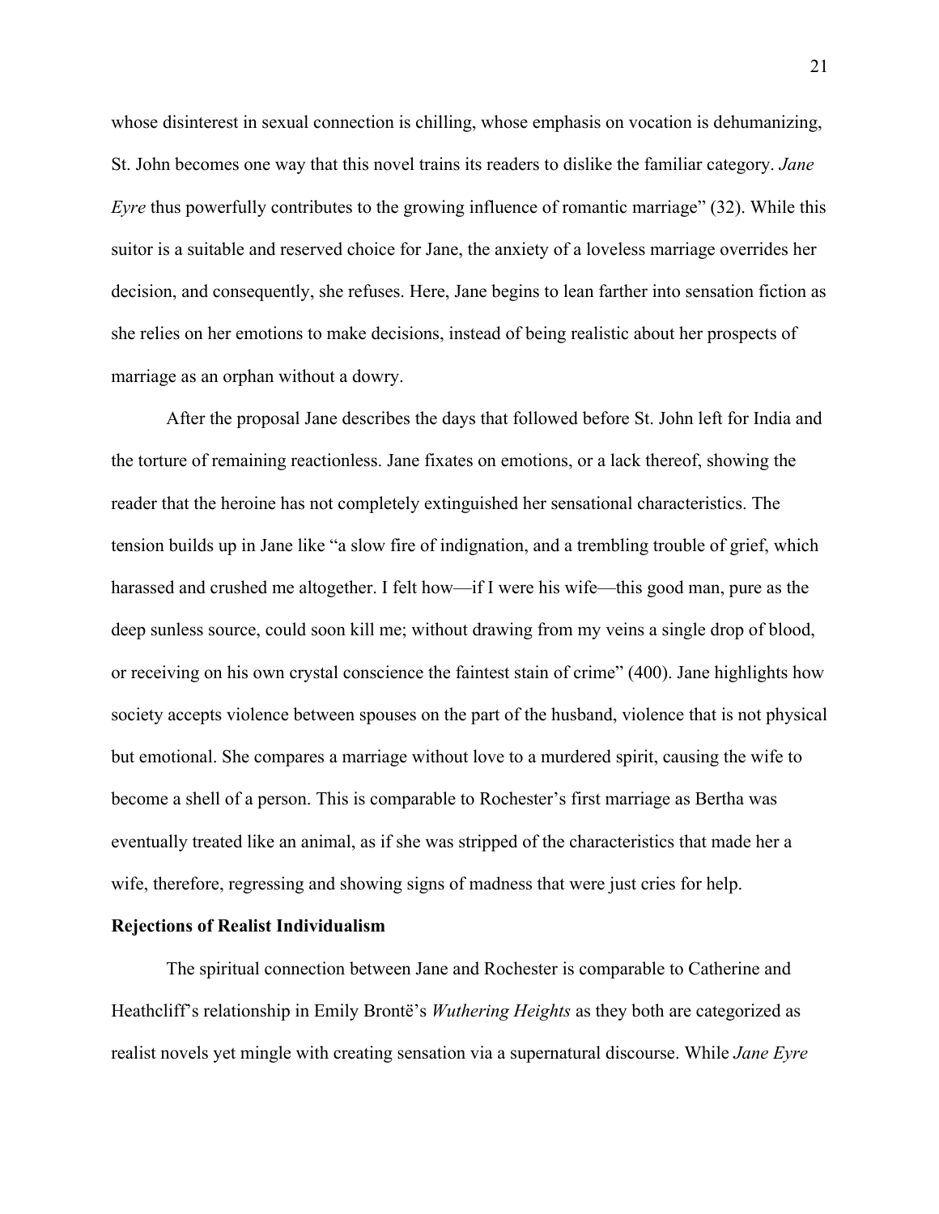whose disinterest in sexual connection is chilling, whose emphasis on vocation is dehumanizing, St. John becomes one way that this novel trains its readers to dislike the familiar category. *Jane Eyre* thus powerfully contributes to the growing influence of romantic marriage" (32). While this suitor is a suitable and reserved choice for Jane, the anxiety of a loveless marriage overrides her decision, and consequently, she refuses. Here, Jane begins to lean farther into sensation fiction as she relies on her emotions to make decisions, instead of being realistic about her prospects of marriage as an orphan without a dowry.

After the proposal Jane describes the days that followed before St. John left for India and the torture of remaining reactionless. Jane fixates on emotions, or a lack thereof, showing the reader that the heroine has not completely extinguished her sensational characteristics. The tension builds up in Jane like "a slow fire of indignation, and a trembling trouble of grief, which harassed and crushed me altogether. I felt how—if I were his wife—this good man, pure as the deep sunless source, could soon kill me; without drawing from my veins a single drop of blood, or receiving on his own crystal conscience the faintest stain of crime" (400). Jane highlights how society accepts violence between spouses on the part of the husband, violence that is not physical but emotional. She compares a marriage without love to a murdered spirit, causing the wife to become a shell of a person. This is comparable to Rochester's first marriage as Bertha was eventually treated like an animal, as if she was stripped of the characteristics that made her a wife, therefore, regressing and showing signs of madness that were just cries for help.

**Rejections of Realist Individualism**

The spiritual connection between Jane and Rochester is comparable to Catherine and Heathcliff's relationship in Emily Brontë's *Wuthering Heights* as they both are categorized as realist novels yet mingle with creating sensation via a supernatural discourse. While *Jane Eyre*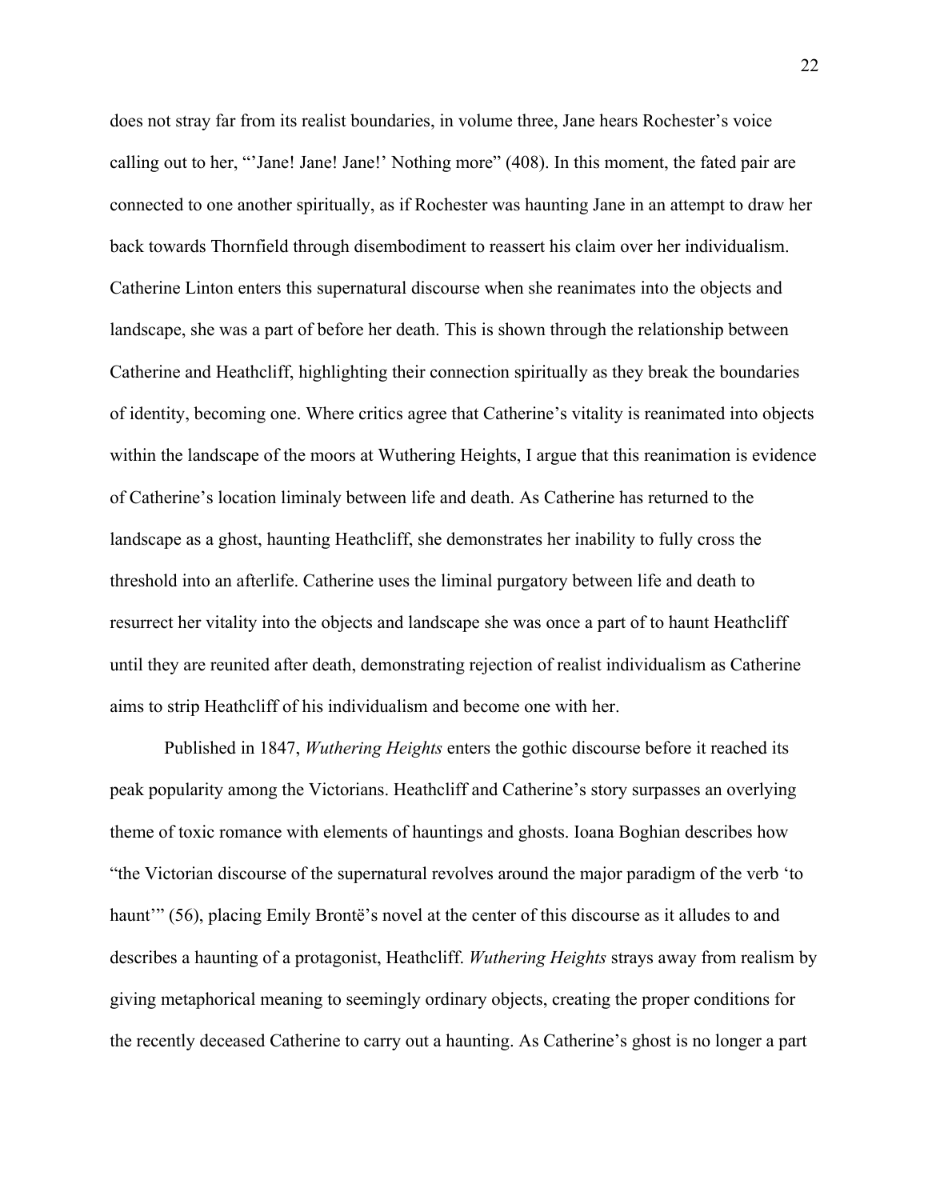does not stray far from its realist boundaries, in volume three, Jane hears Rochester's voice calling out to her, "'Jane! Jane! Jane!' Nothing more" (408). In this moment, the fated pair are connected to one another spiritually, as if Rochester was haunting Jane in an attempt to draw her back towards Thornfield through disembodiment to reassert his claim over her individualism. Catherine Linton enters this supernatural discourse when she reanimates into the objects and landscape, she was a part of before her death. This is shown through the relationship between Catherine and Heathcliff, highlighting their connection spiritually as they break the boundaries of identity, becoming one. Where critics agree that Catherine's vitality is reanimated into objects within the landscape of the moors at Wuthering Heights, I argue that this reanimation is evidence of Catherine's location liminaly between life and death. As Catherine has returned to the landscape as a ghost, haunting Heathcliff, she demonstrates her inability to fully cross the threshold into an afterlife. Catherine uses the liminal purgatory between life and death to resurrect her vitality into the objects and landscape she was once a part of to haunt Heathcliff until they are reunited after death, demonstrating rejection of realist individualism as Catherine aims to strip Heathcliff of his individualism and become one with her.

Published in 1847, *Wuthering Heights* enters the gothic discourse before it reached its peak popularity among the Victorians. Heathcliff and Catherine's story surpasses an overlying theme of toxic romance with elements of hauntings and ghosts. Ioana Boghian describes how "the Victorian discourse of the supernatural revolves around the major paradigm of the verb 'to haunt'" (56), placing Emily Brontë's novel at the center of this discourse as it alludes to and describes a haunting of a protagonist, Heathcliff. *Wuthering Heights* strays away from realism by giving metaphorical meaning to seemingly ordinary objects, creating the proper conditions for the recently deceased Catherine to carry out a haunting. As Catherine's ghost is no longer a part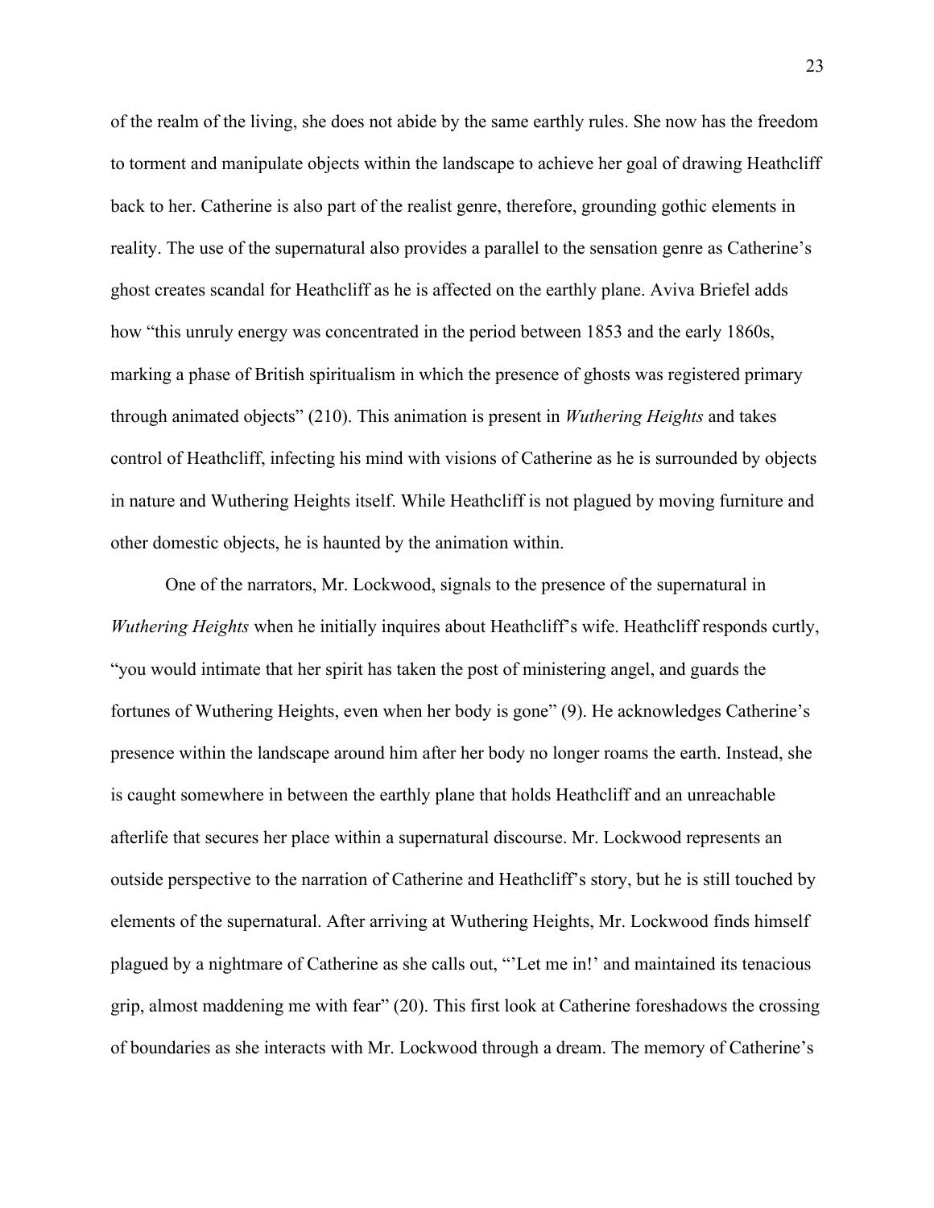of the realm of the living, she does not abide by the same earthly rules. She now has the freedom to torment and manipulate objects within the landscape to achieve her goal of drawing Heathcliff back to her. Catherine is also part of the realist genre, therefore, grounding gothic elements in reality. The use of the supernatural also provides a parallel to the sensation genre as Catherine's ghost creates scandal for Heathcliff as he is affected on the earthly plane. Aviva Briefel adds how "this unruly energy was concentrated in the period between 1853 and the early 1860s, marking a phase of British spiritualism in which the presence of ghosts was registered primary through animated objects" (210). This animation is present in *Wuthering Heights* and takes control of Heathcliff, infecting his mind with visions of Catherine as he is surrounded by objects in nature and Wuthering Heights itself. While Heathcliff is not plagued by moving furniture and other domestic objects, he is haunted by the animation within.

One of the narrators, Mr. Lockwood, signals to the presence of the supernatural in *Wuthering Heights* when he initially inquires about Heathcliff's wife. Heathcliff responds curtly, "you would intimate that her spirit has taken the post of ministering angel, and guards the fortunes of Wuthering Heights, even when her body is gone" (9). He acknowledges Catherine's presence within the landscape around him after her body no longer roams the earth. Instead, she is caught somewhere in between the earthly plane that holds Heathcliff and an unreachable afterlife that secures her place within a supernatural discourse. Mr. Lockwood represents an outside perspective to the narration of Catherine and Heathcliff's story, but he is still touched by elements of the supernatural. After arriving at Wuthering Heights, Mr. Lockwood finds himself plagued by a nightmare of Catherine as she calls out, "'Let me in!' and maintained its tenacious grip, almost maddening me with fear" (20). This first look at Catherine foreshadows the crossing of boundaries as she interacts with Mr. Lockwood through a dream. The memory of Catherine's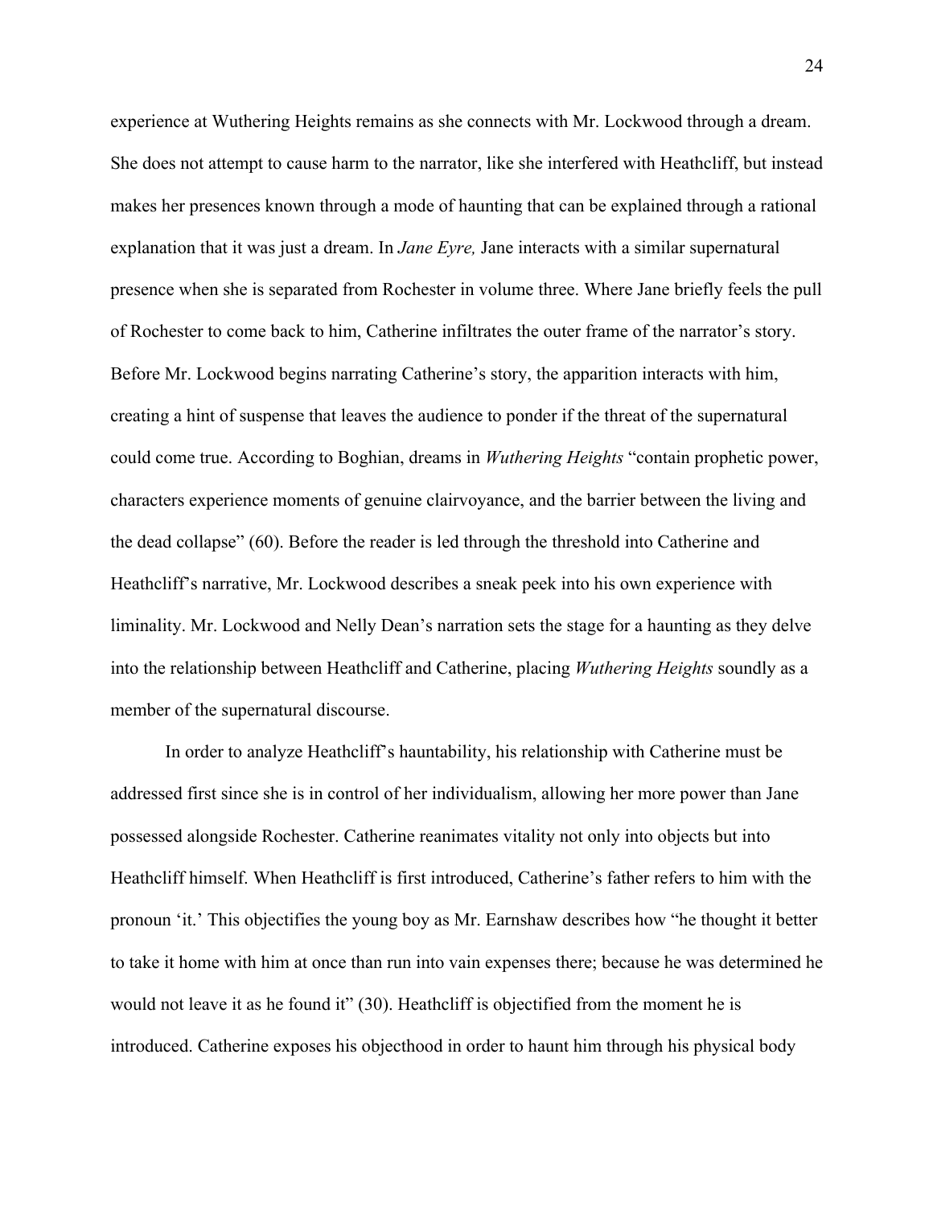experience at Wuthering Heights remains as she connects with Mr. Lockwood through a dream. She does not attempt to cause harm to the narrator, like she interfered with Heathcliff, but instead makes her presences known through a mode of haunting that can be explained through a rational explanation that it was just a dream. In *Jane Eyre,* Jane interacts with a similar supernatural presence when she is separated from Rochester in volume three. Where Jane briefly feels the pull of Rochester to come back to him, Catherine infiltrates the outer frame of the narrator's story. Before Mr. Lockwood begins narrating Catherine's story, the apparition interacts with him, creating a hint of suspense that leaves the audience to ponder if the threat of the supernatural could come true. According to Boghian, dreams in *Wuthering Heights* "contain prophetic power, characters experience moments of genuine clairvoyance, and the barrier between the living and the dead collapse" (60). Before the reader is led through the threshold into Catherine and Heathcliff's narrative, Mr. Lockwood describes a sneak peek into his own experience with liminality. Mr. Lockwood and Nelly Dean's narration sets the stage for a haunting as they delve into the relationship between Heathcliff and Catherine, placing *Wuthering Heights* soundly as a member of the supernatural discourse.

In order to analyze Heathcliff's hauntability, his relationship with Catherine must be addressed first since she is in control of her individualism, allowing her more power than Jane possessed alongside Rochester. Catherine reanimates vitality not only into objects but into Heathcliff himself. When Heathcliff is first introduced, Catherine's father refers to him with the pronoun 'it.' This objectifies the young boy as Mr. Earnshaw describes how "he thought it better to take it home with him at once than run into vain expenses there; because he was determined he would not leave it as he found it" (30). Heathcliff is objectified from the moment he is introduced. Catherine exposes his objecthood in order to haunt him through his physical body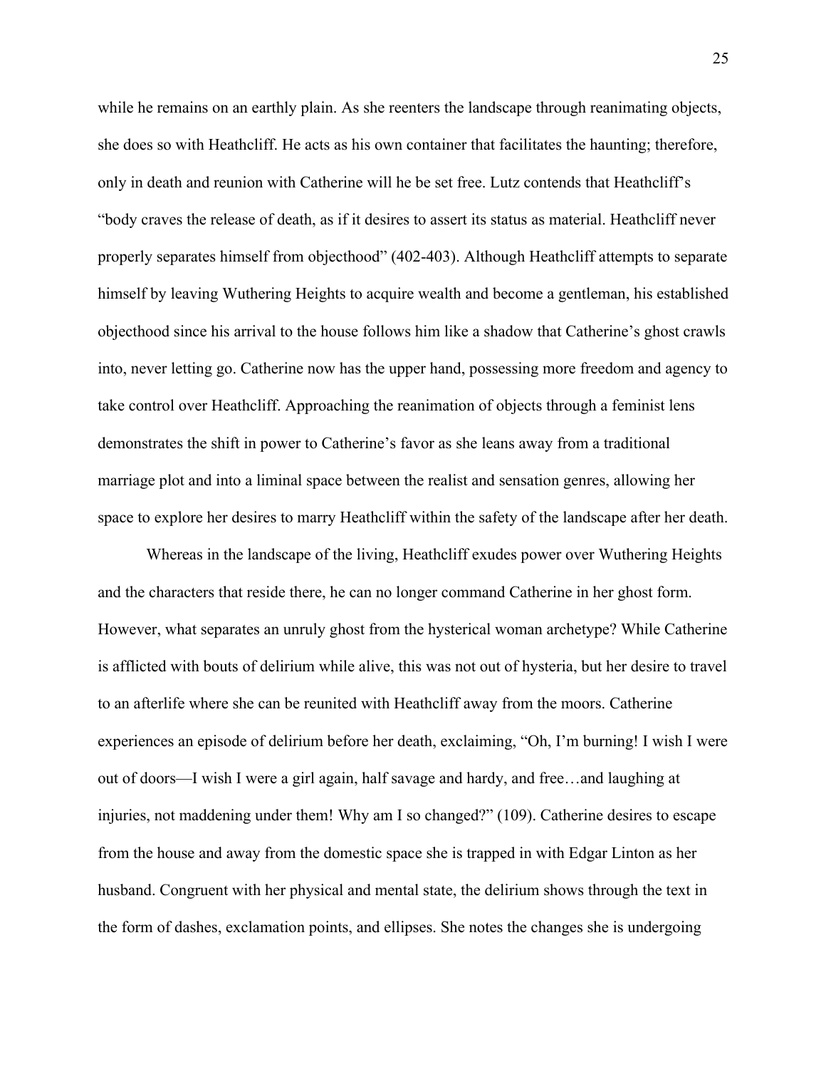while he remains on an earthly plain. As she reenters the landscape through reanimating objects, she does so with Heathcliff. He acts as his own container that facilitates the haunting; therefore, only in death and reunion with Catherine will he be set free. Lutz contends that Heathcliff's "body craves the release of death, as if it desires to assert its status as material. Heathcliff never properly separates himself from objecthood" (402-403). Although Heathcliff attempts to separate himself by leaving Wuthering Heights to acquire wealth and become a gentleman, his established objecthood since his arrival to the house follows him like a shadow that Catherine's ghost crawls into, never letting go. Catherine now has the upper hand, possessing more freedom and agency to take control over Heathcliff. Approaching the reanimation of objects through a feminist lens demonstrates the shift in power to Catherine's favor as she leans away from a traditional marriage plot and into a liminal space between the realist and sensation genres, allowing her space to explore her desires to marry Heathcliff within the safety of the landscape after her death.

Whereas in the landscape of the living, Heathcliff exudes power over Wuthering Heights and the characters that reside there, he can no longer command Catherine in her ghost form. However, what separates an unruly ghost from the hysterical woman archetype? While Catherine is afflicted with bouts of delirium while alive, this was not out of hysteria, but her desire to travel to an afterlife where she can be reunited with Heathcliff away from the moors. Catherine experiences an episode of delirium before her death, exclaiming, "Oh, I'm burning! I wish I were out of doors—I wish I were a girl again, half savage and hardy, and free…and laughing at injuries, not maddening under them! Why am I so changed?" (109). Catherine desires to escape from the house and away from the domestic space she is trapped in with Edgar Linton as her husband. Congruent with her physical and mental state, the delirium shows through the text in the form of dashes, exclamation points, and ellipses. She notes the changes she is undergoing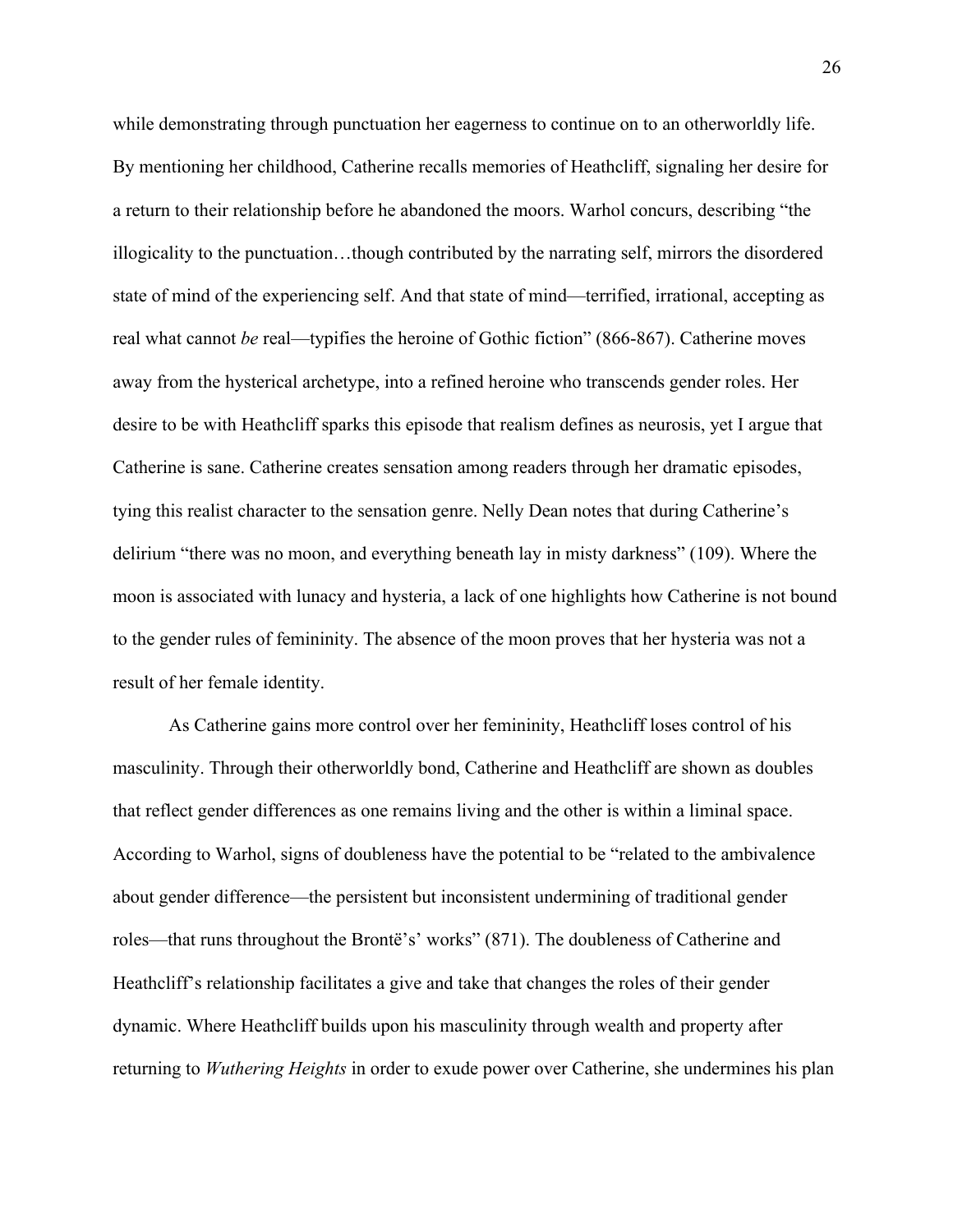while demonstrating through punctuation her eagerness to continue on to an otherworldly life. By mentioning her childhood, Catherine recalls memories of Heathcliff, signaling her desire for a return to their relationship before he abandoned the moors. Warhol concurs, describing "the illogicality to the punctuation…though contributed by the narrating self, mirrors the disordered state of mind of the experiencing self. And that state of mind—terrified, irrational, accepting as real what cannot *be* real—typifies the heroine of Gothic fiction" (866-867). Catherine moves away from the hysterical archetype, into a refined heroine who transcends gender roles. Her desire to be with Heathcliff sparks this episode that realism defines as neurosis, yet I argue that Catherine is sane. Catherine creates sensation among readers through her dramatic episodes, tying this realist character to the sensation genre. Nelly Dean notes that during Catherine's delirium "there was no moon, and everything beneath lay in misty darkness" (109). Where the moon is associated with lunacy and hysteria, a lack of one highlights how Catherine is not bound to the gender rules of femininity. The absence of the moon proves that her hysteria was not a result of her female identity.

As Catherine gains more control over her femininity, Heathcliff loses control of his masculinity. Through their otherworldly bond, Catherine and Heathcliff are shown as doubles that reflect gender differences as one remains living and the other is within a liminal space. According to Warhol, signs of doubleness have the potential to be "related to the ambivalence about gender difference—the persistent but inconsistent undermining of traditional gender roles—that runs throughout the Brontë's' works" (871). The doubleness of Catherine and Heathcliff's relationship facilitates a give and take that changes the roles of their gender dynamic. Where Heathcliff builds upon his masculinity through wealth and property after returning to *Wuthering Heights* in order to exude power over Catherine, she undermines his plan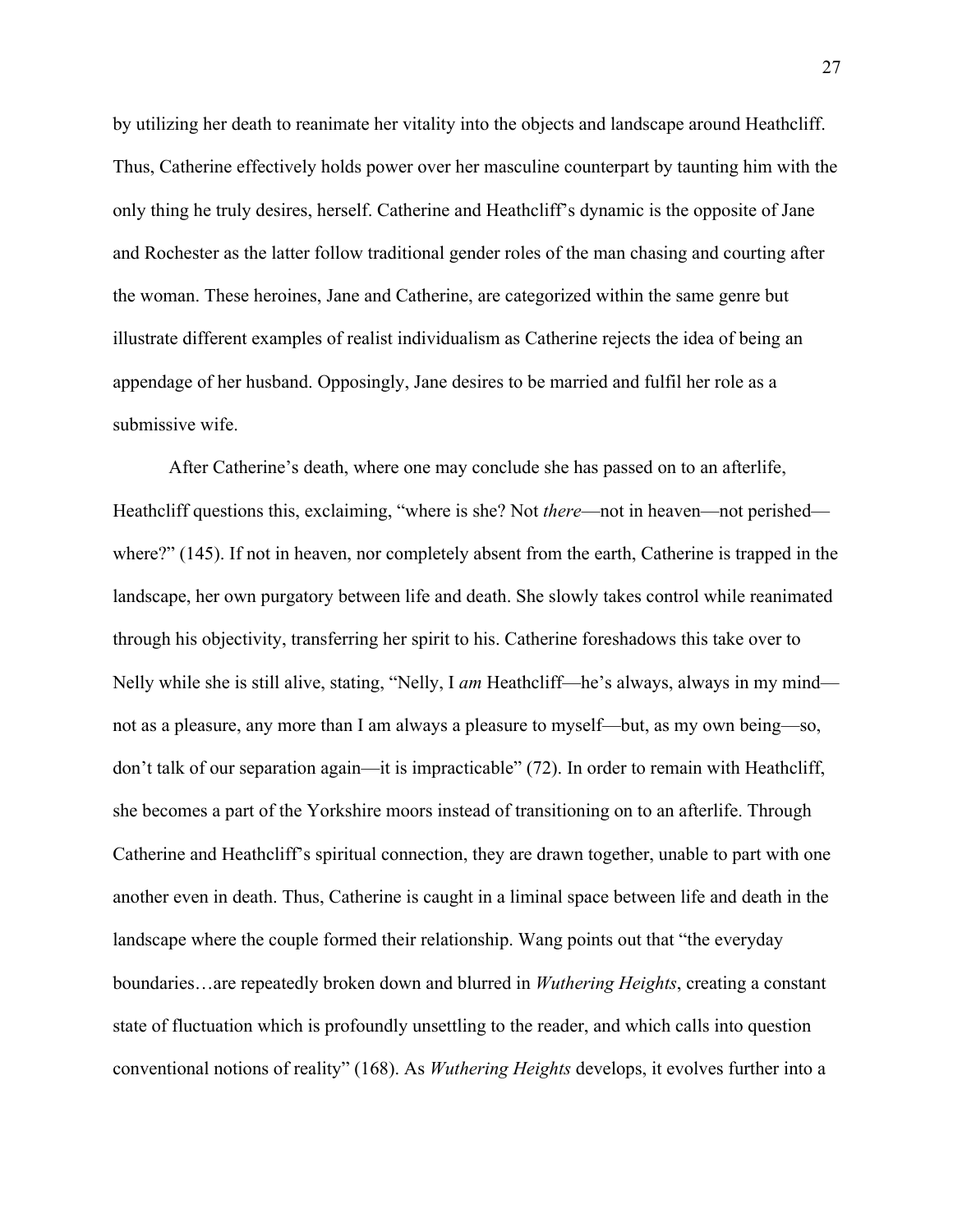by utilizing her death to reanimate her vitality into the objects and landscape around Heathcliff. Thus, Catherine effectively holds power over her masculine counterpart by taunting him with the only thing he truly desires, herself. Catherine and Heathcliff's dynamic is the opposite of Jane and Rochester as the latter follow traditional gender roles of the man chasing and courting after the woman. These heroines, Jane and Catherine, are categorized within the same genre but illustrate different examples of realist individualism as Catherine rejects the idea of being an appendage of her husband. Opposingly, Jane desires to be married and fulfil her role as a submissive wife.

After Catherine's death, where one may conclude she has passed on to an afterlife, Heathcliff questions this, exclaiming, "where is she? Not *there*—not in heaven—not perished—where?" (145). If not in heaven, nor completely absent from the earth, Catherine is trapped in the landscape, her own purgatory between life and death. She slowly takes control while reanimated through his objectivity, transferring her spirit to his. Catherine foreshadows this take over to Nelly while she is still alive, stating, "Nelly, I *am* Heathcliff—he's always, always in my mind—not as a pleasure, any more than I am always a pleasure to myself—but, as my own being—so, don't talk of our separation again—it is impracticable" (72). In order to remain with Heathcliff, she becomes a part of the Yorkshire moors instead of transitioning on to an afterlife. Through Catherine and Heathcliff's spiritual connection, they are drawn together, unable to part with one another even in death. Thus, Catherine is caught in a liminal space between life and death in the landscape where the couple formed their relationship. Wang points out that "the everyday boundaries…are repeatedly broken down and blurred in *Wuthering Heights*, creating a constant state of fluctuation which is profoundly unsettling to the reader, and which calls into question conventional notions of reality" (168). As *Wuthering Heights* develops, it evolves further into a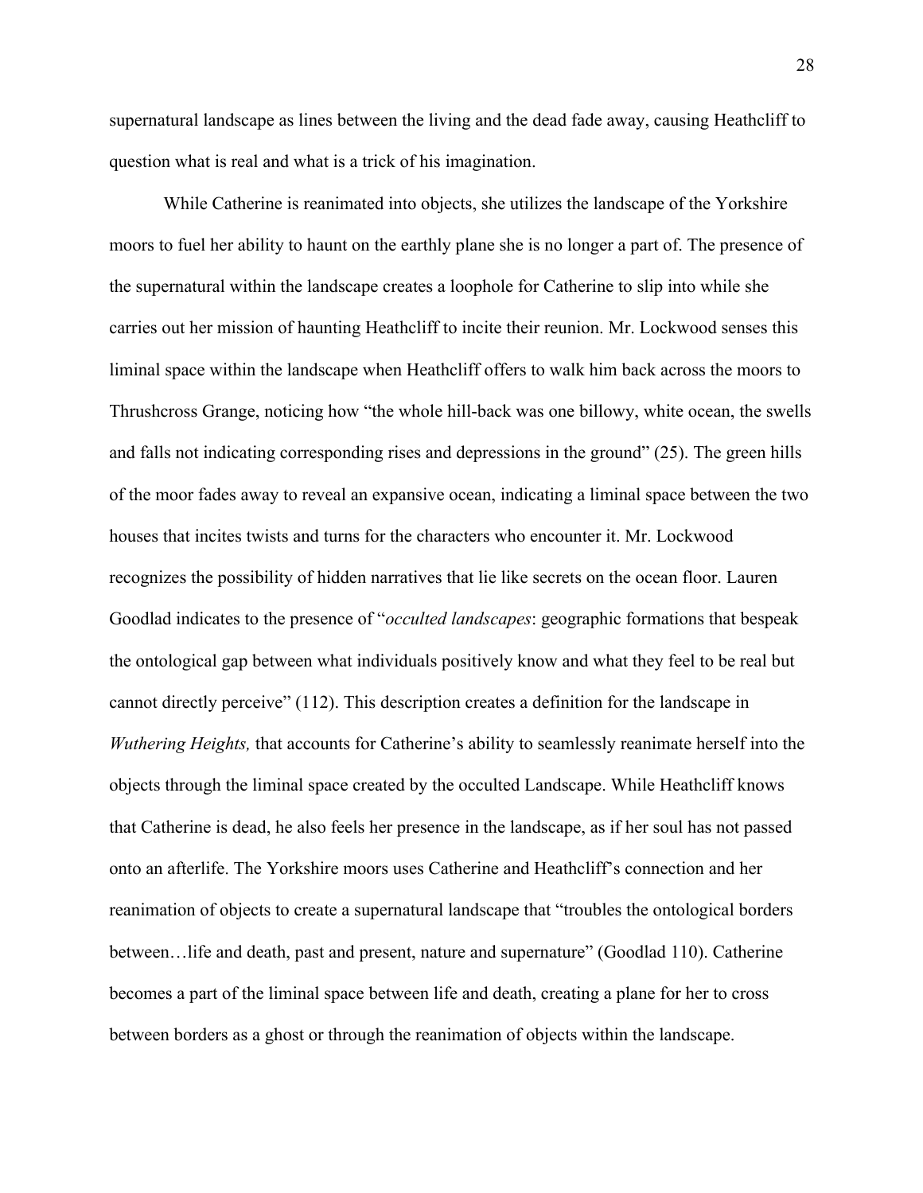supernatural landscape as lines between the living and the dead fade away, causing Heathcliff to question what is real and what is a trick of his imagination.

While Catherine is reanimated into objects, she utilizes the landscape of the Yorkshire moors to fuel her ability to haunt on the earthly plane she is no longer a part of. The presence of the supernatural within the landscape creates a loophole for Catherine to slip into while she carries out her mission of haunting Heathcliff to incite their reunion. Mr. Lockwood senses this liminal space within the landscape when Heathcliff offers to walk him back across the moors to Thrushcross Grange, noticing how "the whole hill-back was one billowy, white ocean, the swells and falls not indicating corresponding rises and depressions in the ground" (25). The green hills of the moor fades away to reveal an expansive ocean, indicating a liminal space between the two houses that incites twists and turns for the characters who encounter it. Mr. Lockwood recognizes the possibility of hidden narratives that lie like secrets on the ocean floor. Lauren Goodlad indicates to the presence of "*occulted landscapes*: geographic formations that bespeak the ontological gap between what individuals positively know and what they feel to be real but cannot directly perceive" (112). This description creates a definition for the landscape in *Wuthering Heights,* that accounts for Catherine's ability to seamlessly reanimate herself into the objects through the liminal space created by the occulted Landscape. While Heathcliff knows that Catherine is dead, he also feels her presence in the landscape, as if her soul has not passed onto an afterlife. The Yorkshire moors uses Catherine and Heathcliff's connection and her reanimation of objects to create a supernatural landscape that "troubles the ontological borders between…life and death, past and present, nature and supernature" (Goodlad 110). Catherine becomes a part of the liminal space between life and death, creating a plane for her to cross between borders as a ghost or through the reanimation of objects within the landscape.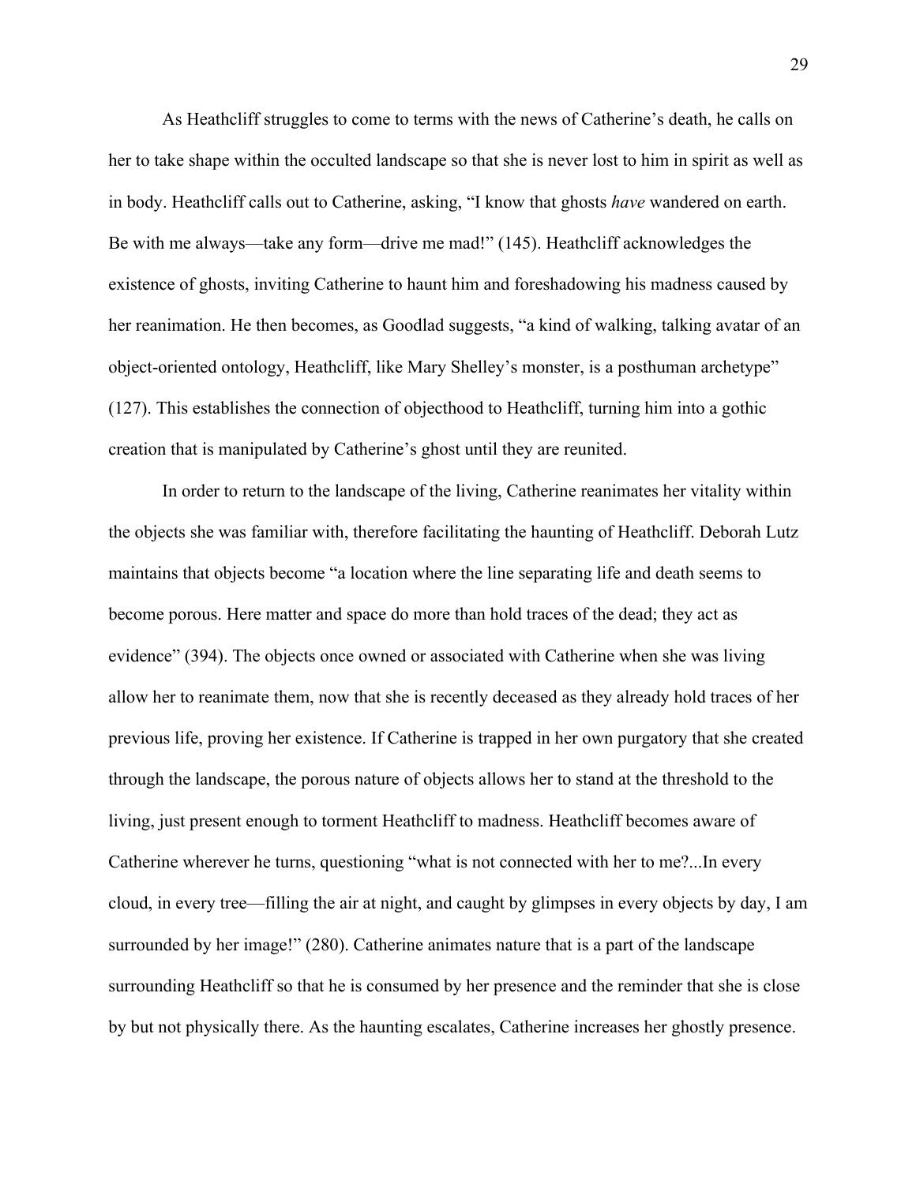As Heathcliff struggles to come to terms with the news of Catherine's death, he calls on her to take shape within the occulted landscape so that she is never lost to him in spirit as well as in body. Heathcliff calls out to Catherine, asking, "I know that ghosts *have* wandered on earth. Be with me always—take any form—drive me mad!" (145). Heathcliff acknowledges the existence of ghosts, inviting Catherine to haunt him and foreshadowing his madness caused by her reanimation. He then becomes, as Goodlad suggests, "a kind of walking, talking avatar of an object-oriented ontology, Heathcliff, like Mary Shelley's monster, is a posthuman archetype" (127). This establishes the connection of objecthood to Heathcliff, turning him into a gothic creation that is manipulated by Catherine's ghost until they are reunited.

In order to return to the landscape of the living, Catherine reanimates her vitality within the objects she was familiar with, therefore facilitating the haunting of Heathcliff. Deborah Lutz maintains that objects become "a location where the line separating life and death seems to become porous. Here matter and space do more than hold traces of the dead; they act as evidence" (394). The objects once owned or associated with Catherine when she was living allow her to reanimate them, now that she is recently deceased as they already hold traces of her previous life, proving her existence. If Catherine is trapped in her own purgatory that she created through the landscape, the porous nature of objects allows her to stand at the threshold to the living, just present enough to torment Heathcliff to madness. Heathcliff becomes aware of Catherine wherever he turns, questioning "what is not connected with her to me?...In every cloud, in every tree—filling the air at night, and caught by glimpses in every objects by day, I am surrounded by her image!" (280). Catherine animates nature that is a part of the landscape surrounding Heathcliff so that he is consumed by her presence and the reminder that she is close by but not physically there. As the haunting escalates, Catherine increases her ghostly presence.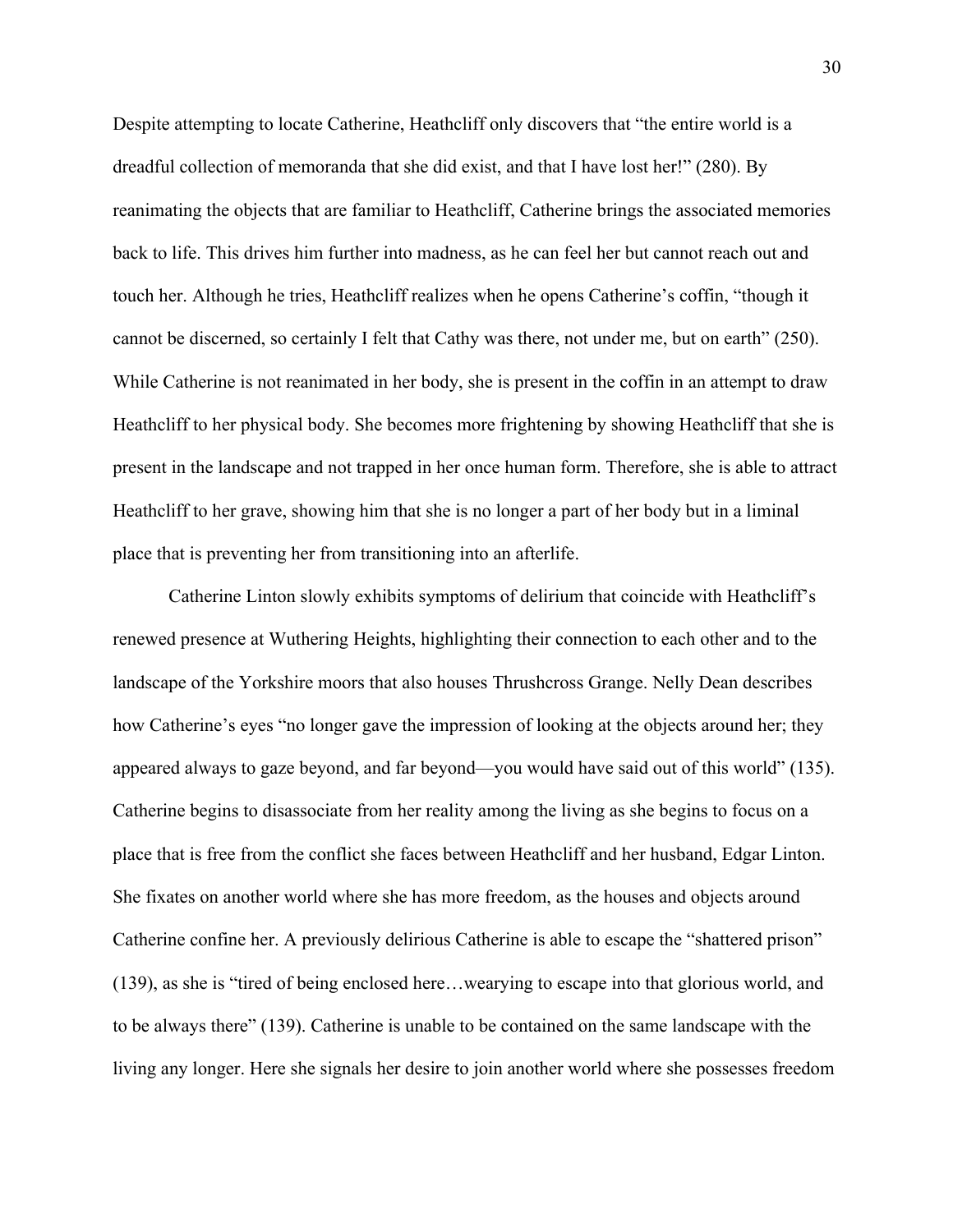Despite attempting to locate Catherine, Heathcliff only discovers that "the entire world is a dreadful collection of memoranda that she did exist, and that I have lost her!" (280). By reanimating the objects that are familiar to Heathcliff, Catherine brings the associated memories back to life. This drives him further into madness, as he can feel her but cannot reach out and touch her. Although he tries, Heathcliff realizes when he opens Catherine's coffin, "though it cannot be discerned, so certainly I felt that Cathy was there, not under me, but on earth" (250). While Catherine is not reanimated in her body, she is present in the coffin in an attempt to draw Heathcliff to her physical body. She becomes more frightening by showing Heathcliff that she is present in the landscape and not trapped in her once human form. Therefore, she is able to attract Heathcliff to her grave, showing him that she is no longer a part of her body but in a liminal place that is preventing her from transitioning into an afterlife.

Catherine Linton slowly exhibits symptoms of delirium that coincide with Heathcliff's renewed presence at Wuthering Heights, highlighting their connection to each other and to the landscape of the Yorkshire moors that also houses Thrushcross Grange. Nelly Dean describes how Catherine's eyes "no longer gave the impression of looking at the objects around her; they appeared always to gaze beyond, and far beyond—you would have said out of this world" (135). Catherine begins to disassociate from her reality among the living as she begins to focus on a place that is free from the conflict she faces between Heathcliff and her husband, Edgar Linton. She fixates on another world where she has more freedom, as the houses and objects around Catherine confine her. A previously delirious Catherine is able to escape the "shattered prison" (139), as she is "tired of being enclosed here…wearying to escape into that glorious world, and to be always there" (139). Catherine is unable to be contained on the same landscape with the living any longer. Here she signals her desire to join another world where she possesses freedom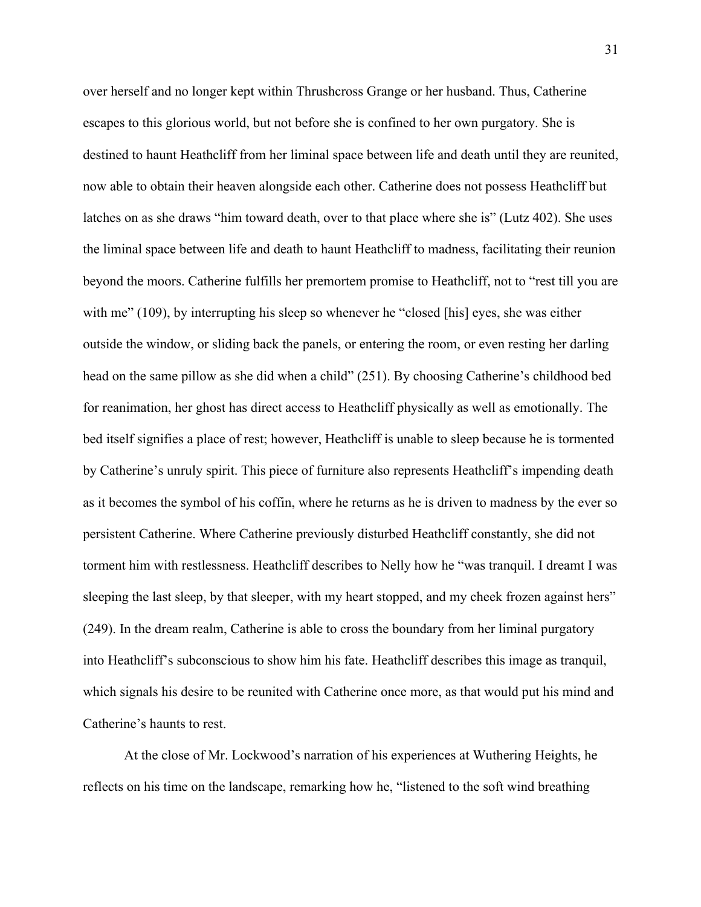over herself and no longer kept within Thrushcross Grange or her husband. Thus, Catherine escapes to this glorious world, but not before she is confined to her own purgatory. She is destined to haunt Heathcliff from her liminal space between life and death until they are reunited, now able to obtain their heaven alongside each other. Catherine does not possess Heathcliff but latches on as she draws "him toward death, over to that place where she is" (Lutz 402). She uses the liminal space between life and death to haunt Heathcliff to madness, facilitating their reunion beyond the moors. Catherine fulfills her premortem promise to Heathcliff, not to "rest till you are with me" (109), by interrupting his sleep so whenever he "closed [his] eyes, she was either outside the window, or sliding back the panels, or entering the room, or even resting her darling head on the same pillow as she did when a child" (251). By choosing Catherine's childhood bed for reanimation, her ghost has direct access to Heathcliff physically as well as emotionally. The bed itself signifies a place of rest; however, Heathcliff is unable to sleep because he is tormented by Catherine's unruly spirit. This piece of furniture also represents Heathcliff's impending death as it becomes the symbol of his coffin, where he returns as he is driven to madness by the ever so persistent Catherine. Where Catherine previously disturbed Heathcliff constantly, she did not torment him with restlessness. Heathcliff describes to Nelly how he "was tranquil. I dreamt I was sleeping the last sleep, by that sleeper, with my heart stopped, and my cheek frozen against hers" (249). In the dream realm, Catherine is able to cross the boundary from her liminal purgatory into Heathcliff's subconscious to show him his fate. Heathcliff describes this image as tranquil, which signals his desire to be reunited with Catherine once more, as that would put his mind and Catherine's haunts to rest.

At the close of Mr. Lockwood's narration of his experiences at Wuthering Heights, he reflects on his time on the landscape, remarking how he, "listened to the soft wind breathing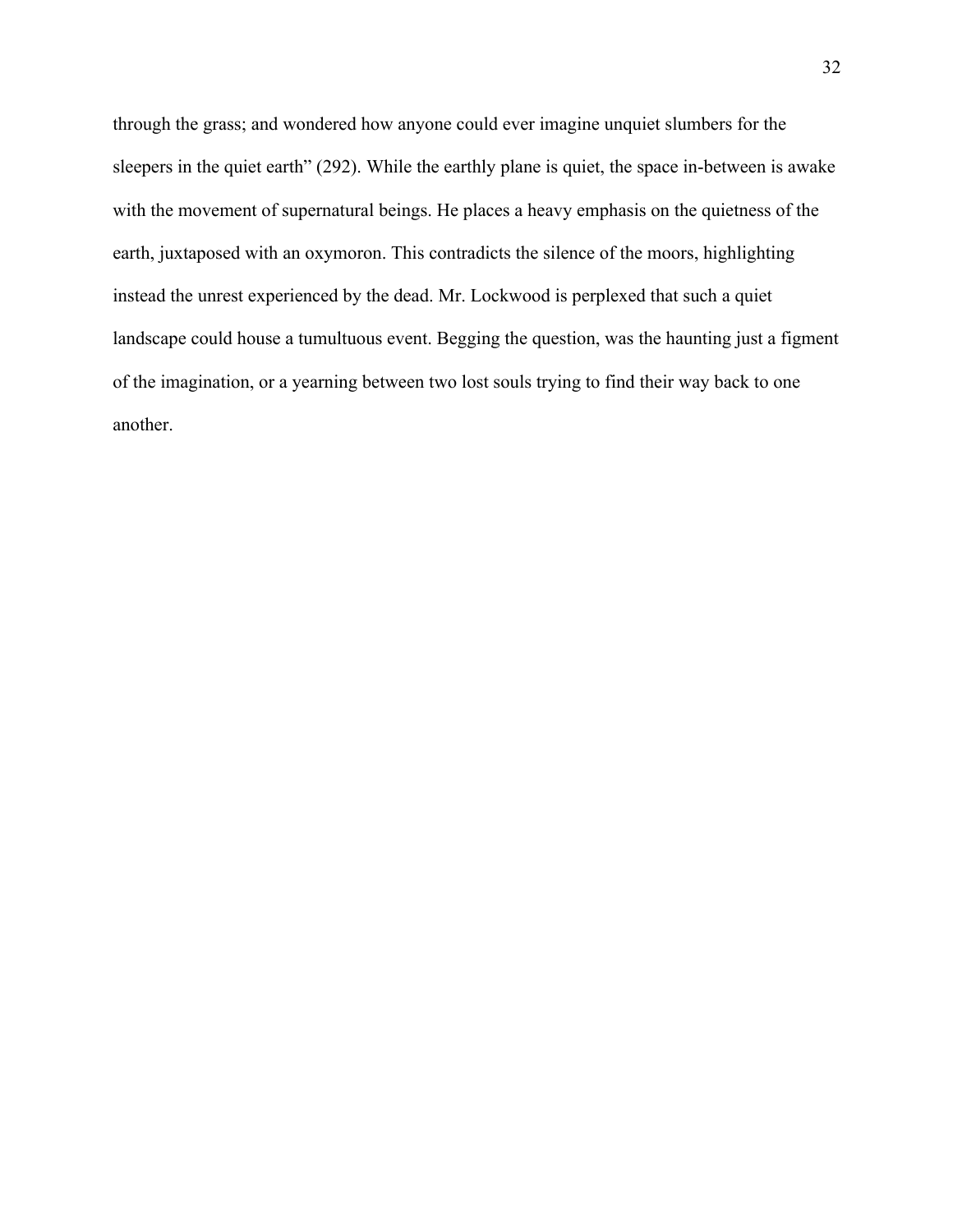through the grass; and wondered how anyone could ever imagine unquiet slumbers for the sleepers in the quiet earth" (292). While the earthly plane is quiet, the space in-between is awake with the movement of supernatural beings. He places a heavy emphasis on the quietness of the earth, juxtaposed with an oxymoron. This contradicts the silence of the moors, highlighting instead the unrest experienced by the dead. Mr. Lockwood is perplexed that such a quiet landscape could house a tumultuous event. Begging the question, was the haunting just a figment of the imagination, or a yearning between two lost souls trying to find their way back to one another.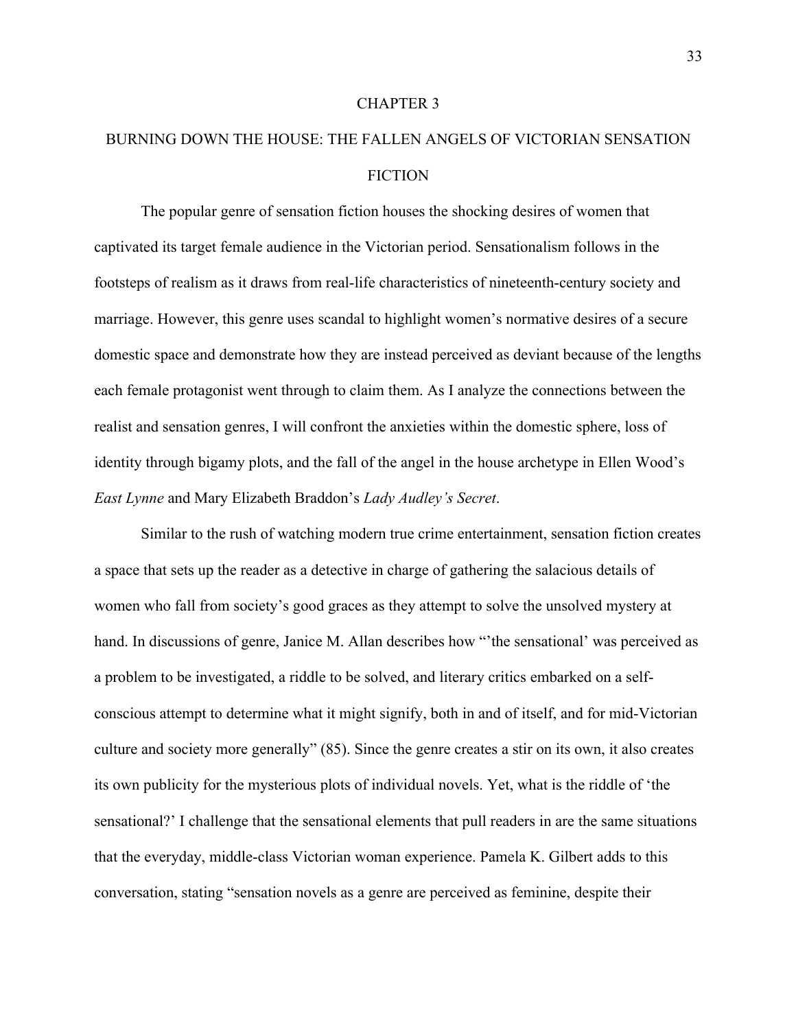# CHAPTER 3

# BURNING DOWN THE HOUSE: THE FALLEN ANGELS OF VICTORIAN SENSATION FICTION

The popular genre of sensation fiction houses the shocking desires of women that captivated its target female audience in the Victorian period. Sensationalism follows in the footsteps of realism as it draws from real-life characteristics of nineteenth-century society and marriage. However, this genre uses scandal to highlight women's normative desires of a secure domestic space and demonstrate how they are instead perceived as deviant because of the lengths each female protagonist went through to claim them. As I analyze the connections between the realist and sensation genres, I will confront the anxieties within the domestic sphere, loss of identity through bigamy plots, and the fall of the angel in the house archetype in Ellen Wood's *East Lynne* and Mary Elizabeth Braddon's *Lady Audley's Secret*.

Similar to the rush of watching modern true crime entertainment, sensation fiction creates a space that sets up the reader as a detective in charge of gathering the salacious details of women who fall from society's good graces as they attempt to solve the unsolved mystery at hand. In discussions of genre, Janice M. Allan describes how "'the sensational' was perceived as a problem to be investigated, a riddle to be solved, and literary critics embarked on a self-conscious attempt to determine what it might signify, both in and of itself, and for mid-Victorian culture and society more generally" (85). Since the genre creates a stir on its own, it also creates its own publicity for the mysterious plots of individual novels. Yet, what is the riddle of 'the sensational?' I challenge that the sensational elements that pull readers in are the same situations that the everyday, middle-class Victorian woman experience. Pamela K. Gilbert adds to this conversation, stating "sensation novels as a genre are perceived as feminine, despite their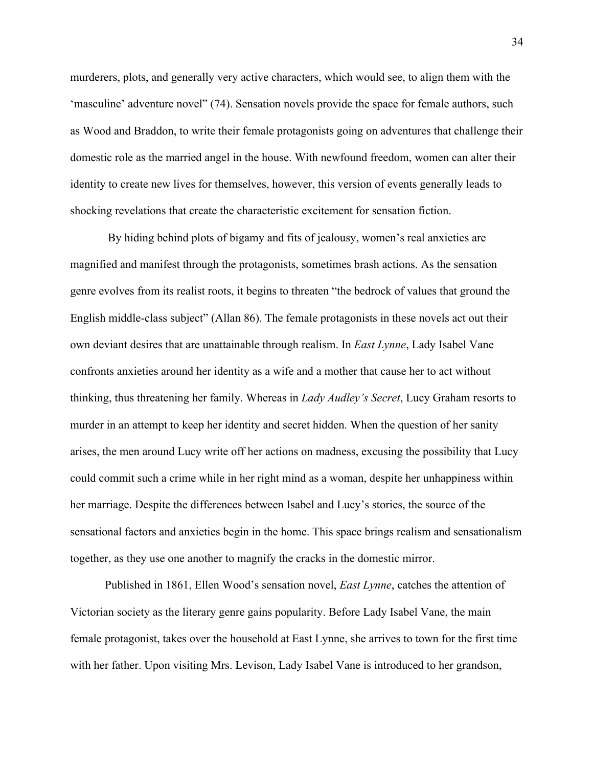murderers, plots, and generally very active characters, which would see, to align them with the 'masculine' adventure novel" (74). Sensation novels provide the space for female authors, such as Wood and Braddon, to write their female protagonists going on adventures that challenge their domestic role as the married angel in the house. With newfound freedom, women can alter their identity to create new lives for themselves, however, this version of events generally leads to shocking revelations that create the characteristic excitement for sensation fiction.

By hiding behind plots of bigamy and fits of jealousy, women's real anxieties are magnified and manifest through the protagonists, sometimes brash actions. As the sensation genre evolves from its realist roots, it begins to threaten "the bedrock of values that ground the English middle-class subject" (Allan 86). The female protagonists in these novels act out their own deviant desires that are unattainable through realism. In *East Lynne*, Lady Isabel Vane confronts anxieties around her identity as a wife and a mother that cause her to act without thinking, thus threatening her family. Whereas in *Lady Audley's Secret*, Lucy Graham resorts to murder in an attempt to keep her identity and secret hidden. When the question of her sanity arises, the men around Lucy write off her actions on madness, excusing the possibility that Lucy could commit such a crime while in her right mind as a woman, despite her unhappiness within her marriage. Despite the differences between Isabel and Lucy's stories, the source of the sensational factors and anxieties begin in the home. This space brings realism and sensationalism together, as they use one another to magnify the cracks in the domestic mirror.

Published in 1861, Ellen Wood's sensation novel, *East Lynne*, catches the attention of Victorian society as the literary genre gains popularity. Before Lady Isabel Vane, the main female protagonist, takes over the household at East Lynne, she arrives to town for the first time with her father. Upon visiting Mrs. Levison, Lady Isabel Vane is introduced to her grandson,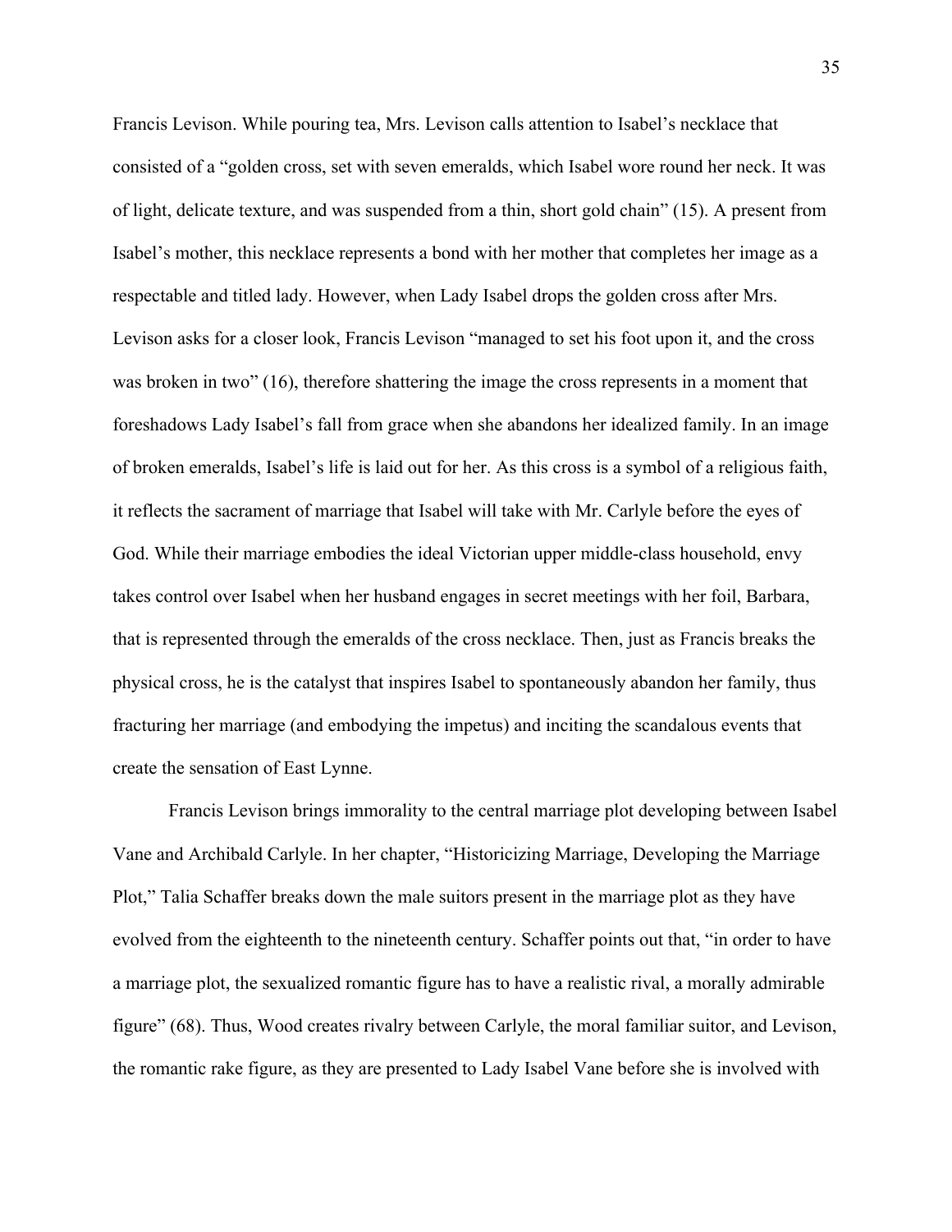Francis Levison. While pouring tea, Mrs. Levison calls attention to Isabel's necklace that consisted of a "golden cross, set with seven emeralds, which Isabel wore round her neck. It was of light, delicate texture, and was suspended from a thin, short gold chain" (15). A present from Isabel's mother, this necklace represents a bond with her mother that completes her image as a respectable and titled lady. However, when Lady Isabel drops the golden cross after Mrs. Levison asks for a closer look, Francis Levison "managed to set his foot upon it, and the cross was broken in two" (16), therefore shattering the image the cross represents in a moment that foreshadows Lady Isabel's fall from grace when she abandons her idealized family. In an image of broken emeralds, Isabel's life is laid out for her. As this cross is a symbol of a religious faith, it reflects the sacrament of marriage that Isabel will take with Mr. Carlyle before the eyes of God. While their marriage embodies the ideal Victorian upper middle-class household, envy takes control over Isabel when her husband engages in secret meetings with her foil, Barbara, that is represented through the emeralds of the cross necklace. Then, just as Francis breaks the physical cross, he is the catalyst that inspires Isabel to spontaneously abandon her family, thus fracturing her marriage (and embodying the impetus) and inciting the scandalous events that create the sensation of East Lynne.

Francis Levison brings immorality to the central marriage plot developing between Isabel Vane and Archibald Carlyle. In her chapter, "Historicizing Marriage, Developing the Marriage Plot," Talia Schaffer breaks down the male suitors present in the marriage plot as they have evolved from the eighteenth to the nineteenth century. Schaffer points out that, "in order to have a marriage plot, the sexualized romantic figure has to have a realistic rival, a morally admirable figure" (68). Thus, Wood creates rivalry between Carlyle, the moral familiar suitor, and Levison, the romantic rake figure, as they are presented to Lady Isabel Vane before she is involved with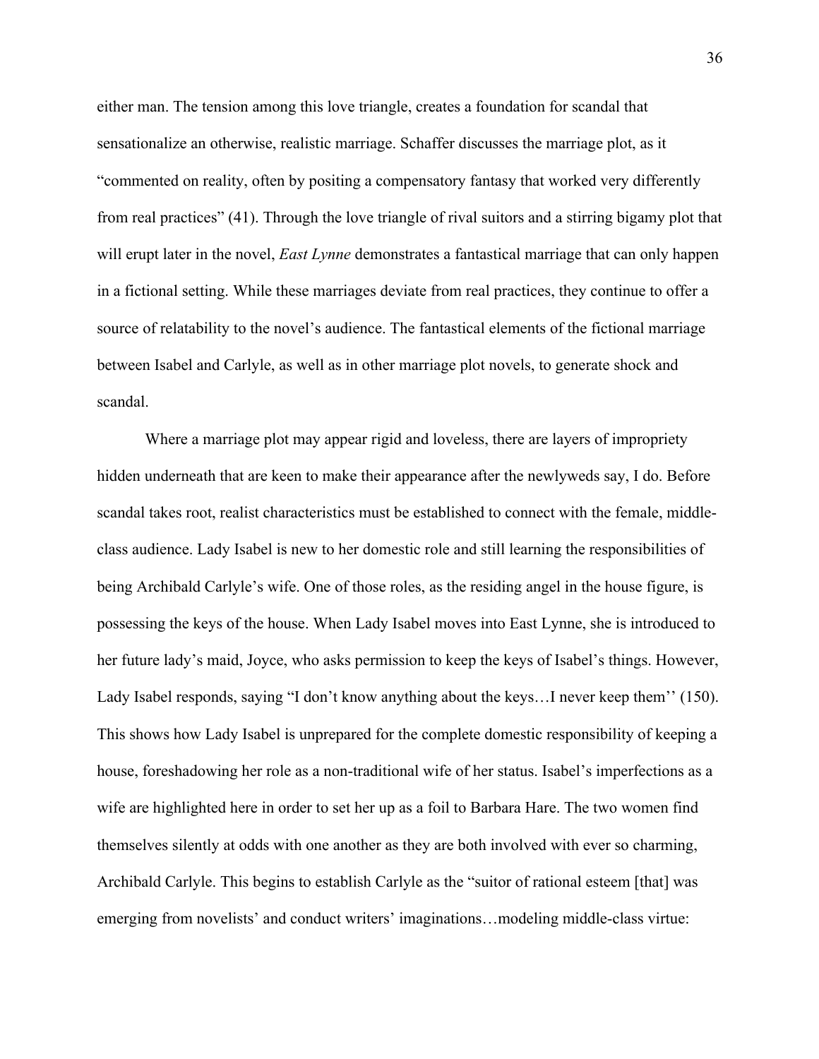either man. The tension among this love triangle, creates a foundation for scandal that sensationalize an otherwise, realistic marriage. Schaffer discusses the marriage plot, as it "commented on reality, often by positing a compensatory fantasy that worked very differently from real practices" (41). Through the love triangle of rival suitors and a stirring bigamy plot that will erupt later in the novel, *East Lynne* demonstrates a fantastical marriage that can only happen in a fictional setting. While these marriages deviate from real practices, they continue to offer a source of relatability to the novel's audience. The fantastical elements of the fictional marriage between Isabel and Carlyle, as well as in other marriage plot novels, to generate shock and scandal.

Where a marriage plot may appear rigid and loveless, there are layers of impropriety hidden underneath that are keen to make their appearance after the newlyweds say, I do. Before scandal takes root, realist characteristics must be established to connect with the female, middle-class audience. Lady Isabel is new to her domestic role and still learning the responsibilities of being Archibald Carlyle's wife. One of those roles, as the residing angel in the house figure, is possessing the keys of the house. When Lady Isabel moves into East Lynne, she is introduced to her future lady's maid, Joyce, who asks permission to keep the keys of Isabel's things. However, Lady Isabel responds, saying "I don't know anything about the keys…I never keep them'' (150). This shows how Lady Isabel is unprepared for the complete domestic responsibility of keeping a house, foreshadowing her role as a non-traditional wife of her status. Isabel's imperfections as a wife are highlighted here in order to set her up as a foil to Barbara Hare. The two women find themselves silently at odds with one another as they are both involved with ever so charming, Archibald Carlyle. This begins to establish Carlyle as the "suitor of rational esteem [that] was emerging from novelists' and conduct writers' imaginations…modeling middle-class virtue: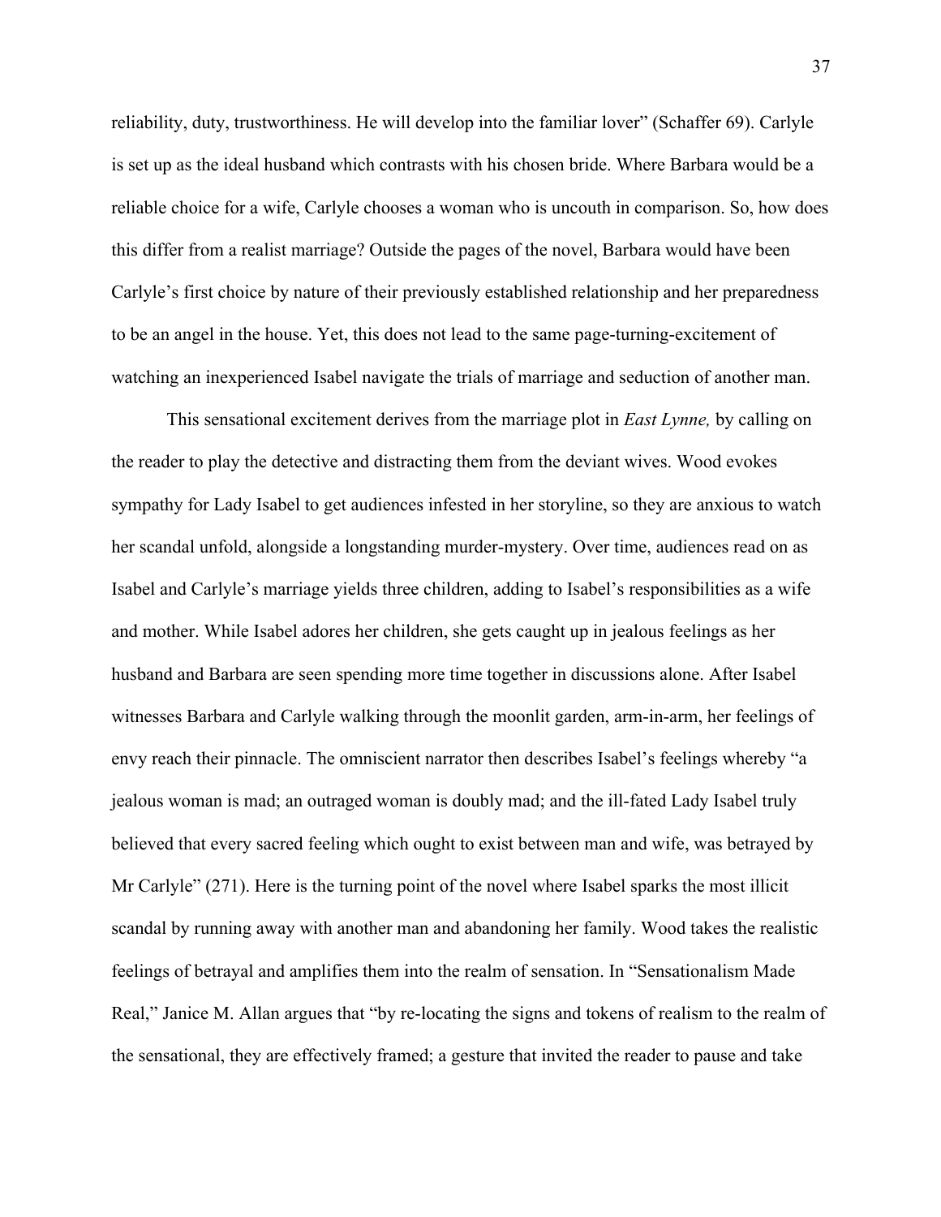reliability, duty, trustworthiness. He will develop into the familiar lover" (Schaffer 69). Carlyle is set up as the ideal husband which contrasts with his chosen bride. Where Barbara would be a reliable choice for a wife, Carlyle chooses a woman who is uncouth in comparison. So, how does this differ from a realist marriage? Outside the pages of the novel, Barbara would have been Carlyle's first choice by nature of their previously established relationship and her preparedness to be an angel in the house. Yet, this does not lead to the same page-turning-excitement of watching an inexperienced Isabel navigate the trials of marriage and seduction of another man.

This sensational excitement derives from the marriage plot in *East Lynne,* by calling on the reader to play the detective and distracting them from the deviant wives. Wood evokes sympathy for Lady Isabel to get audiences infested in her storyline, so they are anxious to watch her scandal unfold, alongside a longstanding murder-mystery. Over time, audiences read on as Isabel and Carlyle's marriage yields three children, adding to Isabel's responsibilities as a wife and mother. While Isabel adores her children, she gets caught up in jealous feelings as her husband and Barbara are seen spending more time together in discussions alone. After Isabel witnesses Barbara and Carlyle walking through the moonlit garden, arm-in-arm, her feelings of envy reach their pinnacle. The omniscient narrator then describes Isabel's feelings whereby "a jealous woman is mad; an outraged woman is doubly mad; and the ill-fated Lady Isabel truly believed that every sacred feeling which ought to exist between man and wife, was betrayed by Mr Carlyle" (271). Here is the turning point of the novel where Isabel sparks the most illicit scandal by running away with another man and abandoning her family. Wood takes the realistic feelings of betrayal and amplifies them into the realm of sensation. In "Sensationalism Made Real," Janice M. Allan argues that "by re-locating the signs and tokens of realism to the realm of the sensational, they are effectively framed; a gesture that invited the reader to pause and take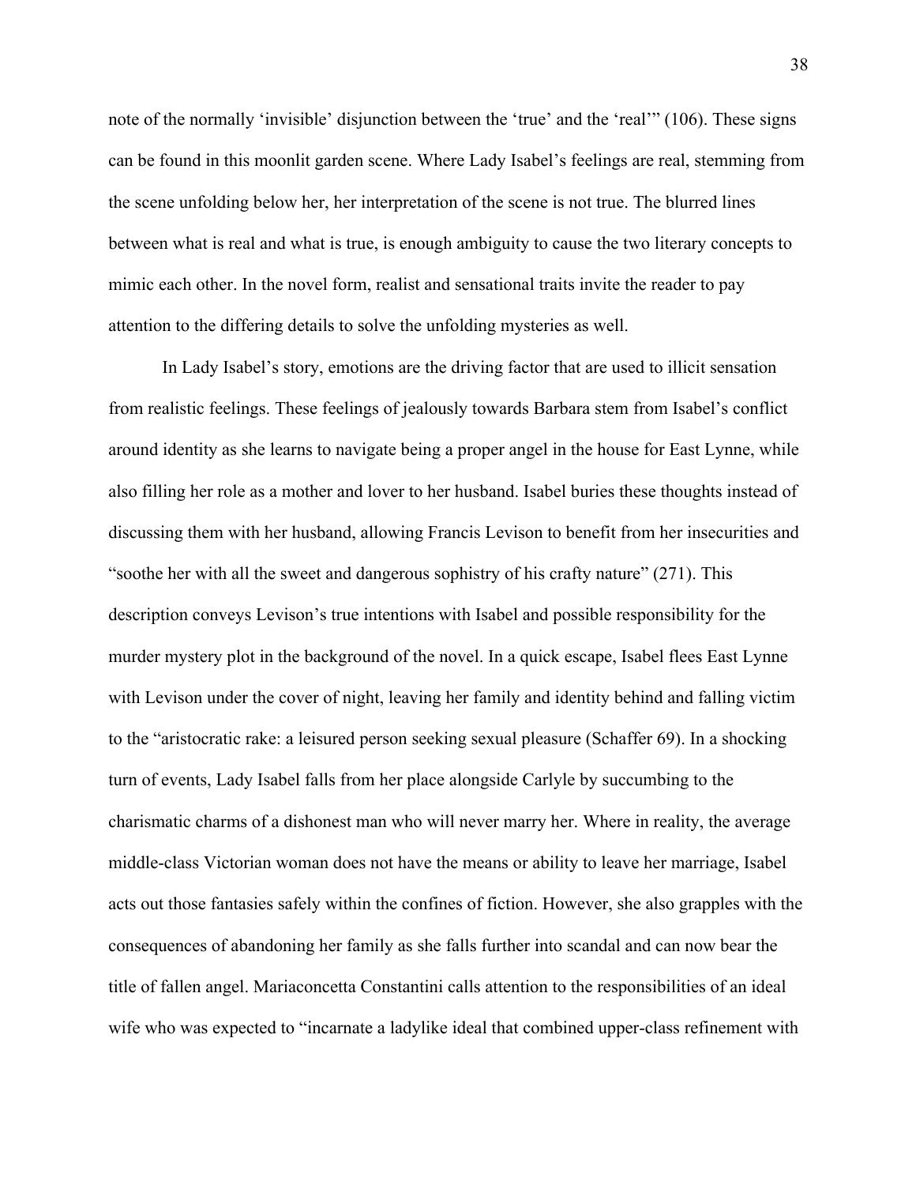note of the normally 'invisible' disjunction between the 'true' and the 'real'" (106). These signs can be found in this moonlit garden scene. Where Lady Isabel's feelings are real, stemming from the scene unfolding below her, her interpretation of the scene is not true. The blurred lines between what is real and what is true, is enough ambiguity to cause the two literary concepts to mimic each other. In the novel form, realist and sensational traits invite the reader to pay attention to the differing details to solve the unfolding mysteries as well.

In Lady Isabel's story, emotions are the driving factor that are used to illicit sensation from realistic feelings. These feelings of jealously towards Barbara stem from Isabel's conflict around identity as she learns to navigate being a proper angel in the house for East Lynne, while also filling her role as a mother and lover to her husband. Isabel buries these thoughts instead of discussing them with her husband, allowing Francis Levison to benefit from her insecurities and "soothe her with all the sweet and dangerous sophistry of his crafty nature" (271). This description conveys Levison's true intentions with Isabel and possible responsibility for the murder mystery plot in the background of the novel. In a quick escape, Isabel flees East Lynne with Levison under the cover of night, leaving her family and identity behind and falling victim to the "aristocratic rake: a leisured person seeking sexual pleasure (Schaffer 69). In a shocking turn of events, Lady Isabel falls from her place alongside Carlyle by succumbing to the charismatic charms of a dishonest man who will never marry her. Where in reality, the average middle-class Victorian woman does not have the means or ability to leave her marriage, Isabel acts out those fantasies safely within the confines of fiction. However, she also grapples with the consequences of abandoning her family as she falls further into scandal and can now bear the title of fallen angel. Mariaconcetta Constantini calls attention to the responsibilities of an ideal wife who was expected to "incarnate a ladylike ideal that combined upper-class refinement with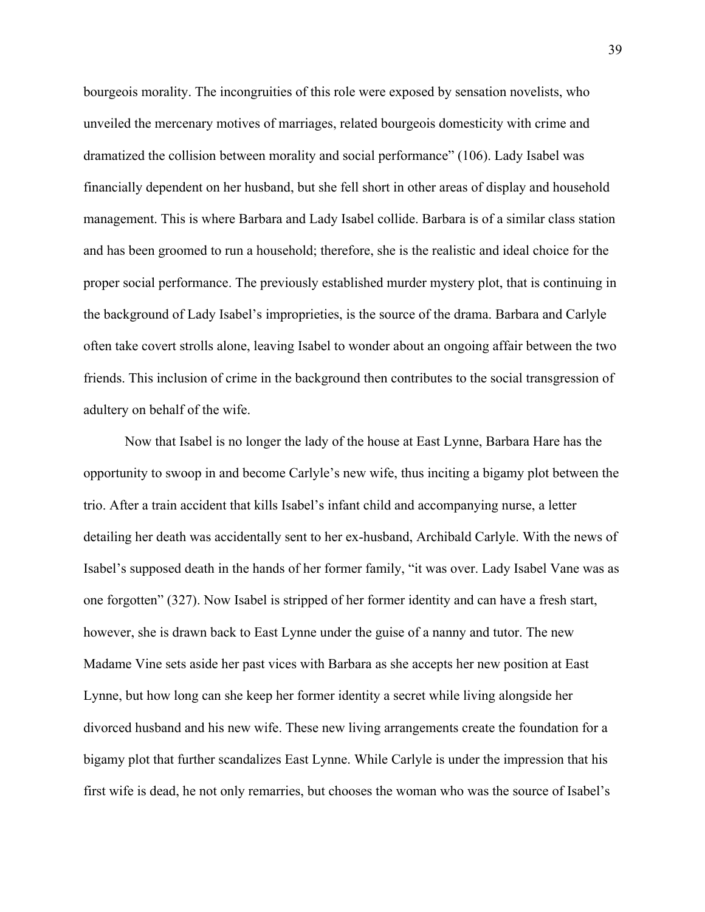bourgeois morality. The incongruities of this role were exposed by sensation novelists, who unveiled the mercenary motives of marriages, related bourgeois domesticity with crime and dramatized the collision between morality and social performance" (106). Lady Isabel was financially dependent on her husband, but she fell short in other areas of display and household management. This is where Barbara and Lady Isabel collide. Barbara is of a similar class station and has been groomed to run a household; therefore, she is the realistic and ideal choice for the proper social performance. The previously established murder mystery plot, that is continuing in the background of Lady Isabel's improprieties, is the source of the drama. Barbara and Carlyle often take covert strolls alone, leaving Isabel to wonder about an ongoing affair between the two friends. This inclusion of crime in the background then contributes to the social transgression of adultery on behalf of the wife.

Now that Isabel is no longer the lady of the house at East Lynne, Barbara Hare has the opportunity to swoop in and become Carlyle's new wife, thus inciting a bigamy plot between the trio. After a train accident that kills Isabel's infant child and accompanying nurse, a letter detailing her death was accidentally sent to her ex-husband, Archibald Carlyle. With the news of Isabel's supposed death in the hands of her former family, "it was over. Lady Isabel Vane was as one forgotten" (327). Now Isabel is stripped of her former identity and can have a fresh start, however, she is drawn back to East Lynne under the guise of a nanny and tutor. The new Madame Vine sets aside her past vices with Barbara as she accepts her new position at East Lynne, but how long can she keep her former identity a secret while living alongside her divorced husband and his new wife. These new living arrangements create the foundation for a bigamy plot that further scandalizes East Lynne. While Carlyle is under the impression that his first wife is dead, he not only remarries, but chooses the woman who was the source of Isabel's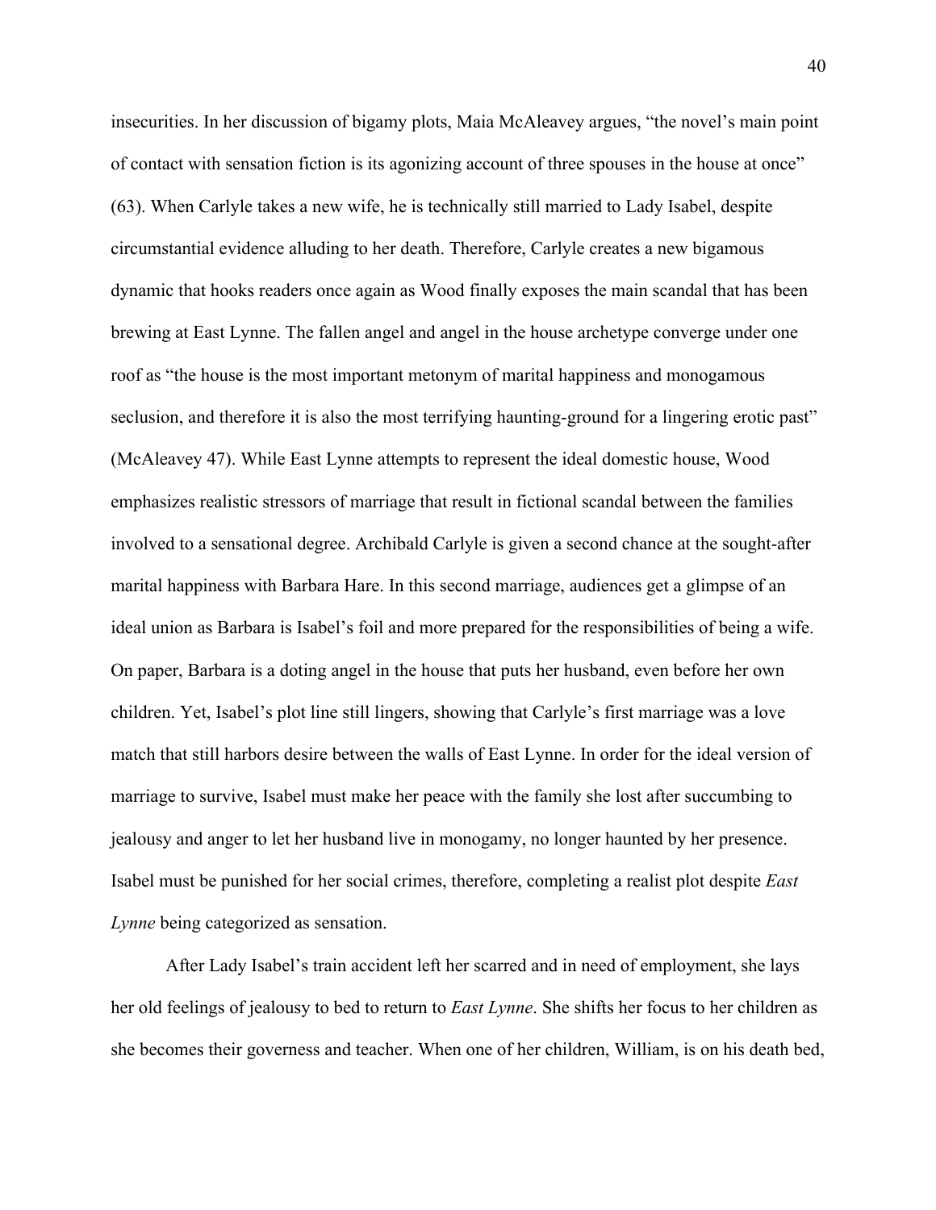insecurities. In her discussion of bigamy plots, Maia McAleavey argues, "the novel's main point of contact with sensation fiction is its agonizing account of three spouses in the house at once" (63). When Carlyle takes a new wife, he is technically still married to Lady Isabel, despite circumstantial evidence alluding to her death. Therefore, Carlyle creates a new bigamous dynamic that hooks readers once again as Wood finally exposes the main scandal that has been brewing at East Lynne. The fallen angel and angel in the house archetype converge under one roof as "the house is the most important metonym of marital happiness and monogamous seclusion, and therefore it is also the most terrifying haunting-ground for a lingering erotic past" (McAleavey 47). While East Lynne attempts to represent the ideal domestic house, Wood emphasizes realistic stressors of marriage that result in fictional scandal between the families involved to a sensational degree. Archibald Carlyle is given a second chance at the sought-after marital happiness with Barbara Hare. In this second marriage, audiences get a glimpse of an ideal union as Barbara is Isabel's foil and more prepared for the responsibilities of being a wife. On paper, Barbara is a doting angel in the house that puts her husband, even before her own children. Yet, Isabel's plot line still lingers, showing that Carlyle's first marriage was a love match that still harbors desire between the walls of East Lynne. In order for the ideal version of marriage to survive, Isabel must make her peace with the family she lost after succumbing to jealousy and anger to let her husband live in monogamy, no longer haunted by her presence. Isabel must be punished for her social crimes, therefore, completing a realist plot despite *East Lynne* being categorized as sensation.

After Lady Isabel's train accident left her scarred and in need of employment, she lays her old feelings of jealousy to bed to return to *East Lynne*. She shifts her focus to her children as she becomes their governess and teacher. When one of her children, William, is on his death bed,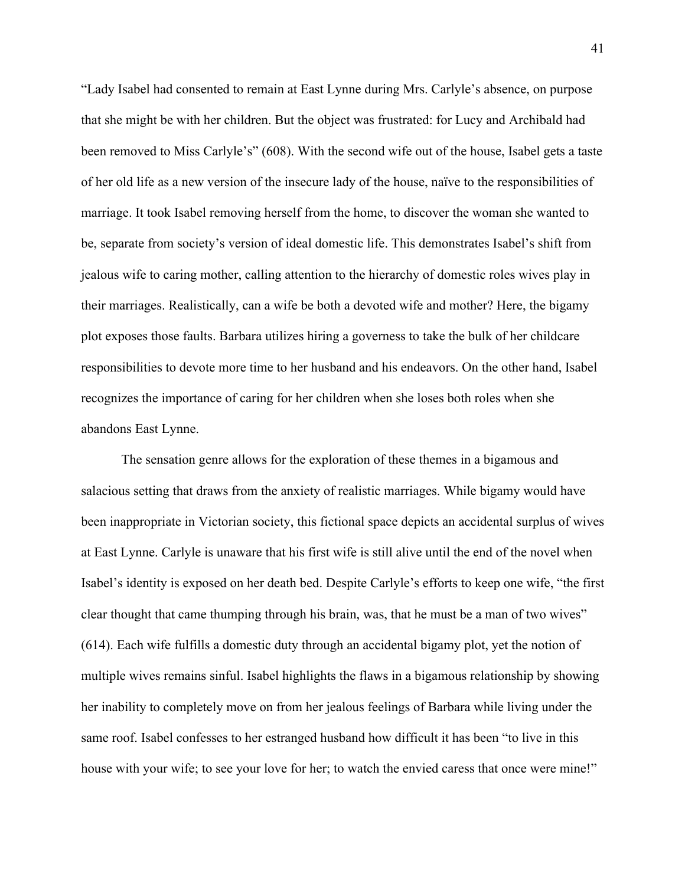"Lady Isabel had consented to remain at East Lynne during Mrs. Carlyle's absence, on purpose that she might be with her children. But the object was frustrated: for Lucy and Archibald had been removed to Miss Carlyle's" (608). With the second wife out of the house, Isabel gets a taste of her old life as a new version of the insecure lady of the house, naïve to the responsibilities of marriage. It took Isabel removing herself from the home, to discover the woman she wanted to be, separate from society's version of ideal domestic life. This demonstrates Isabel's shift from jealous wife to caring mother, calling attention to the hierarchy of domestic roles wives play in their marriages. Realistically, can a wife be both a devoted wife and mother? Here, the bigamy plot exposes those faults. Barbara utilizes hiring a governess to take the bulk of her childcare responsibilities to devote more time to her husband and his endeavors. On the other hand, Isabel recognizes the importance of caring for her children when she loses both roles when she abandons East Lynne.

The sensation genre allows for the exploration of these themes in a bigamous and salacious setting that draws from the anxiety of realistic marriages. While bigamy would have been inappropriate in Victorian society, this fictional space depicts an accidental surplus of wives at East Lynne. Carlyle is unaware that his first wife is still alive until the end of the novel when Isabel's identity is exposed on her death bed. Despite Carlyle's efforts to keep one wife, "the first clear thought that came thumping through his brain, was, that he must be a man of two wives" (614). Each wife fulfills a domestic duty through an accidental bigamy plot, yet the notion of multiple wives remains sinful. Isabel highlights the flaws in a bigamous relationship by showing her inability to completely move on from her jealous feelings of Barbara while living under the same roof. Isabel confesses to her estranged husband how difficult it has been "to live in this house with your wife; to see your love for her; to watch the envied caress that once were mine!"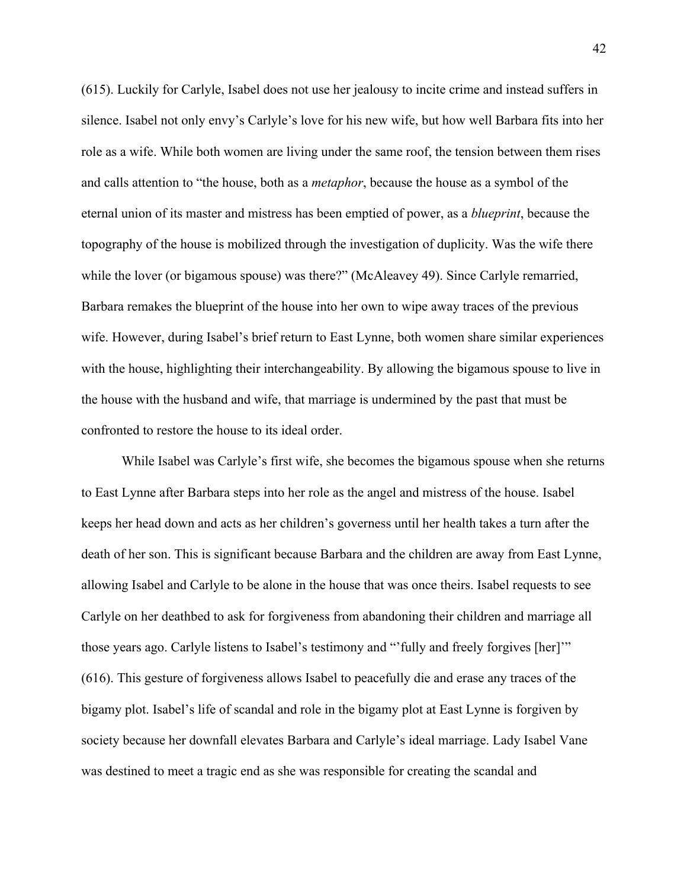(615). Luckily for Carlyle, Isabel does not use her jealousy to incite crime and instead suffers in silence. Isabel not only envy's Carlyle's love for his new wife, but how well Barbara fits into her role as a wife. While both women are living under the same roof, the tension between them rises and calls attention to "the house, both as a *metaphor*, because the house as a symbol of the eternal union of its master and mistress has been emptied of power, as a *blueprint*, because the topography of the house is mobilized through the investigation of duplicity. Was the wife there while the lover (or bigamous spouse) was there?" (McAleavey 49). Since Carlyle remarried, Barbara remakes the blueprint of the house into her own to wipe away traces of the previous wife. However, during Isabel's brief return to East Lynne, both women share similar experiences with the house, highlighting their interchangeability. By allowing the bigamous spouse to live in the house with the husband and wife, that marriage is undermined by the past that must be confronted to restore the house to its ideal order.

While Isabel was Carlyle's first wife, she becomes the bigamous spouse when she returns to East Lynne after Barbara steps into her role as the angel and mistress of the house. Isabel keeps her head down and acts as her children's governess until her health takes a turn after the death of her son. This is significant because Barbara and the children are away from East Lynne, allowing Isabel and Carlyle to be alone in the house that was once theirs. Isabel requests to see Carlyle on her deathbed to ask for forgiveness from abandoning their children and marriage all those years ago. Carlyle listens to Isabel's testimony and "'fully and freely forgives [her]'" (616). This gesture of forgiveness allows Isabel to peacefully die and erase any traces of the bigamy plot. Isabel's life of scandal and role in the bigamy plot at East Lynne is forgiven by society because her downfall elevates Barbara and Carlyle's ideal marriage. Lady Isabel Vane was destined to meet a tragic end as she was responsible for creating the scandal and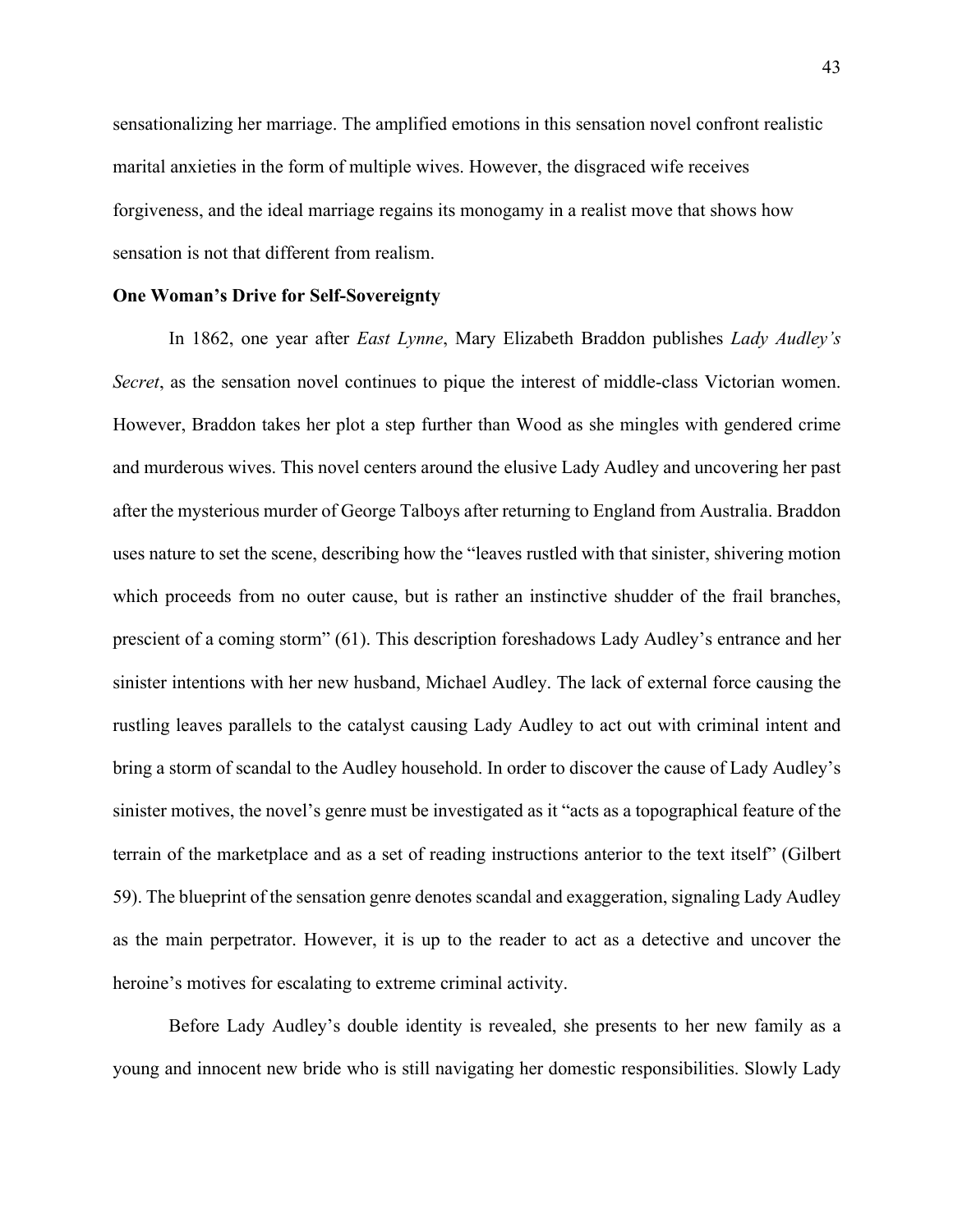sensationalizing her marriage. The amplified emotions in this sensation novel confront realistic marital anxieties in the form of multiple wives. However, the disgraced wife receives forgiveness, and the ideal marriage regains its monogamy in a realist move that shows how sensation is not that different from realism.

**One Woman's Drive for Self-Sovereignty**

In 1862, one year after *East Lynne*, Mary Elizabeth Braddon publishes *Lady Audley's Secret*, as the sensation novel continues to pique the interest of middle-class Victorian women. However, Braddon takes her plot a step further than Wood as she mingles with gendered crime and murderous wives. This novel centers around the elusive Lady Audley and uncovering her past after the mysterious murder of George Talboys after returning to England from Australia. Braddon uses nature to set the scene, describing how the "leaves rustled with that sinister, shivering motion which proceeds from no outer cause, but is rather an instinctive shudder of the frail branches, prescient of a coming storm" (61). This description foreshadows Lady Audley's entrance and her sinister intentions with her new husband, Michael Audley. The lack of external force causing the rustling leaves parallels to the catalyst causing Lady Audley to act out with criminal intent and bring a storm of scandal to the Audley household. In order to discover the cause of Lady Audley's sinister motives, the novel's genre must be investigated as it "acts as a topographical feature of the terrain of the marketplace and as a set of reading instructions anterior to the text itself" (Gilbert 59). The blueprint of the sensation genre denotes scandal and exaggeration, signaling Lady Audley as the main perpetrator. However, it is up to the reader to act as a detective and uncover the heroine's motives for escalating to extreme criminal activity.

Before Lady Audley's double identity is revealed, she presents to her new family as a young and innocent new bride who is still navigating her domestic responsibilities. Slowly Lady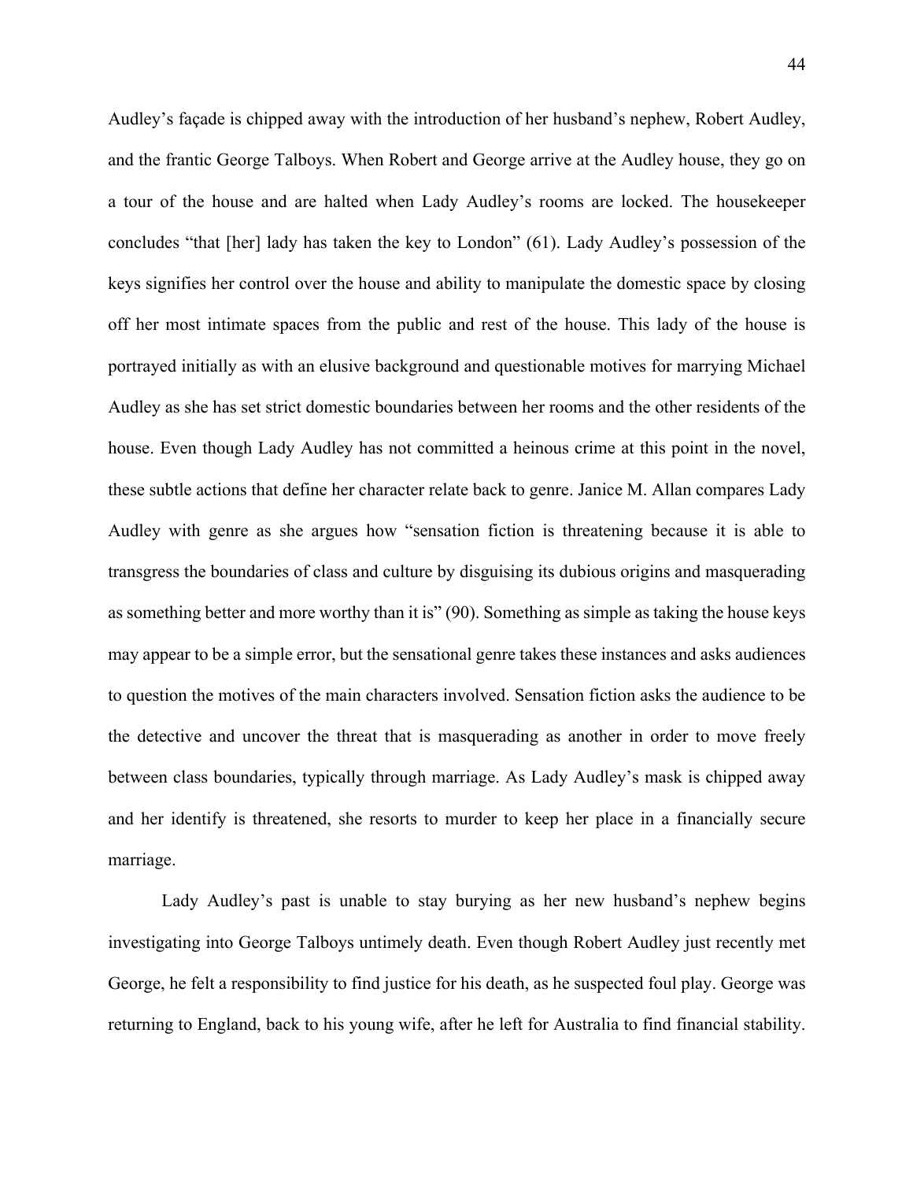Audley's façade is chipped away with the introduction of her husband's nephew, Robert Audley, and the frantic George Talboys. When Robert and George arrive at the Audley house, they go on a tour of the house and are halted when Lady Audley's rooms are locked. The housekeeper concludes "that [her] lady has taken the key to London" (61). Lady Audley's possession of the keys signifies her control over the house and ability to manipulate the domestic space by closing off her most intimate spaces from the public and rest of the house. This lady of the house is portrayed initially as with an elusive background and questionable motives for marrying Michael Audley as she has set strict domestic boundaries between her rooms and the other residents of the house. Even though Lady Audley has not committed a heinous crime at this point in the novel, these subtle actions that define her character relate back to genre. Janice M. Allan compares Lady Audley with genre as she argues how "sensation fiction is threatening because it is able to transgress the boundaries of class and culture by disguising its dubious origins and masquerading as something better and more worthy than it is" (90). Something as simple as taking the house keys may appear to be a simple error, but the sensational genre takes these instances and asks audiences to question the motives of the main characters involved. Sensation fiction asks the audience to be the detective and uncover the threat that is masquerading as another in order to move freely between class boundaries, typically through marriage. As Lady Audley's mask is chipped away and her identify is threatened, she resorts to murder to keep her place in a financially secure marriage.

Lady Audley's past is unable to stay burying as her new husband's nephew begins investigating into George Talboys untimely death. Even though Robert Audley just recently met George, he felt a responsibility to find justice for his death, as he suspected foul play. George was returning to England, back to his young wife, after he left for Australia to find financial stability.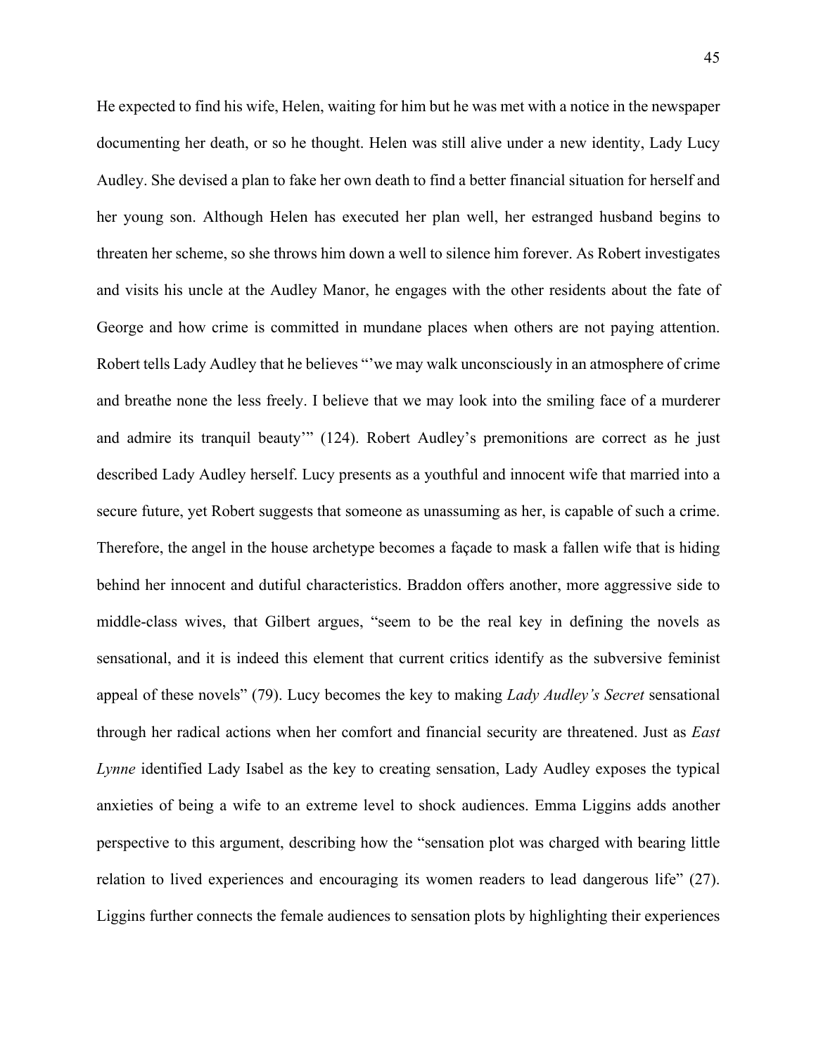He expected to find his wife, Helen, waiting for him but he was met with a notice in the newspaper documenting her death, or so he thought. Helen was still alive under a new identity, Lady Lucy Audley. She devised a plan to fake her own death to find a better financial situation for herself and her young son. Although Helen has executed her plan well, her estranged husband begins to threaten her scheme, so she throws him down a well to silence him forever. As Robert investigates and visits his uncle at the Audley Manor, he engages with the other residents about the fate of George and how crime is committed in mundane places when others are not paying attention. Robert tells Lady Audley that he believes "'we may walk unconsciously in an atmosphere of crime and breathe none the less freely. I believe that we may look into the smiling face of a murderer and admire its tranquil beauty'" (124). Robert Audley's premonitions are correct as he just described Lady Audley herself. Lucy presents as a youthful and innocent wife that married into a secure future, yet Robert suggests that someone as unassuming as her, is capable of such a crime. Therefore, the angel in the house archetype becomes a façade to mask a fallen wife that is hiding behind her innocent and dutiful characteristics. Braddon offers another, more aggressive side to middle-class wives, that Gilbert argues, "seem to be the real key in defining the novels as sensational, and it is indeed this element that current critics identify as the subversive feminist appeal of these novels" (79). Lucy becomes the key to making *Lady Audley's Secret* sensational through her radical actions when her comfort and financial security are threatened. Just as *East Lynne* identified Lady Isabel as the key to creating sensation, Lady Audley exposes the typical anxieties of being a wife to an extreme level to shock audiences. Emma Liggins adds another perspective to this argument, describing how the "sensation plot was charged with bearing little relation to lived experiences and encouraging its women readers to lead dangerous life" (27). Liggins further connects the female audiences to sensation plots by highlighting their experiences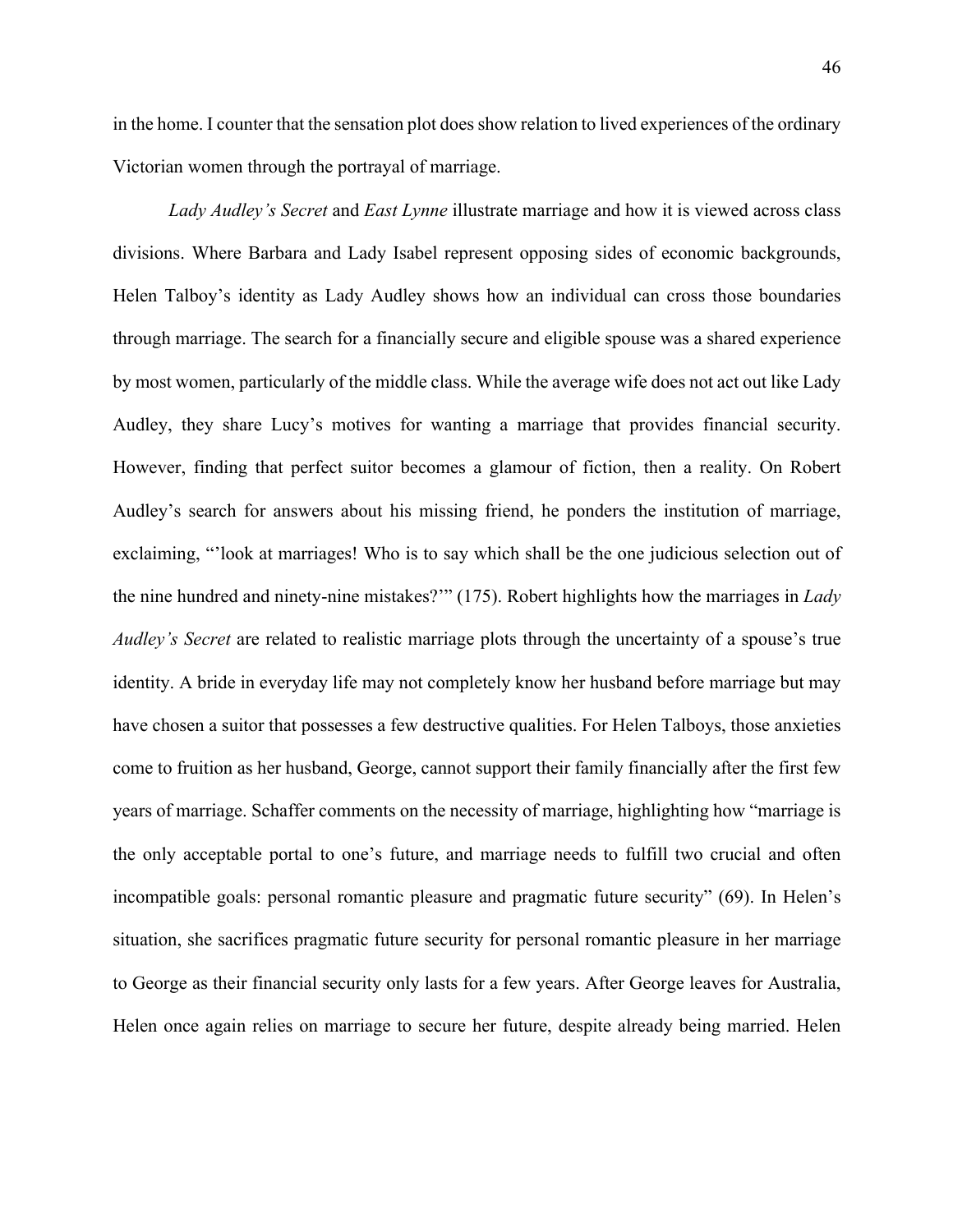in the home. I counter that the sensation plot does show relation to lived experiences of the ordinary Victorian women through the portrayal of marriage.

*Lady Audley's Secret* and *East Lynne* illustrate marriage and how it is viewed across class divisions. Where Barbara and Lady Isabel represent opposing sides of economic backgrounds, Helen Talboy's identity as Lady Audley shows how an individual can cross those boundaries through marriage. The search for a financially secure and eligible spouse was a shared experience by most women, particularly of the middle class. While the average wife does not act out like Lady Audley, they share Lucy's motives for wanting a marriage that provides financial security. However, finding that perfect suitor becomes a glamour of fiction, then a reality. On Robert Audley's search for answers about his missing friend, he ponders the institution of marriage, exclaiming, "'look at marriages! Who is to say which shall be the one judicious selection out of the nine hundred and ninety-nine mistakes?'" (175). Robert highlights how the marriages in *Lady Audley's Secret* are related to realistic marriage plots through the uncertainty of a spouse's true identity. A bride in everyday life may not completely know her husband before marriage but may have chosen a suitor that possesses a few destructive qualities. For Helen Talboys, those anxieties come to fruition as her husband, George, cannot support their family financially after the first few years of marriage. Schaffer comments on the necessity of marriage, highlighting how "marriage is the only acceptable portal to one's future, and marriage needs to fulfill two crucial and often incompatible goals: personal romantic pleasure and pragmatic future security" (69). In Helen's situation, she sacrifices pragmatic future security for personal romantic pleasure in her marriage to George as their financial security only lasts for a few years. After George leaves for Australia, Helen once again relies on marriage to secure her future, despite already being married. Helen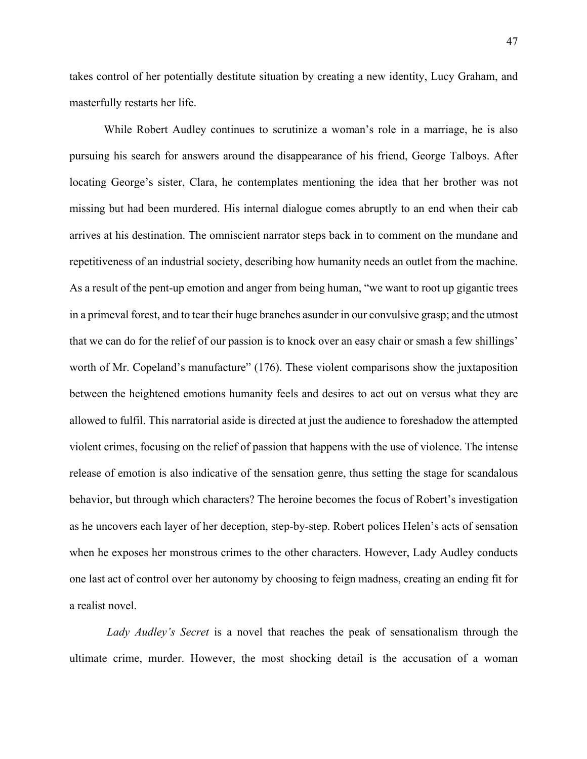takes control of her potentially destitute situation by creating a new identity, Lucy Graham, and masterfully restarts her life.

While Robert Audley continues to scrutinize a woman's role in a marriage, he is also pursuing his search for answers around the disappearance of his friend, George Talboys. After locating George's sister, Clara, he contemplates mentioning the idea that her brother was not missing but had been murdered. His internal dialogue comes abruptly to an end when their cab arrives at his destination. The omniscient narrator steps back in to comment on the mundane and repetitiveness of an industrial society, describing how humanity needs an outlet from the machine. As a result of the pent-up emotion and anger from being human, "we want to root up gigantic trees in a primeval forest, and to tear their huge branches asunder in our convulsive grasp; and the utmost that we can do for the relief of our passion is to knock over an easy chair or smash a few shillings' worth of Mr. Copeland's manufacture" (176). These violent comparisons show the juxtaposition between the heightened emotions humanity feels and desires to act out on versus what they are allowed to fulfil. This narratorial aside is directed at just the audience to foreshadow the attempted violent crimes, focusing on the relief of passion that happens with the use of violence. The intense release of emotion is also indicative of the sensation genre, thus setting the stage for scandalous behavior, but through which characters? The heroine becomes the focus of Robert's investigation as he uncovers each layer of her deception, step-by-step. Robert polices Helen's acts of sensation when he exposes her monstrous crimes to the other characters. However, Lady Audley conducts one last act of control over her autonomy by choosing to feign madness, creating an ending fit for a realist novel.

*Lady Audley's Secret* is a novel that reaches the peak of sensationalism through the ultimate crime, murder. However, the most shocking detail is the accusation of a woman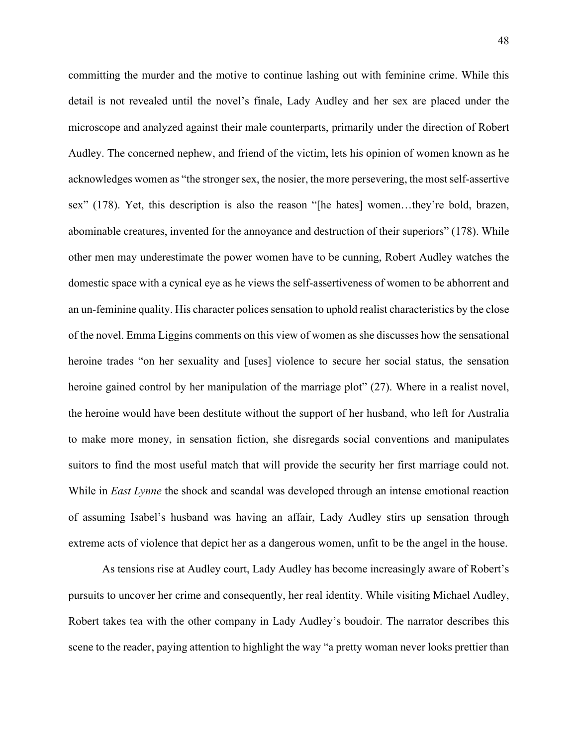committing the murder and the motive to continue lashing out with feminine crime. While this detail is not revealed until the novel's finale, Lady Audley and her sex are placed under the microscope and analyzed against their male counterparts, primarily under the direction of Robert Audley. The concerned nephew, and friend of the victim, lets his opinion of women known as he acknowledges women as "the stronger sex, the nosier, the more persevering, the most self-assertive sex" (178). Yet, this description is also the reason "[he hates] women…they're bold, brazen, abominable creatures, invented for the annoyance and destruction of their superiors" (178). While other men may underestimate the power women have to be cunning, Robert Audley watches the domestic space with a cynical eye as he views the self-assertiveness of women to be abhorrent and an un-feminine quality. His character polices sensation to uphold realist characteristics by the close of the novel. Emma Liggins comments on this view of women as she discusses how the sensational heroine trades "on her sexuality and [uses] violence to secure her social status, the sensation heroine gained control by her manipulation of the marriage plot" (27). Where in a realist novel, the heroine would have been destitute without the support of her husband, who left for Australia to make more money, in sensation fiction, she disregards social conventions and manipulates suitors to find the most useful match that will provide the security her first marriage could not. While in *East Lynne* the shock and scandal was developed through an intense emotional reaction of assuming Isabel's husband was having an affair, Lady Audley stirs up sensation through extreme acts of violence that depict her as a dangerous women, unfit to be the angel in the house.

As tensions rise at Audley court, Lady Audley has become increasingly aware of Robert's pursuits to uncover her crime and consequently, her real identity. While visiting Michael Audley, Robert takes tea with the other company in Lady Audley's boudoir. The narrator describes this scene to the reader, paying attention to highlight the way "a pretty woman never looks prettier than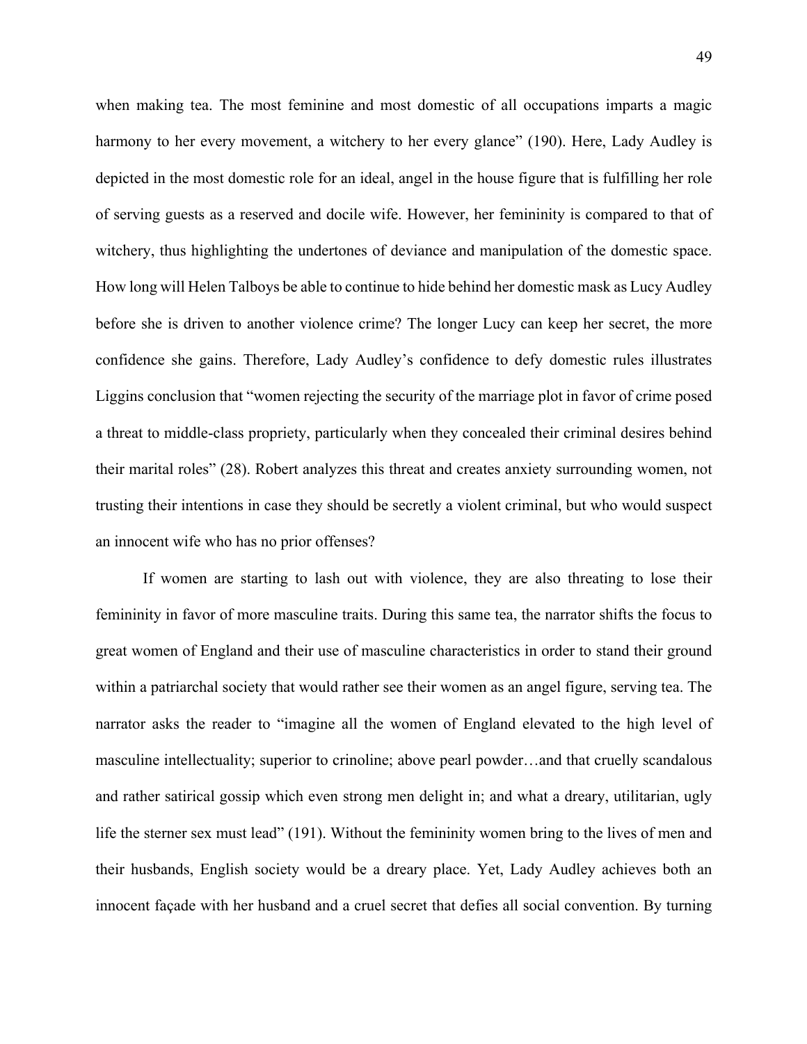when making tea. The most feminine and most domestic of all occupations imparts a magic harmony to her every movement, a witchery to her every glance" (190). Here, Lady Audley is depicted in the most domestic role for an ideal, angel in the house figure that is fulfilling her role of serving guests as a reserved and docile wife. However, her femininity is compared to that of witchery, thus highlighting the undertones of deviance and manipulation of the domestic space. How long will Helen Talboys be able to continue to hide behind her domestic mask as Lucy Audley before she is driven to another violence crime? The longer Lucy can keep her secret, the more confidence she gains. Therefore, Lady Audley's confidence to defy domestic rules illustrates Liggins conclusion that "women rejecting the security of the marriage plot in favor of crime posed a threat to middle-class propriety, particularly when they concealed their criminal desires behind their marital roles" (28). Robert analyzes this threat and creates anxiety surrounding women, not trusting their intentions in case they should be secretly a violent criminal, but who would suspect an innocent wife who has no prior offenses?

If women are starting to lash out with violence, they are also threating to lose their femininity in favor of more masculine traits. During this same tea, the narrator shifts the focus to great women of England and their use of masculine characteristics in order to stand their ground within a patriarchal society that would rather see their women as an angel figure, serving tea. The narrator asks the reader to "imagine all the women of England elevated to the high level of masculine intellectuality; superior to crinoline; above pearl powder…and that cruelly scandalous and rather satirical gossip which even strong men delight in; and what a dreary, utilitarian, ugly life the sterner sex must lead" (191). Without the femininity women bring to the lives of men and their husbands, English society would be a dreary place. Yet, Lady Audley achieves both an innocent façade with her husband and a cruel secret that defies all social convention. By turning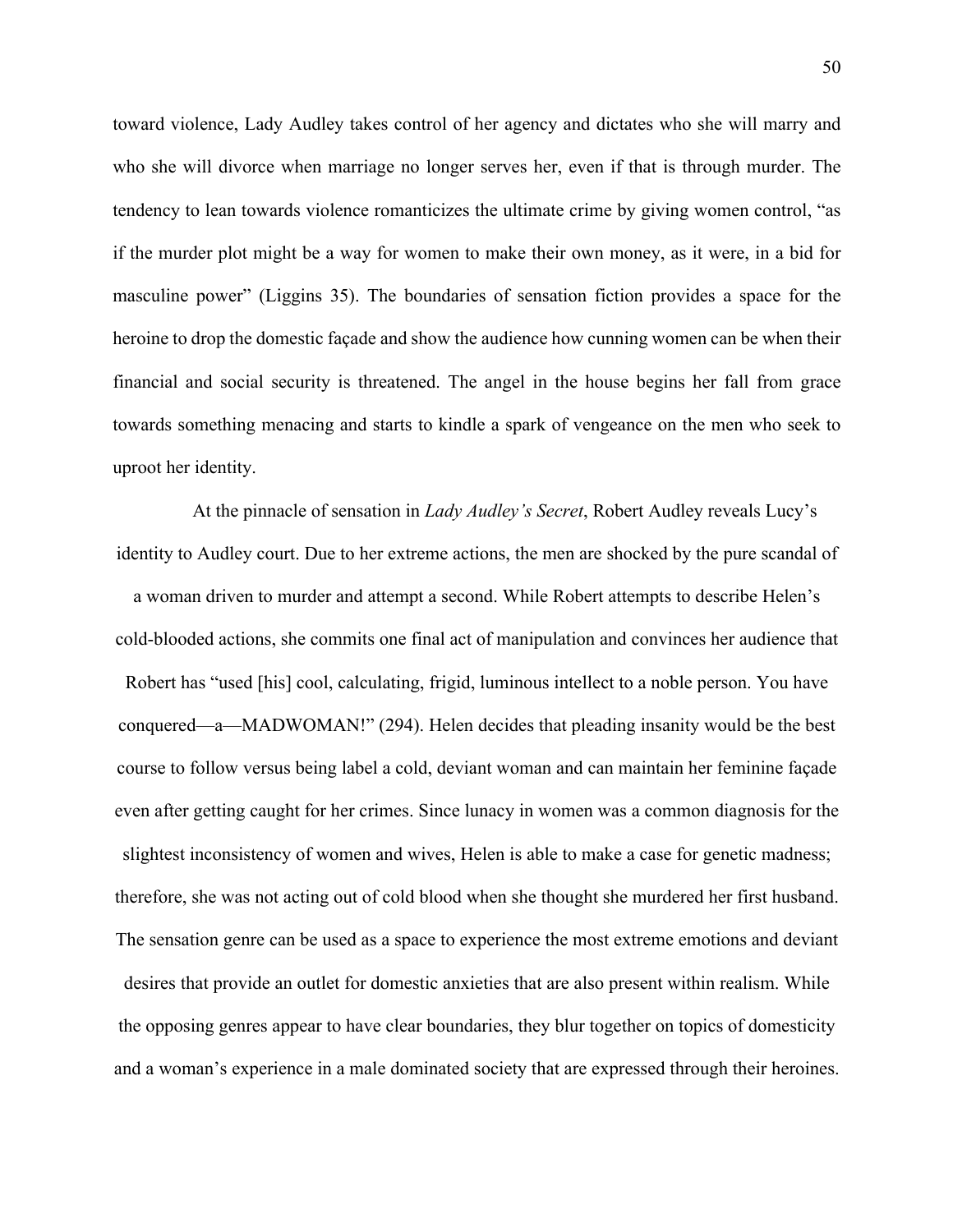toward violence, Lady Audley takes control of her agency and dictates who she will marry and who she will divorce when marriage no longer serves her, even if that is through murder. The tendency to lean towards violence romanticizes the ultimate crime by giving women control, "as if the murder plot might be a way for women to make their own money, as it were, in a bid for masculine power" (Liggins 35). The boundaries of sensation fiction provides a space for the heroine to drop the domestic façade and show the audience how cunning women can be when their financial and social security is threatened. The angel in the house begins her fall from grace towards something menacing and starts to kindle a spark of vengeance on the men who seek to uproot her identity.

At the pinnacle of sensation in *Lady Audley's Secret*, Robert Audley reveals Lucy's identity to Audley court. Due to her extreme actions, the men are shocked by the pure scandal of a woman driven to murder and attempt a second. While Robert attempts to describe Helen's cold-blooded actions, she commits one final act of manipulation and convinces her audience that Robert has "used [his] cool, calculating, frigid, luminous intellect to a noble person. You have conquered—a—MADWOMAN!" (294). Helen decides that pleading insanity would be the best course to follow versus being label a cold, deviant woman and can maintain her feminine façade even after getting caught for her crimes. Since lunacy in women was a common diagnosis for the slightest inconsistency of women and wives, Helen is able to make a case for genetic madness; therefore, she was not acting out of cold blood when she thought she murdered her first husband. The sensation genre can be used as a space to experience the most extreme emotions and deviant desires that provide an outlet for domestic anxieties that are also present within realism. While the opposing genres appear to have clear boundaries, they blur together on topics of domesticity and a woman's experience in a male dominated society that are expressed through their heroines.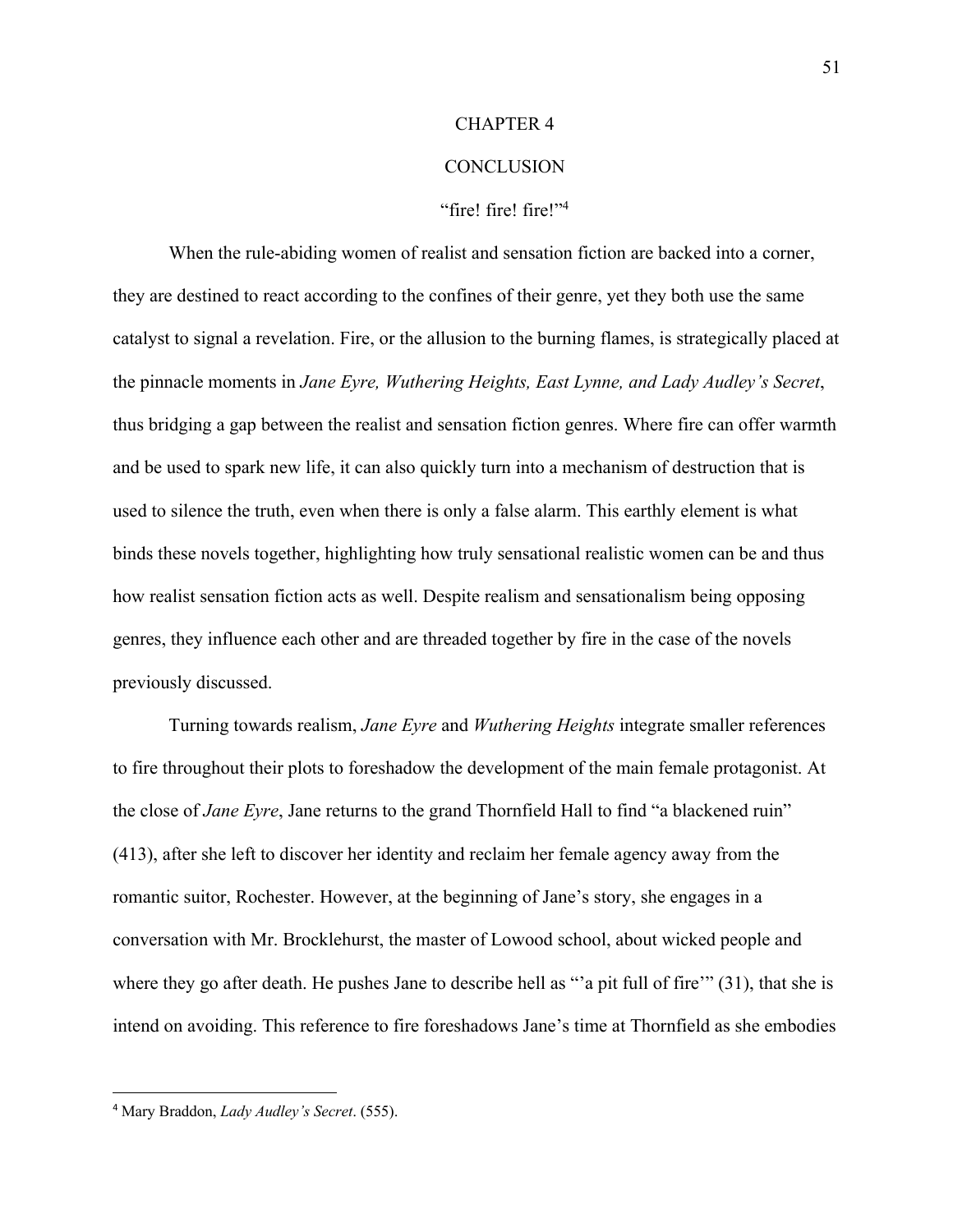# CHAPTER 4

## CONCLUSION

### "fire! fire! fire!"[4]

When the rule-abiding women of realist and sensation fiction are backed into a corner, they are destined to react according to the confines of their genre, yet they both use the same catalyst to signal a revelation. Fire, or the allusion to the burning flames, is strategically placed at the pinnacle moments in *Jane Eyre, Wuthering Heights, East Lynne, and Lady Audley's Secret*, thus bridging a gap between the realist and sensation fiction genres. Where fire can offer warmth and be used to spark new life, it can also quickly turn into a mechanism of destruction that is used to silence the truth, even when there is only a false alarm. This earthly element is what binds these novels together, highlighting how truly sensational realistic women can be and thus how realist sensation fiction acts as well. Despite realism and sensationalism being opposing genres, they influence each other and are threaded together by fire in the case of the novels previously discussed.

Turning towards realism, *Jane Eyre* and *Wuthering Heights* integrate smaller references to fire throughout their plots to foreshadow the development of the main female protagonist. At the close of *Jane Eyre*, Jane returns to the grand Thornfield Hall to find "a blackened ruin" (413), after she left to discover her identity and reclaim her female agency away from the romantic suitor, Rochester. However, at the beginning of Jane's story, she engages in a conversation with Mr. Brocklehurst, the master of Lowood school, about wicked people and where they go after death. He pushes Jane to describe hell as "'a pit full of fire'" (31), that she is intend on avoiding. This reference to fire foreshadows Jane's time at Thornfield as she embodies

---

[4] Mary Braddon, *Lady Audley's Secret*. (555).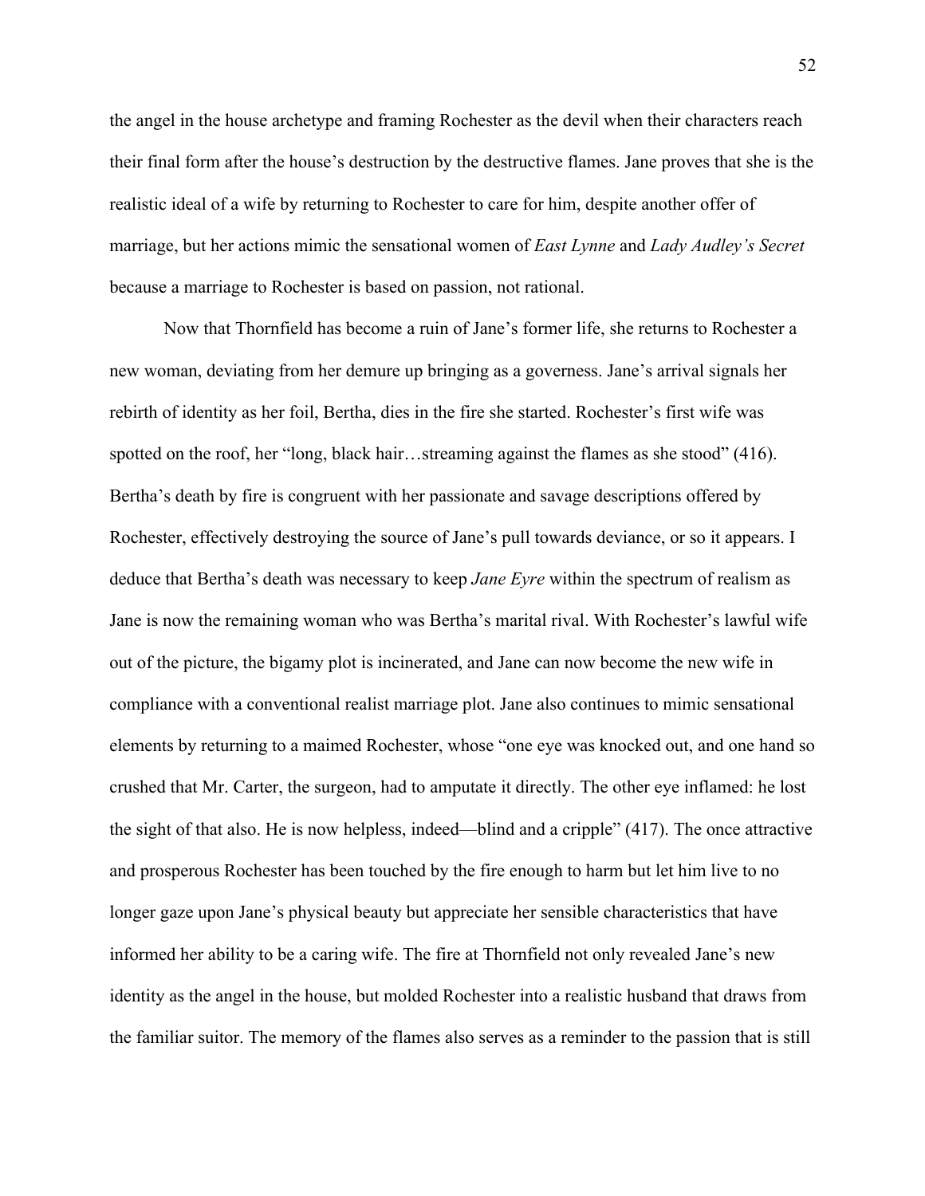the angel in the house archetype and framing Rochester as the devil when their characters reach their final form after the house's destruction by the destructive flames. Jane proves that she is the realistic ideal of a wife by returning to Rochester to care for him, despite another offer of marriage, but her actions mimic the sensational women of *East Lynne* and *Lady Audley's Secret* because a marriage to Rochester is based on passion, not rational.

Now that Thornfield has become a ruin of Jane's former life, she returns to Rochester a new woman, deviating from her demure up bringing as a governess. Jane's arrival signals her rebirth of identity as her foil, Bertha, dies in the fire she started. Rochester's first wife was spotted on the roof, her "long, black hair…streaming against the flames as she stood" (416). Bertha's death by fire is congruent with her passionate and savage descriptions offered by Rochester, effectively destroying the source of Jane's pull towards deviance, or so it appears. I deduce that Bertha's death was necessary to keep *Jane Eyre* within the spectrum of realism as Jane is now the remaining woman who was Bertha's marital rival. With Rochester's lawful wife out of the picture, the bigamy plot is incinerated, and Jane can now become the new wife in compliance with a conventional realist marriage plot. Jane also continues to mimic sensational elements by returning to a maimed Rochester, whose "one eye was knocked out, and one hand so crushed that Mr. Carter, the surgeon, had to amputate it directly. The other eye inflamed: he lost the sight of that also. He is now helpless, indeed—blind and a cripple" (417). The once attractive and prosperous Rochester has been touched by the fire enough to harm but let him live to no longer gaze upon Jane's physical beauty but appreciate her sensible characteristics that have informed her ability to be a caring wife. The fire at Thornfield not only revealed Jane's new identity as the angel in the house, but molded Rochester into a realistic husband that draws from the familiar suitor. The memory of the flames also serves as a reminder to the passion that is still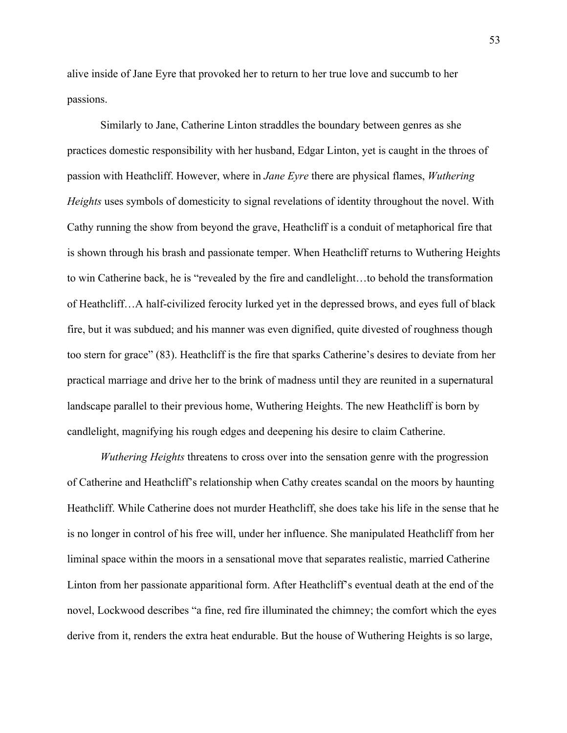alive inside of Jane Eyre that provoked her to return to her true love and succumb to her passions.

Similarly to Jane, Catherine Linton straddles the boundary between genres as she practices domestic responsibility with her husband, Edgar Linton, yet is caught in the throes of passion with Heathcliff. However, where in *Jane Eyre* there are physical flames, *Wuthering Heights* uses symbols of domesticity to signal revelations of identity throughout the novel. With Cathy running the show from beyond the grave, Heathcliff is a conduit of metaphorical fire that is shown through his brash and passionate temper. When Heathcliff returns to Wuthering Heights to win Catherine back, he is "revealed by the fire and candlelight…to behold the transformation of Heathcliff…A half-civilized ferocity lurked yet in the depressed brows, and eyes full of black fire, but it was subdued; and his manner was even dignified, quite divested of roughness though too stern for grace" (83). Heathcliff is the fire that sparks Catherine's desires to deviate from her practical marriage and drive her to the brink of madness until they are reunited in a supernatural landscape parallel to their previous home, Wuthering Heights. The new Heathcliff is born by candlelight, magnifying his rough edges and deepening his desire to claim Catherine.

*Wuthering Heights* threatens to cross over into the sensation genre with the progression of Catherine and Heathcliff's relationship when Cathy creates scandal on the moors by haunting Heathcliff. While Catherine does not murder Heathcliff, she does take his life in the sense that he is no longer in control of his free will, under her influence. She manipulated Heathcliff from her liminal space within the moors in a sensational move that separates realistic, married Catherine Linton from her passionate apparitional form. After Heathcliff's eventual death at the end of the novel, Lockwood describes "a fine, red fire illuminated the chimney; the comfort which the eyes derive from it, renders the extra heat endurable. But the house of Wuthering Heights is so large,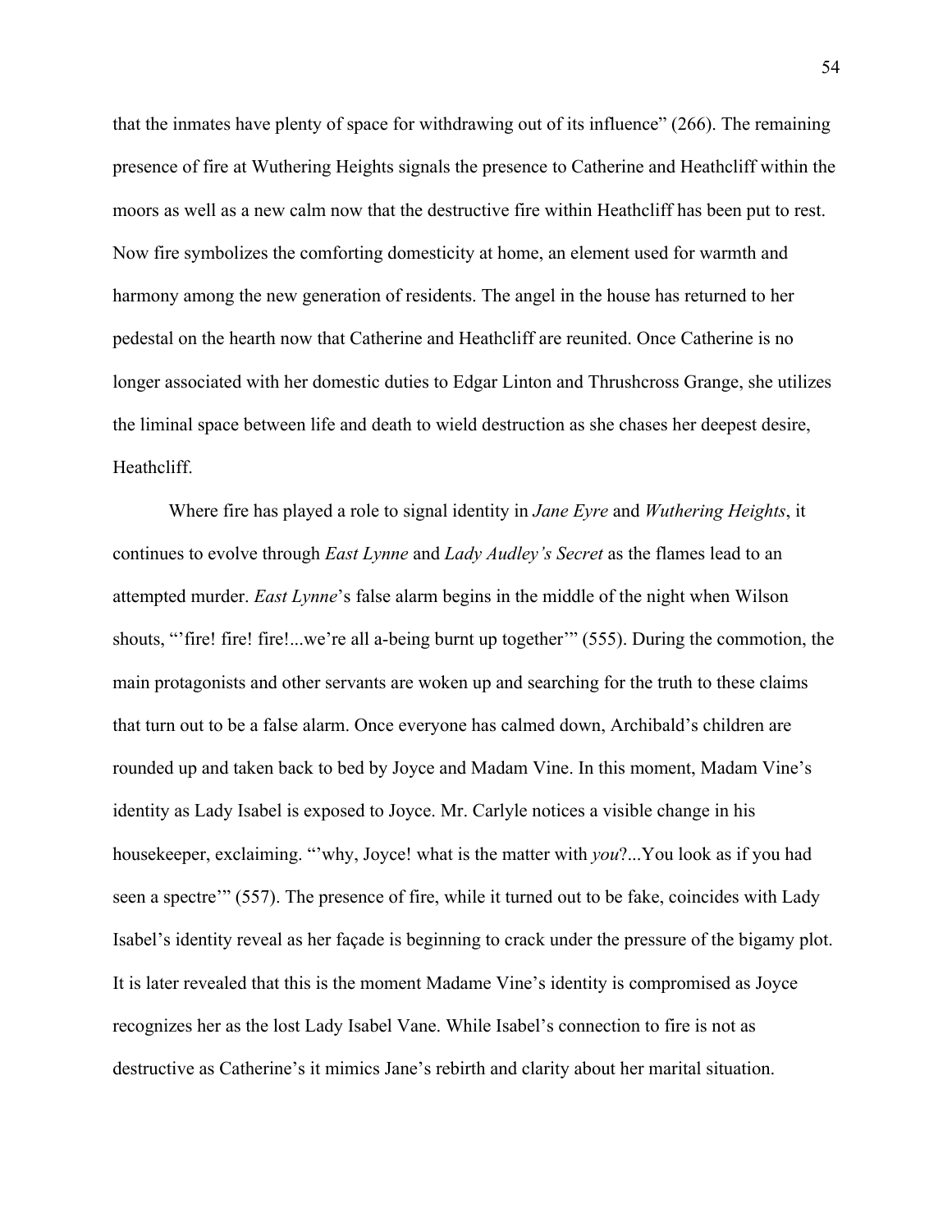that the inmates have plenty of space for withdrawing out of its influence" (266). The remaining presence of fire at Wuthering Heights signals the presence to Catherine and Heathcliff within the moors as well as a new calm now that the destructive fire within Heathcliff has been put to rest. Now fire symbolizes the comforting domesticity at home, an element used for warmth and harmony among the new generation of residents. The angel in the house has returned to her pedestal on the hearth now that Catherine and Heathcliff are reunited. Once Catherine is no longer associated with her domestic duties to Edgar Linton and Thrushcross Grange, she utilizes the liminal space between life and death to wield destruction as she chases her deepest desire, Heathcliff.

Where fire has played a role to signal identity in *Jane Eyre* and *Wuthering Heights*, it continues to evolve through *East Lynne* and *Lady Audley's Secret* as the flames lead to an attempted murder. *East Lynne*'s false alarm begins in the middle of the night when Wilson shouts, "'fire! fire! fire!...we're all a-being burnt up together'" (555). During the commotion, the main protagonists and other servants are woken up and searching for the truth to these claims that turn out to be a false alarm. Once everyone has calmed down, Archibald's children are rounded up and taken back to bed by Joyce and Madam Vine. In this moment, Madam Vine's identity as Lady Isabel is exposed to Joyce. Mr. Carlyle notices a visible change in his housekeeper, exclaiming. "'why, Joyce! what is the matter with *you*?...You look as if you had seen a spectre'" (557). The presence of fire, while it turned out to be fake, coincides with Lady Isabel's identity reveal as her façade is beginning to crack under the pressure of the bigamy plot. It is later revealed that this is the moment Madame Vine's identity is compromised as Joyce recognizes her as the lost Lady Isabel Vane. While Isabel's connection to fire is not as destructive as Catherine's it mimics Jane's rebirth and clarity about her marital situation.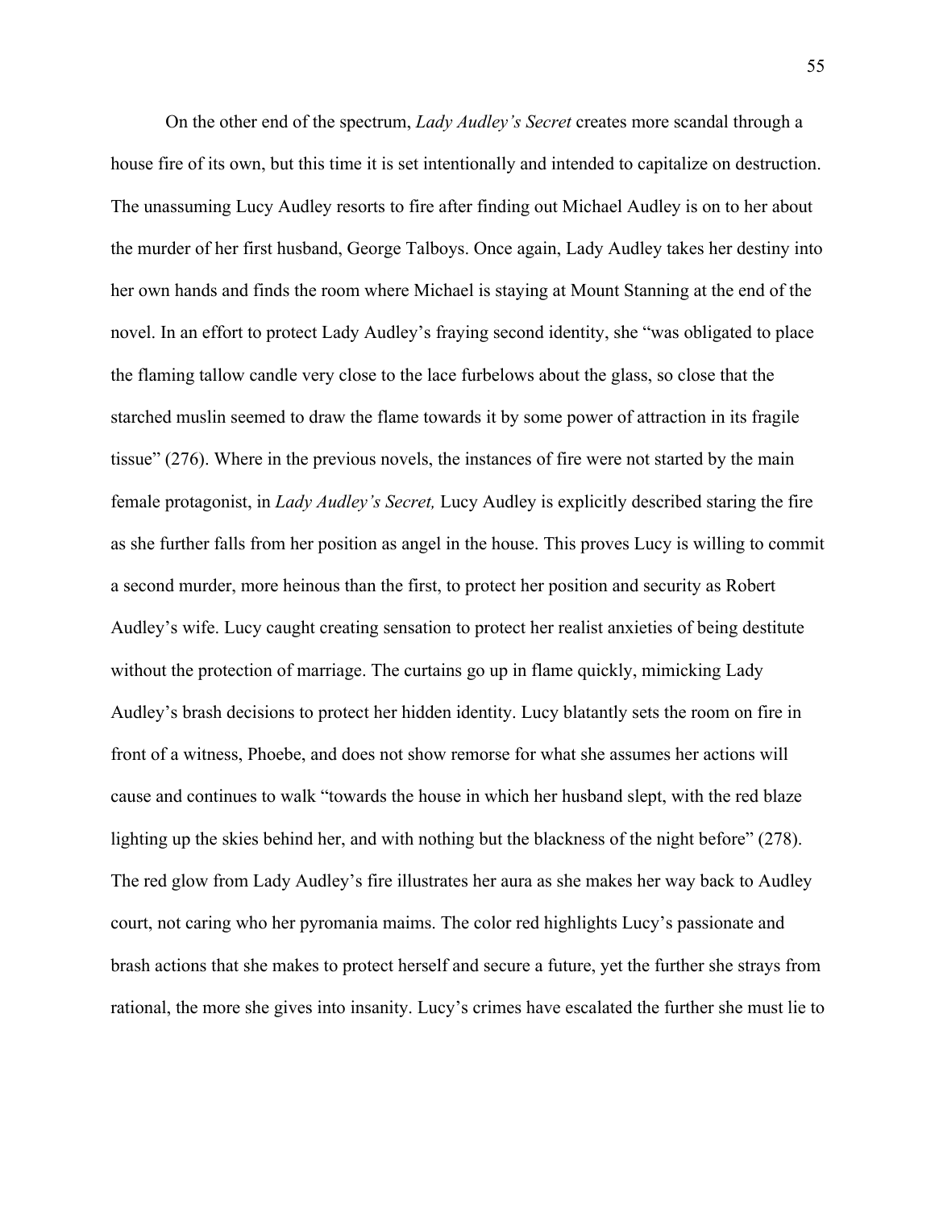On the other end of the spectrum, *Lady Audley's Secret* creates more scandal through a house fire of its own, but this time it is set intentionally and intended to capitalize on destruction. The unassuming Lucy Audley resorts to fire after finding out Michael Audley is on to her about the murder of her first husband, George Talboys. Once again, Lady Audley takes her destiny into her own hands and finds the room where Michael is staying at Mount Stanning at the end of the novel. In an effort to protect Lady Audley's fraying second identity, she "was obligated to place the flaming tallow candle very close to the lace furbelows about the glass, so close that the starched muslin seemed to draw the flame towards it by some power of attraction in its fragile tissue" (276). Where in the previous novels, the instances of fire were not started by the main female protagonist, in *Lady Audley's Secret,* Lucy Audley is explicitly described staring the fire as she further falls from her position as angel in the house. This proves Lucy is willing to commit a second murder, more heinous than the first, to protect her position and security as Robert Audley's wife. Lucy caught creating sensation to protect her realist anxieties of being destitute without the protection of marriage. The curtains go up in flame quickly, mimicking Lady Audley's brash decisions to protect her hidden identity. Lucy blatantly sets the room on fire in front of a witness, Phoebe, and does not show remorse for what she assumes her actions will cause and continues to walk "towards the house in which her husband slept, with the red blaze lighting up the skies behind her, and with nothing but the blackness of the night before" (278). The red glow from Lady Audley's fire illustrates her aura as she makes her way back to Audley court, not caring who her pyromania maims. The color red highlights Lucy's passionate and brash actions that she makes to protect herself and secure a future, yet the further she strays from rational, the more she gives into insanity. Lucy's crimes have escalated the further she must lie to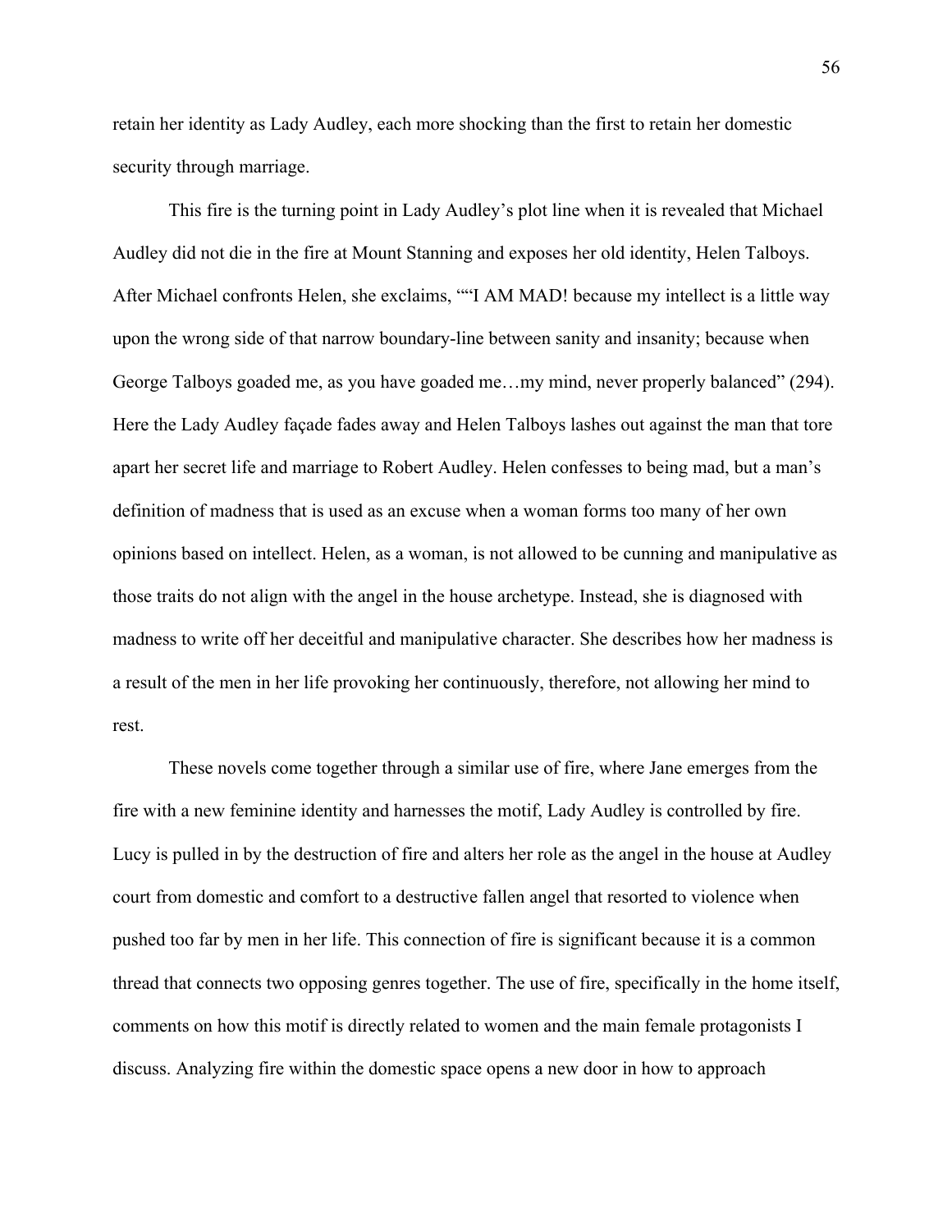retain her identity as Lady Audley, each more shocking than the first to retain her domestic security through marriage.

This fire is the turning point in Lady Audley's plot line when it is revealed that Michael Audley did not die in the fire at Mount Stanning and exposes her old identity, Helen Talboys. After Michael confronts Helen, she exclaims, ""I AM MAD! because my intellect is a little way upon the wrong side of that narrow boundary-line between sanity and insanity; because when George Talboys goaded me, as you have goaded me…my mind, never properly balanced" (294). Here the Lady Audley façade fades away and Helen Talboys lashes out against the man that tore apart her secret life and marriage to Robert Audley. Helen confesses to being mad, but a man's definition of madness that is used as an excuse when a woman forms too many of her own opinions based on intellect. Helen, as a woman, is not allowed to be cunning and manipulative as those traits do not align with the angel in the house archetype. Instead, she is diagnosed with madness to write off her deceitful and manipulative character. She describes how her madness is a result of the men in her life provoking her continuously, therefore, not allowing her mind to rest.

These novels come together through a similar use of fire, where Jane emerges from the fire with a new feminine identity and harnesses the motif, Lady Audley is controlled by fire. Lucy is pulled in by the destruction of fire and alters her role as the angel in the house at Audley court from domestic and comfort to a destructive fallen angel that resorted to violence when pushed too far by men in her life. This connection of fire is significant because it is a common thread that connects two opposing genres together. The use of fire, specifically in the home itself, comments on how this motif is directly related to women and the main female protagonists I discuss. Analyzing fire within the domestic space opens a new door in how to approach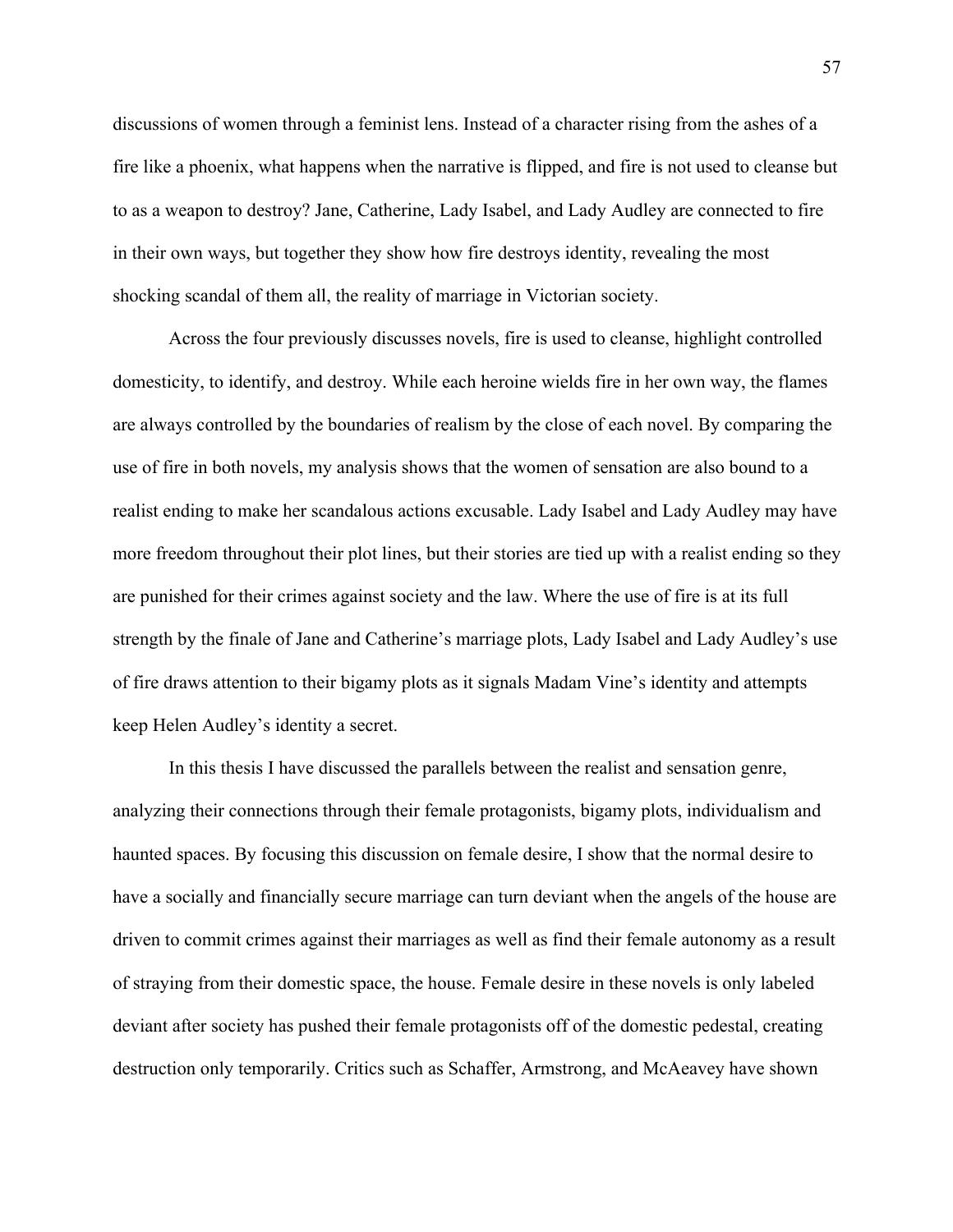discussions of women through a feminist lens. Instead of a character rising from the ashes of a fire like a phoenix, what happens when the narrative is flipped, and fire is not used to cleanse but to as a weapon to destroy? Jane, Catherine, Lady Isabel, and Lady Audley are connected to fire in their own ways, but together they show how fire destroys identity, revealing the most shocking scandal of them all, the reality of marriage in Victorian society.

Across the four previously discusses novels, fire is used to cleanse, highlight controlled domesticity, to identify, and destroy. While each heroine wields fire in her own way, the flames are always controlled by the boundaries of realism by the close of each novel. By comparing the use of fire in both novels, my analysis shows that the women of sensation are also bound to a realist ending to make her scandalous actions excusable. Lady Isabel and Lady Audley may have more freedom throughout their plot lines, but their stories are tied up with a realist ending so they are punished for their crimes against society and the law. Where the use of fire is at its full strength by the finale of Jane and Catherine's marriage plots, Lady Isabel and Lady Audley's use of fire draws attention to their bigamy plots as it signals Madam Vine's identity and attempts keep Helen Audley's identity a secret.

In this thesis I have discussed the parallels between the realist and sensation genre, analyzing their connections through their female protagonists, bigamy plots, individualism and haunted spaces. By focusing this discussion on female desire, I show that the normal desire to have a socially and financially secure marriage can turn deviant when the angels of the house are driven to commit crimes against their marriages as well as find their female autonomy as a result of straying from their domestic space, the house. Female desire in these novels is only labeled deviant after society has pushed their female protagonists off of the domestic pedestal, creating destruction only temporarily. Critics such as Schaffer, Armstrong, and McAeavey have shown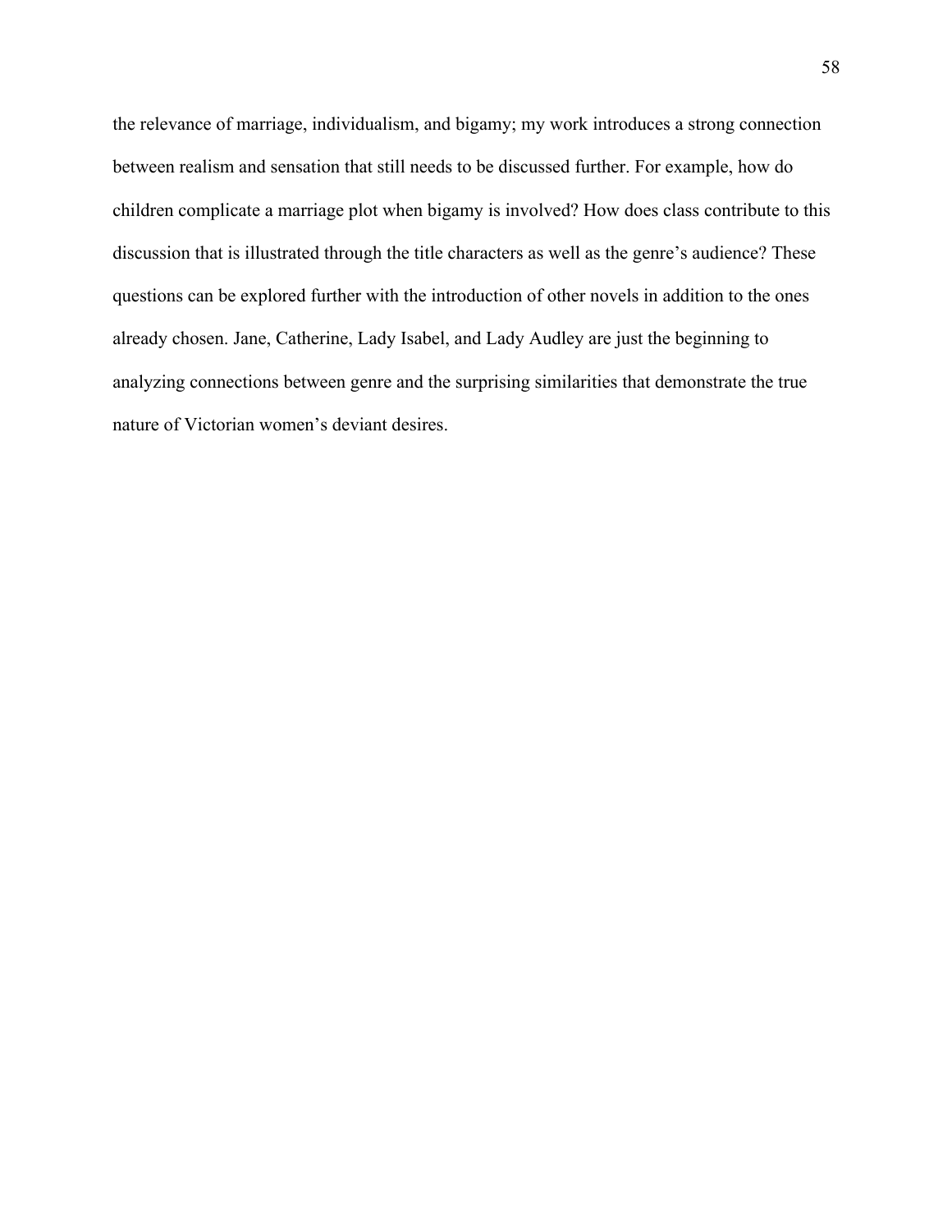the relevance of marriage, individualism, and bigamy; my work introduces a strong connection between realism and sensation that still needs to be discussed further. For example, how do children complicate a marriage plot when bigamy is involved? How does class contribute to this discussion that is illustrated through the title characters as well as the genre's audience? These questions can be explored further with the introduction of other novels in addition to the ones already chosen. Jane, Catherine, Lady Isabel, and Lady Audley are just the beginning to analyzing connections between genre and the surprising similarities that demonstrate the true nature of Victorian women's deviant desires.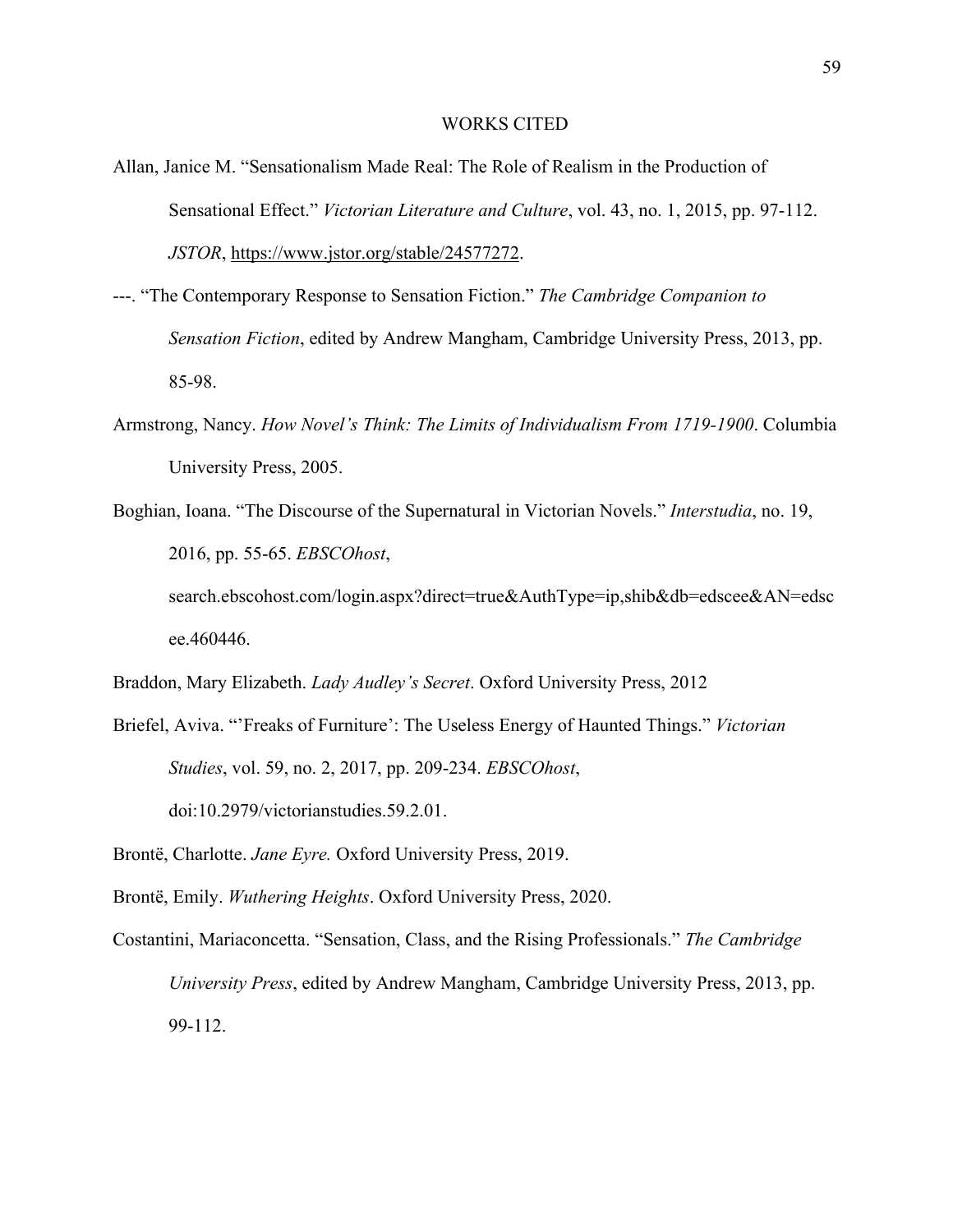# WORKS CITED

Allan, Janice M. "Sensationalism Made Real: The Role of Realism in the Production of Sensational Effect." *Victorian Literature and Culture*, vol. 43, no. 1, 2015, pp. 97-112. *JSTOR*, https://www.jstor.org/stable/24577272.

---. "The Contemporary Response to Sensation Fiction." *The Cambridge Companion to Sensation Fiction*, edited by Andrew Mangham, Cambridge University Press, 2013, pp. 85-98.

Armstrong, Nancy. *How Novel's Think: The Limits of Individualism From 1719-1900*. Columbia University Press, 2005.

Boghian, Ioana. "The Discourse of the Supernatural in Victorian Novels." *Interstudia*, no. 19, 2016, pp. 55-65. *EBSCOhost*, search.ebscohost.com/login.aspx?direct=true&AuthType=ip,shib&db=edscee&AN=edscee.460446.

Braddon, Mary Elizabeth. *Lady Audley's Secret*. Oxford University Press, 2012

Briefel, Aviva. "'Freaks of Furniture': The Useless Energy of Haunted Things." *Victorian Studies*, vol. 59, no. 2, 2017, pp. 209-234. *EBSCOhost*, doi:10.2979/victorianstudies.59.2.01.

Brontë, Charlotte. *Jane Eyre.* Oxford University Press, 2019.

Brontë, Emily. *Wuthering Heights*. Oxford University Press, 2020.

Costantini, Mariaconcetta. "Sensation, Class, and the Rising Professionals." *The Cambridge University Press*, edited by Andrew Mangham, Cambridge University Press, 2013, pp. 99-112.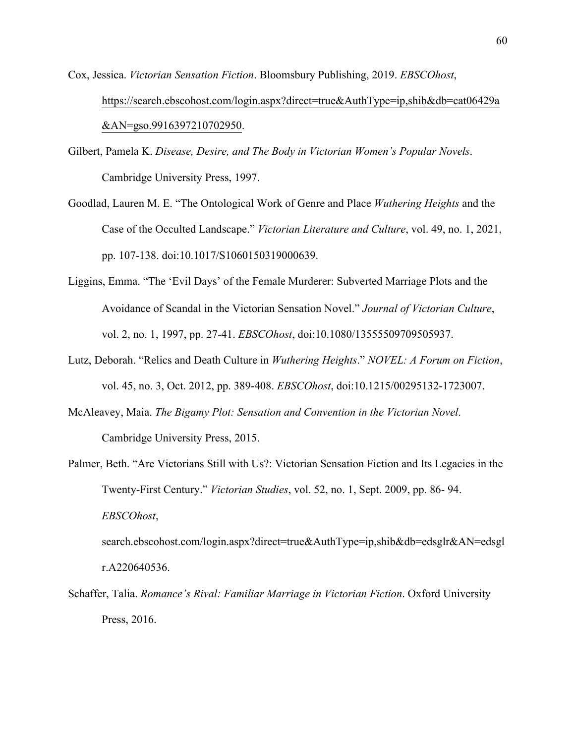Cox, Jessica. *Victorian Sensation Fiction*. Bloomsbury Publishing, 2019. *EBSCOhost*, https://search.ebscohost.com/login.aspx?direct=true&AuthType=ip,shib&db=cat06429a&AN=gso.9916397210702950.

Gilbert, Pamela K. *Disease, Desire, and The Body in Victorian Women's Popular Novels*. Cambridge University Press, 1997.

Goodlad, Lauren M. E. "The Ontological Work of Genre and Place *Wuthering Heights* and the Case of the Occulted Landscape." *Victorian Literature and Culture*, vol. 49, no. 1, 2021, pp. 107-138. doi:10.1017/S1060150319000639.

Liggins, Emma. "The 'Evil Days' of the Female Murderer: Subverted Marriage Plots and the Avoidance of Scandal in the Victorian Sensation Novel." *Journal of Victorian Culture*, vol. 2, no. 1, 1997, pp. 27-41. *EBSCOhost*, doi:10.1080/13555509709505937.

Lutz, Deborah. "Relics and Death Culture in *Wuthering Heights*." *NOVEL: A Forum on Fiction*, vol. 45, no. 3, Oct. 2012, pp. 389-408. *EBSCOhost*, doi:10.1215/00295132-1723007.

McAleavey, Maia. *The Bigamy Plot: Sensation and Convention in the Victorian Novel*. Cambridge University Press, 2015.

Palmer, Beth. "Are Victorians Still with Us?: Victorian Sensation Fiction and Its Legacies in the Twenty-First Century." *Victorian Studies*, vol. 52, no. 1, Sept. 2009, pp. 86- 94. *EBSCOhost*, search.ebscohost.com/login.aspx?direct=true&AuthType=ip,shib&db=edsglr&AN=edsglr.A220640536.

Schaffer, Talia. *Romance's Rival: Familiar Marriage in Victorian Fiction*. Oxford University Press, 2016.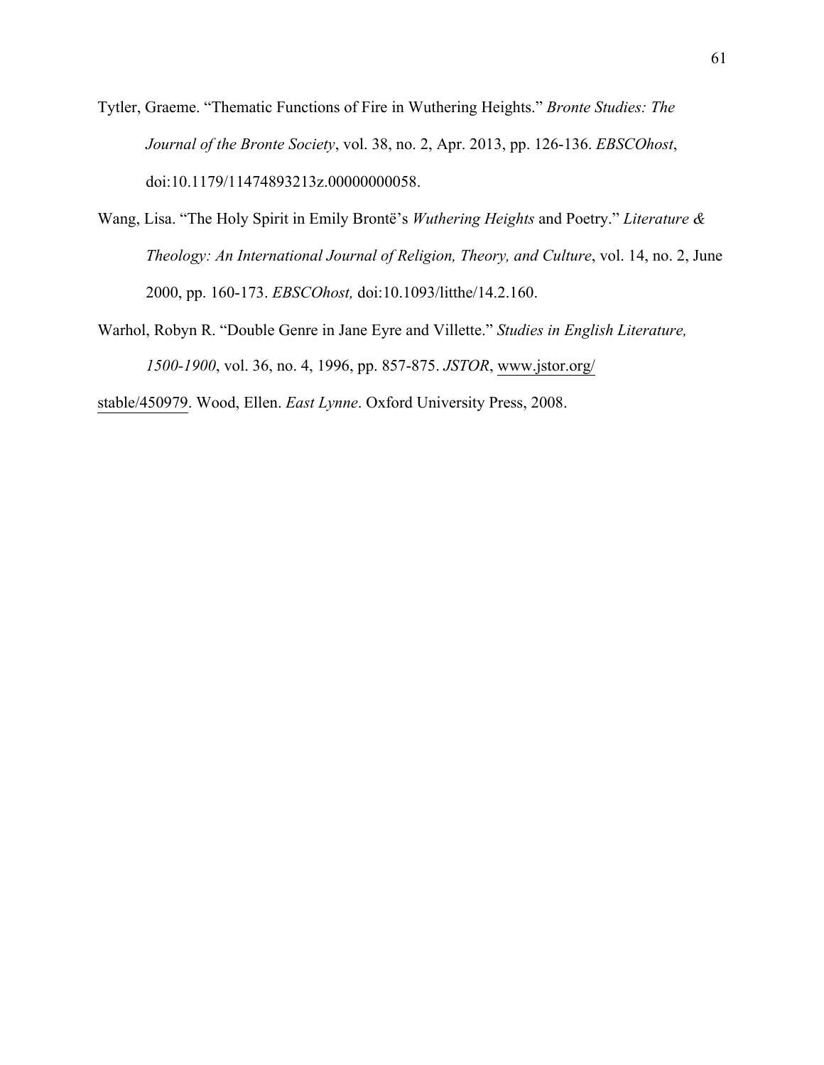Tytler, Graeme. "Thematic Functions of Fire in Wuthering Heights." *Bronte Studies: The Journal of the Bronte Society*, vol. 38, no. 2, Apr. 2013, pp. 126-136. *EBSCOhost*, doi:10.1179/11474893213z.00000000058.

Wang, Lisa. "The Holy Spirit in Emily Brontë's *Wuthering Heights* and Poetry." *Literature & Theology: An International Journal of Religion, Theory, and Culture*, vol. 14, no. 2, June 2000, pp. 160-173. *EBSCOhost,* doi:10.1093/litthe/14.2.160.

Warhol, Robyn R. "Double Genre in Jane Eyre and Villette." *Studies in English Literature, 1500-1900*, vol. 36, no. 4, 1996, pp. 857-875. *JSTOR*, www.jstor.org/stable/450979. Wood, Ellen. *East Lynne*. Oxford University Press, 2008.